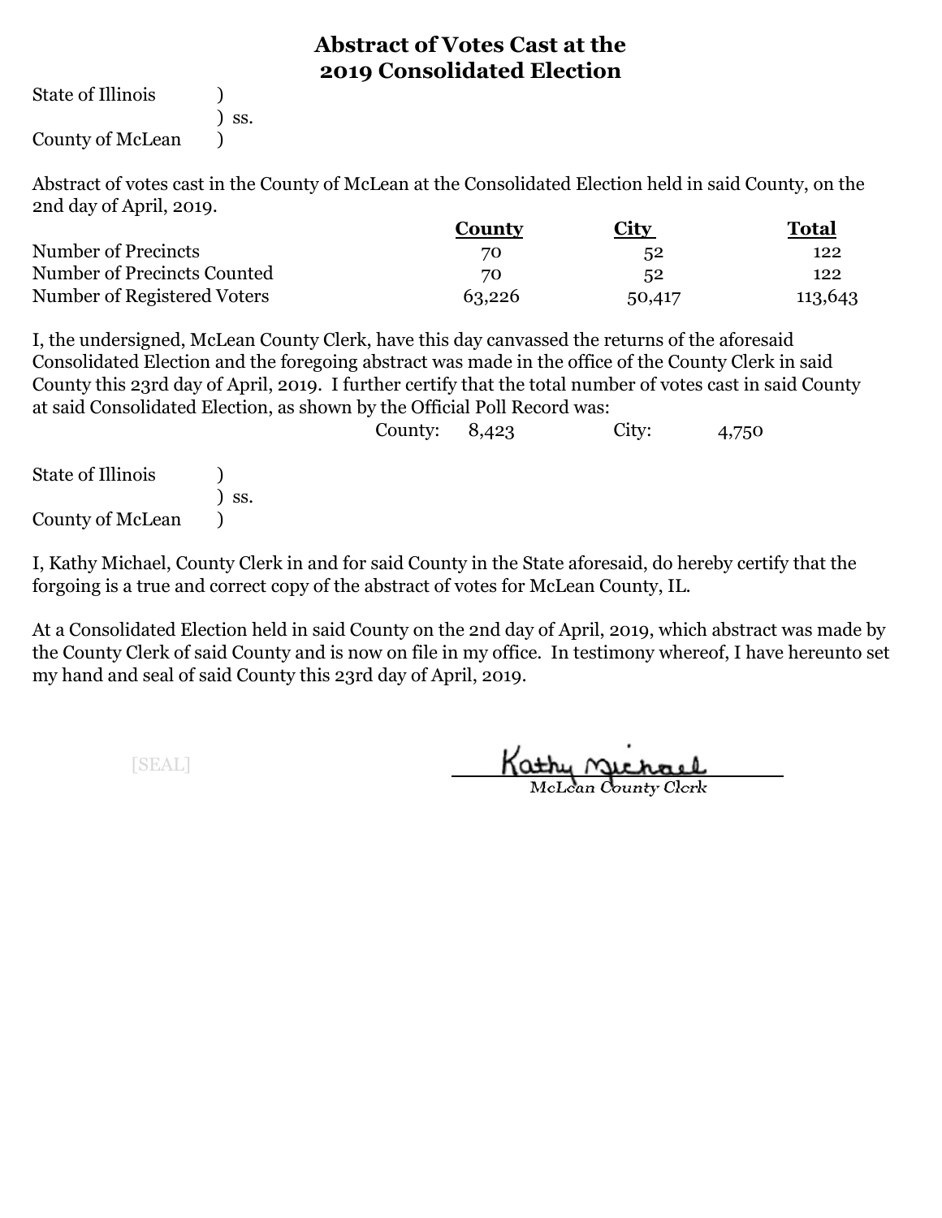# Abstract of Votes Cast at the 2019 Consolidated Election

State of Illinois )
) ss.
County of McLean )

Abstract of votes cast in the County of McLean at the Consolidated Election held in said County, on the 2nd day of April, 2019.

| | County | City | Total |
|---|---|---|---|
| Number of Precincts | 70 | 52 | 122 |
| Number of Precincts Counted | 70 | 52 | 122 |
| Number of Registered Voters | 63,226 | 50,417 | 113,643 |

I, the undersigned, McLean County Clerk, have this day canvassed the returns of the aforesaid Consolidated Election and the foregoing abstract was made in the office of the County Clerk in said County this 23rd day of April, 2019. I further certify that the total number of votes cast in said County at said Consolidated Election, as shown by the Official Poll Record was:

County: 8,423 City: 4,750

State of Illinois )
) ss.
County of McLean )

I, Kathy Michael, County Clerk in and for said County in the State aforesaid, do hereby certify that the forgoing is a true and correct copy of the abstract of votes for McLean County, IL.

At a Consolidated Election held in said County on the 2nd day of April, 2019, which abstract was made by the County Clerk of said County and is now on file in my office. In testimony whereof, I have hereunto set my hand and seal of said County this 23rd day of April, 2019.

[SEAL]

Kathy Michael
McLean County Clerk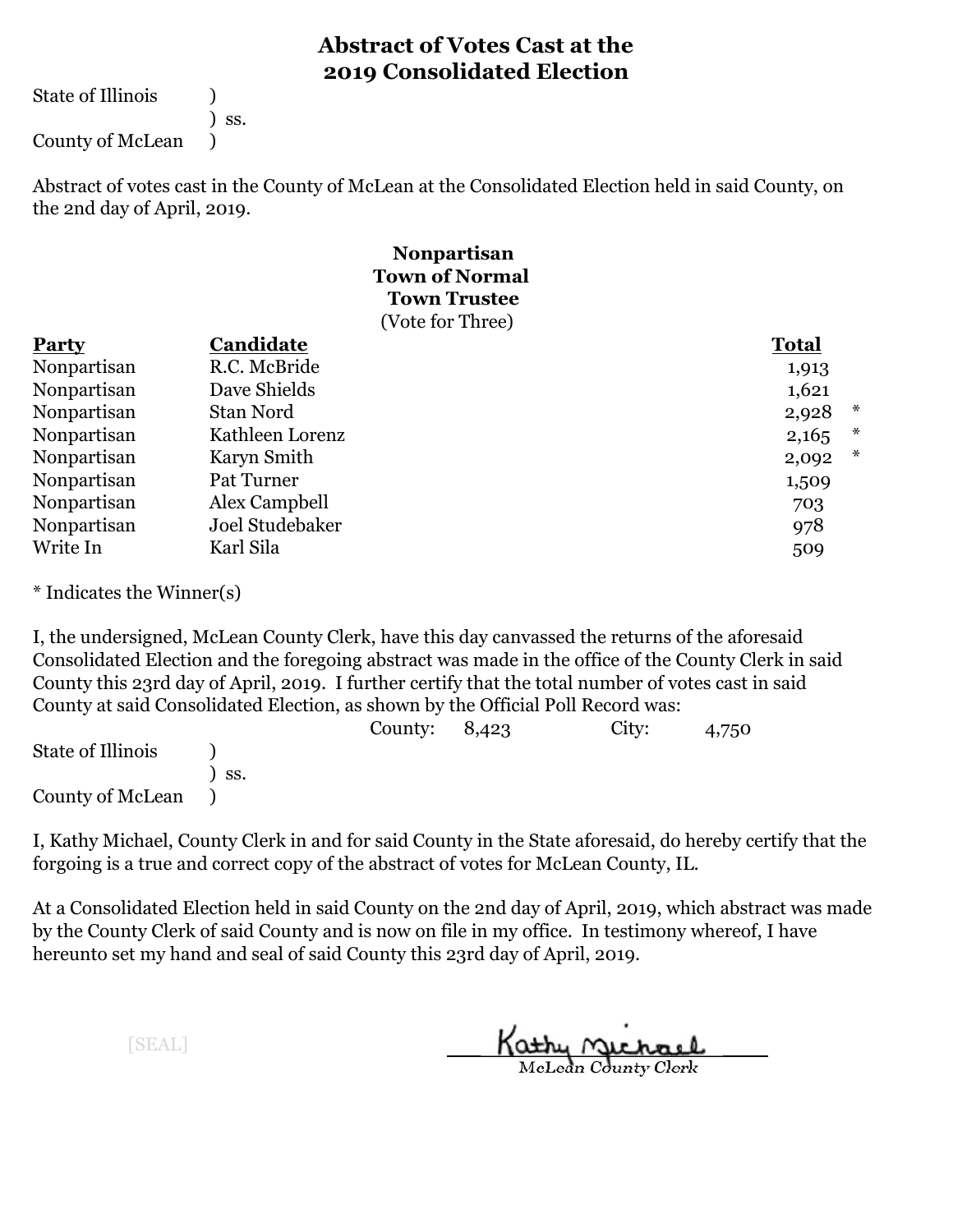# Abstract of Votes Cast at the 2019 Consolidated Election

State of Illinois )
) ss.
County of McLean )

Abstract of votes cast in the County of McLean at the Consolidated Election held in said County, on the 2nd day of April, 2019.

**Nonpartisan**
**Town of Normal**
**Town Trustee**
(Vote for Three)

| Party | Candidate | Total | |
|---|---|---|---|
| Nonpartisan | R.C. McBride | 1,913 | |
| Nonpartisan | Dave Shields | 1,621 | |
| Nonpartisan | Stan Nord | 2,928 | * |
| Nonpartisan | Kathleen Lorenz | 2,165 | * |
| Nonpartisan | Karyn Smith | 2,092 | * |
| Nonpartisan | Pat Turner | 1,509 | |
| Nonpartisan | Alex Campbell | 703 | |
| Nonpartisan | Joel Studebaker | 978 | |
| Write In | Karl Sila | 509 | |

* Indicates the Winner(s)

I, the undersigned, McLean County Clerk, have this day canvassed the returns of the aforesaid Consolidated Election and the foregoing abstract was made in the office of the County Clerk in said County this 23rd day of April, 2019. I further certify that the total number of votes cast in said County at said Consolidated Election, as shown by the Official Poll Record was:

County: 8,423 City: 4,750

State of Illinois )
) ss.
County of McLean )

I, Kathy Michael, County Clerk in and for said County in the State aforesaid, do hereby certify that the forgoing is a true and correct copy of the abstract of votes for McLean County, IL.

At a Consolidated Election held in said County on the 2nd day of April, 2019, which abstract was made by the County Clerk of said County and is now on file in my office. In testimony whereof, I have hereunto set my hand and seal of said County this 23rd day of April, 2019.

[SEAL]

Kathy Michael
McLean County Clerk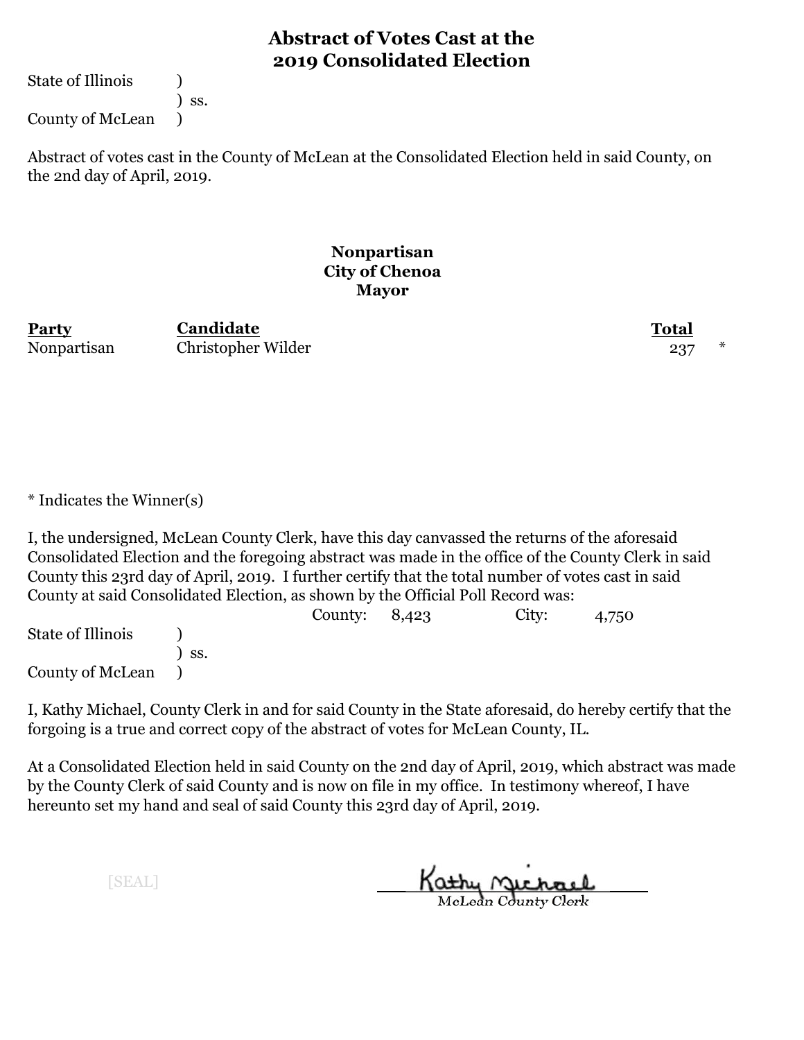# Abstract of Votes Cast at the 2019 Consolidated Election

State of Illinois )
) ss.
County of McLean )

Abstract of votes cast in the County of McLean at the Consolidated Election held in said County, on the 2nd day of April, 2019.

### Nonpartisan
### City of Chenoa
### Mayor

| Party | Candidate | Total | |
|---|---|---|---|
| Nonpartisan | Christopher Wilder | 237 | * |

* Indicates the Winner(s)

I, the undersigned, McLean County Clerk, have this day canvassed the returns of the aforesaid Consolidated Election and the foregoing abstract was made in the office of the County Clerk in said County this 23rd day of April, 2019. I further certify that the total number of votes cast in said County at said Consolidated Election, as shown by the Official Poll Record was:

County: 8,423 City: 4,750

State of Illinois )
) ss.
County of McLean )

I, Kathy Michael, County Clerk in and for said County in the State aforesaid, do hereby certify that the forgoing is a true and correct copy of the abstract of votes for McLean County, IL.

At a Consolidated Election held in said County on the 2nd day of April, 2019, which abstract was made by the County Clerk of said County and is now on file in my office. In testimony whereof, I have hereunto set my hand and seal of said County this 23rd day of April, 2019.

[SEAL]

Kathy Michael
McLean County Clerk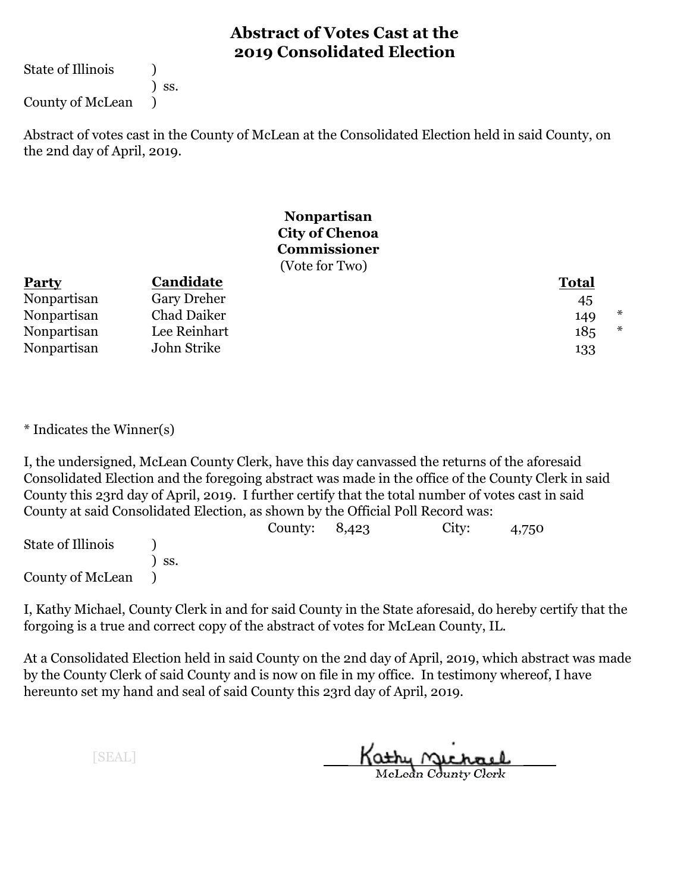# Abstract of Votes Cast at the 2019 Consolidated Election

State of Illinois )
) ss.
County of McLean )

Abstract of votes cast in the County of McLean at the Consolidated Election held in said County, on the 2nd day of April, 2019.

**Nonpartisan**
**City of Chenoa**
**Commissioner**
(Vote for Two)

| Party | Candidate | Total | |
|---|---|---|---|
| Nonpartisan | Gary Dreher | 45 | |
| Nonpartisan | Chad Daiker | 149 | * |
| Nonpartisan | Lee Reinhart | 185 | * |
| Nonpartisan | John Strike | 133 | |

* Indicates the Winner(s)

I, the undersigned, McLean County Clerk, have this day canvassed the returns of the aforesaid Consolidated Election and the foregoing abstract was made in the office of the County Clerk in said County this 23rd day of April, 2019. I further certify that the total number of votes cast in said County at said Consolidated Election, as shown by the Official Poll Record was:

County: 8,423 City: 4,750

State of Illinois )
) ss.
County of McLean )

I, Kathy Michael, County Clerk in and for said County in the State aforesaid, do hereby certify that the forgoing is a true and correct copy of the abstract of votes for McLean County, IL.

At a Consolidated Election held in said County on the 2nd day of April, 2019, which abstract was made by the County Clerk of said County and is now on file in my office. In testimony whereof, I have hereunto set my hand and seal of said County this 23rd day of April, 2019.

[SEAL]

Kathy Michael
McLean County Clerk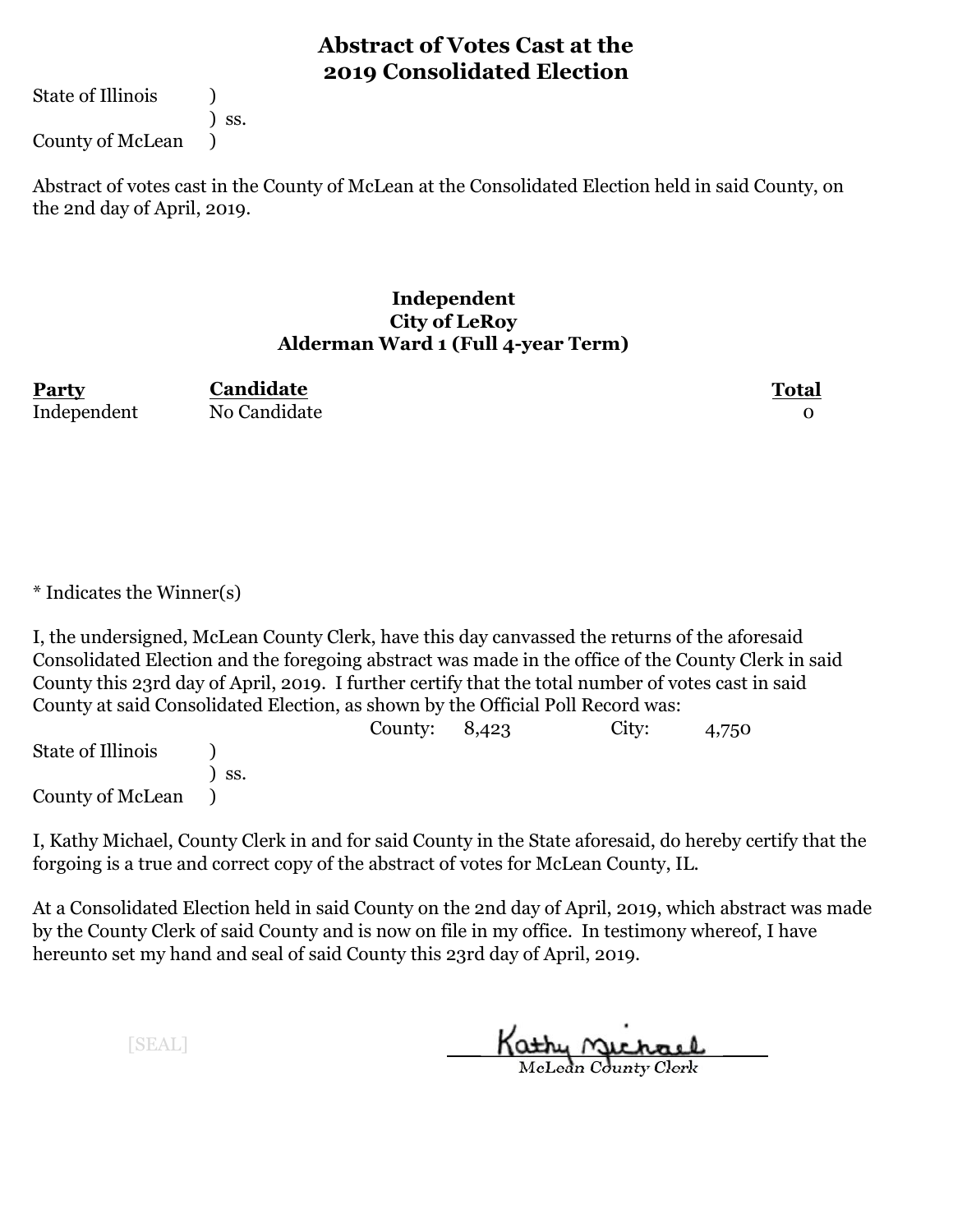# Abstract of Votes Cast at the 2019 Consolidated Election

State of Illinois )
) ss.
County of McLean )

Abstract of votes cast in the County of McLean at the Consolidated Election held in said County, on the 2nd day of April, 2019.

### Independent
### City of LeRoy
### Alderman Ward 1 (Full 4-year Term)

| Party | Candidate | Total |
|---|---|---|
| Independent | No Candidate | 0 |

* Indicates the Winner(s)

I, the undersigned, McLean County Clerk, have this day canvassed the returns of the aforesaid Consolidated Election and the foregoing abstract was made in the office of the County Clerk in said County this 23rd day of April, 2019. I further certify that the total number of votes cast in said County at said Consolidated Election, as shown by the Official Poll Record was:

County: 8,423 City: 4,750

State of Illinois )
) ss.
County of McLean )

I, Kathy Michael, County Clerk in and for said County in the State aforesaid, do hereby certify that the forgoing is a true and correct copy of the abstract of votes for McLean County, IL.

At a Consolidated Election held in said County on the 2nd day of April, 2019, which abstract was made by the County Clerk of said County and is now on file in my office. In testimony whereof, I have hereunto set my hand and seal of said County this 23rd day of April, 2019.

[SEAL]

Kathy Michael
McLean County Clerk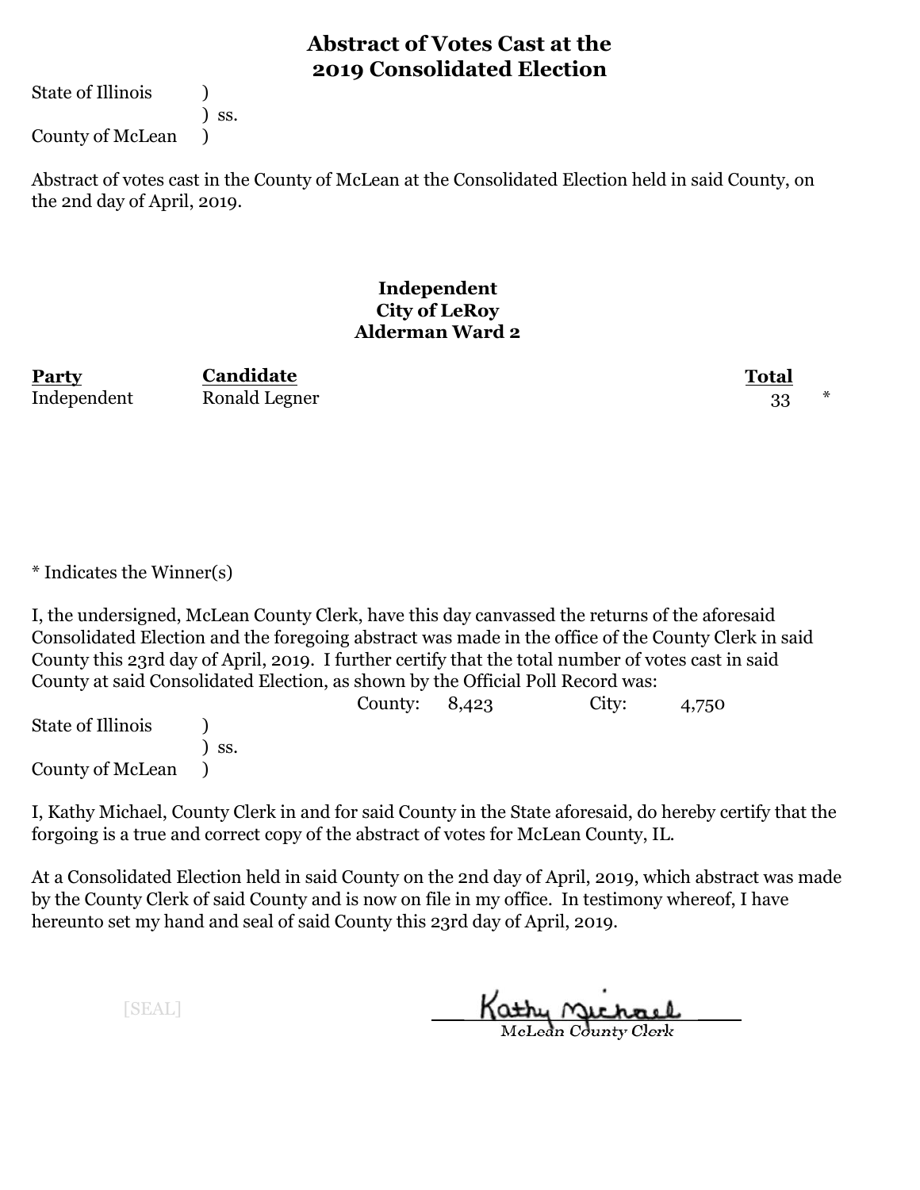# Abstract of Votes Cast at the 2019 Consolidated Election

State of Illinois )
) ss.
County of McLean )

Abstract of votes cast in the County of McLean at the Consolidated Election held in said County, on the 2nd day of April, 2019.

**Independent**
**City of LeRoy**
**Alderman Ward 2**

| Party | Candidate | Total | |
|---|---|---|---|
| Independent | Ronald Legner | 33 | * |

* Indicates the Winner(s)

I, the undersigned, McLean County Clerk, have this day canvassed the returns of the aforesaid Consolidated Election and the foregoing abstract was made in the office of the County Clerk in said County this 23rd day of April, 2019. I further certify that the total number of votes cast in said County at said Consolidated Election, as shown by the Official Poll Record was:

County: 8,423 City: 4,750

State of Illinois )
) ss.
County of McLean )

I, Kathy Michael, County Clerk in and for said County in the State aforesaid, do hereby certify that the forgoing is a true and correct copy of the abstract of votes for McLean County, IL.

At a Consolidated Election held in said County on the 2nd day of April, 2019, which abstract was made by the County Clerk of said County and is now on file in my office. In testimony whereof, I have hereunto set my hand and seal of said County this 23rd day of April, 2019.

[SEAL]

Kathy Michael
McLean County Clerk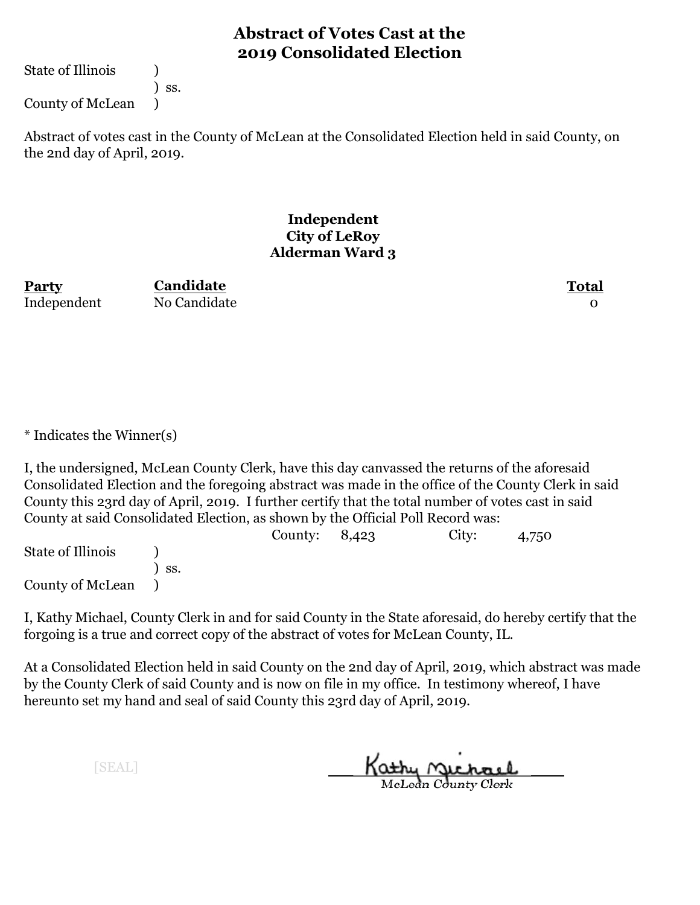# Abstract of Votes Cast at the 2019 Consolidated Election

State of Illinois )
) ss.
County of McLean )

Abstract of votes cast in the County of McLean at the Consolidated Election held in said County, on the 2nd day of April, 2019.

### Independent
### City of LeRoy
### Alderman Ward 3

| Party | Candidate | Total |
|---|---|---|
| Independent | No Candidate | 0 |

* Indicates the Winner(s)

I, the undersigned, McLean County Clerk, have this day canvassed the returns of the aforesaid Consolidated Election and the foregoing abstract was made in the office of the County Clerk in said County this 23rd day of April, 2019. I further certify that the total number of votes cast in said County at said Consolidated Election, as shown by the Official Poll Record was:

County: 8,423 City: 4,750

State of Illinois )
) ss.
County of McLean )

I, Kathy Michael, County Clerk in and for said County in the State aforesaid, do hereby certify that the forgoing is a true and correct copy of the abstract of votes for McLean County, IL.

At a Consolidated Election held in said County on the 2nd day of April, 2019, which abstract was made by the County Clerk of said County and is now on file in my office. In testimony whereof, I have hereunto set my hand and seal of said County this 23rd day of April, 2019.

[SEAL]

Kathy Michael
McLean County Clerk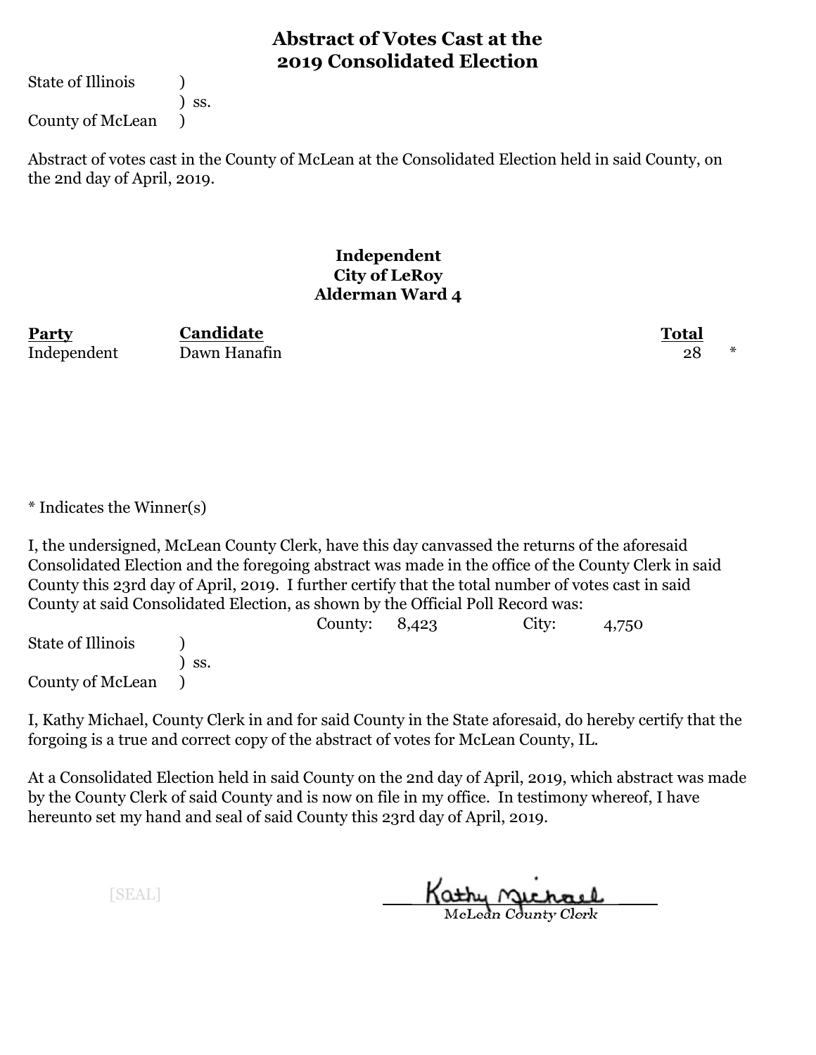# Abstract of Votes Cast at the 2019 Consolidated Election

State of Illinois )
) ss.
County of McLean )

Abstract of votes cast in the County of McLean at the Consolidated Election held in said County, on the 2nd day of April, 2019.

### Independent
### City of LeRoy
### Alderman Ward 4

| Party | Candidate | Total | |
|---|---|---|---|
| Independent | Dawn Hanafin | 28 | * |

* Indicates the Winner(s)

I, the undersigned, McLean County Clerk, have this day canvassed the returns of the aforesaid Consolidated Election and the foregoing abstract was made in the office of the County Clerk in said County this 23rd day of April, 2019. I further certify that the total number of votes cast in said County at said Consolidated Election, as shown by the Official Poll Record was:

County: 8,423 City: 4,750

State of Illinois )
) ss.
County of McLean )

I, Kathy Michael, County Clerk in and for said County in the State aforesaid, do hereby certify that the forgoing is a true and correct copy of the abstract of votes for McLean County, IL.

At a Consolidated Election held in said County on the 2nd day of April, 2019, which abstract was made by the County Clerk of said County and is now on file in my office. In testimony whereof, I have hereunto set my hand and seal of said County this 23rd day of April, 2019.

[SEAL]

Kathy Michael
McLean County Clerk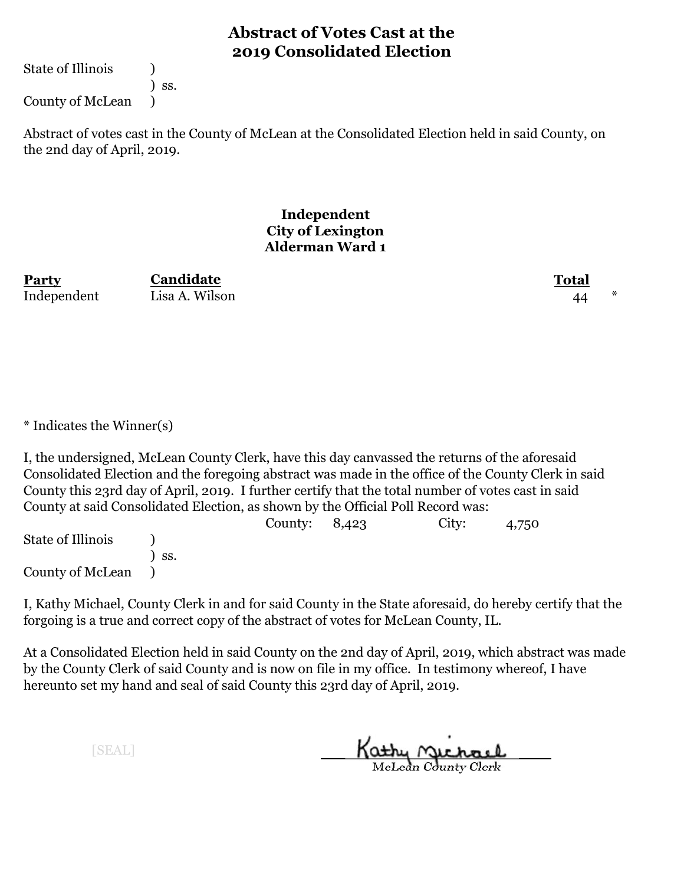# Abstract of Votes Cast at the 2019 Consolidated Election

State of Illinois )
) ss.
County of McLean )

Abstract of votes cast in the County of McLean at the Consolidated Election held in said County, on the 2nd day of April, 2019.

### Independent
### City of Lexington
### Alderman Ward 1

| Party | Candidate | Total | |
|---|---|---|---|
| Independent | Lisa A. Wilson | 44 | * |

* Indicates the Winner(s)

I, the undersigned, McLean County Clerk, have this day canvassed the returns of the aforesaid Consolidated Election and the foregoing abstract was made in the office of the County Clerk in said County this 23rd day of April, 2019. I further certify that the total number of votes cast in said County at said Consolidated Election, as shown by the Official Poll Record was:

County: 8,423 City: 4,750

State of Illinois )
) ss.
County of McLean )

I, Kathy Michael, County Clerk in and for said County in the State aforesaid, do hereby certify that the forgoing is a true and correct copy of the abstract of votes for McLean County, IL.

At a Consolidated Election held in said County on the 2nd day of April, 2019, which abstract was made by the County Clerk of said County and is now on file in my office. In testimony whereof, I have hereunto set my hand and seal of said County this 23rd day of April, 2019.

[SEAL]

Kathy Michael
McLean County Clerk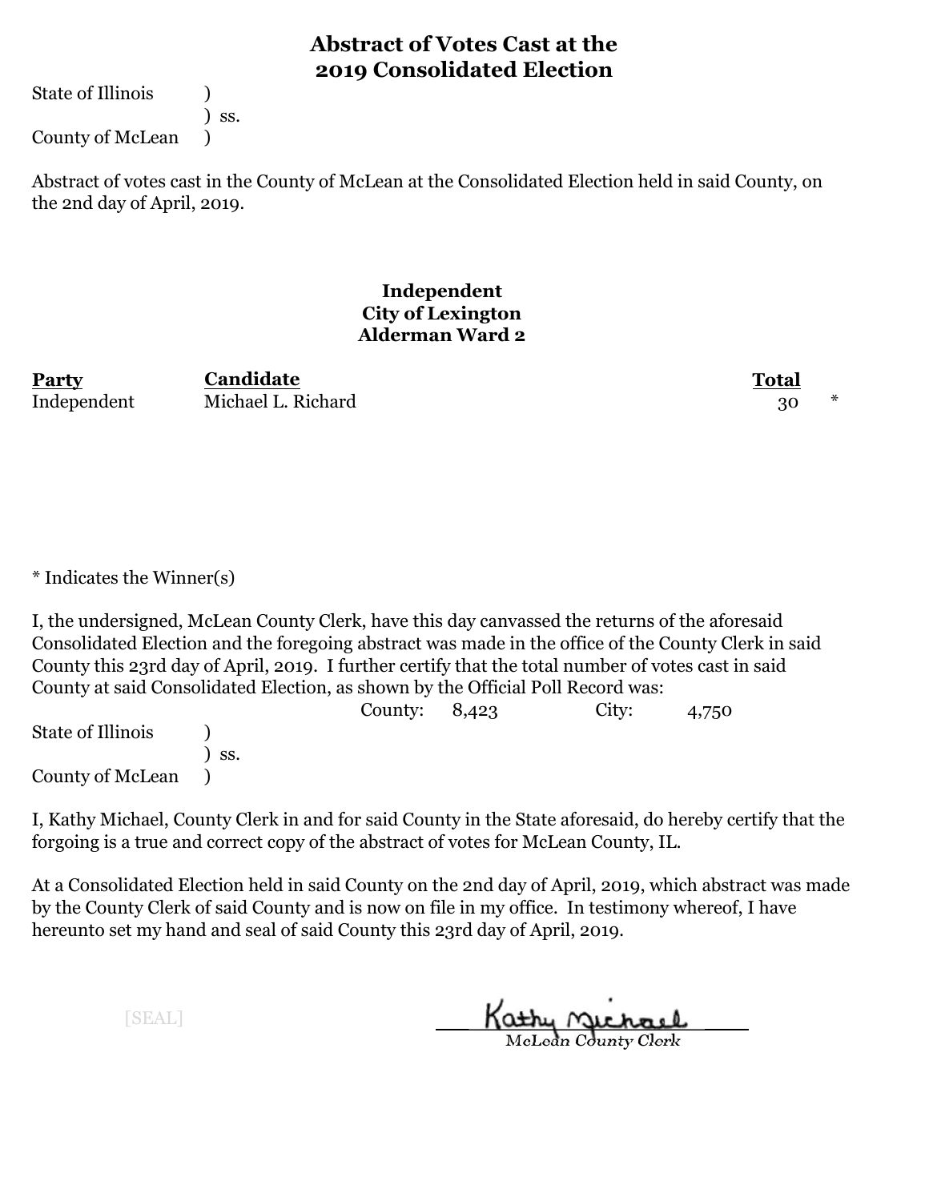# Abstract of Votes Cast at the 2019 Consolidated Election

State of Illinois )
) ss.
County of McLean )

Abstract of votes cast in the County of McLean at the Consolidated Election held in said County, on the 2nd day of April, 2019.

### Independent
### City of Lexington
### Alderman Ward 2

| Party | Candidate | Total | |
|---|---|---|---|
| Independent | Michael L. Richard | 30 | * |

* Indicates the Winner(s)

I, the undersigned, McLean County Clerk, have this day canvassed the returns of the aforesaid Consolidated Election and the foregoing abstract was made in the office of the County Clerk in said County this 23rd day of April, 2019. I further certify that the total number of votes cast in said County at said Consolidated Election, as shown by the Official Poll Record was:

County: 8,423 City: 4,750

State of Illinois )
) ss.
County of McLean )

I, Kathy Michael, County Clerk in and for said County in the State aforesaid, do hereby certify that the forgoing is a true and correct copy of the abstract of votes for McLean County, IL.

At a Consolidated Election held in said County on the 2nd day of April, 2019, which abstract was made by the County Clerk of said County and is now on file in my office. In testimony whereof, I have hereunto set my hand and seal of said County this 23rd day of April, 2019.

[SEAL]

Kathy Michael
McLean County Clerk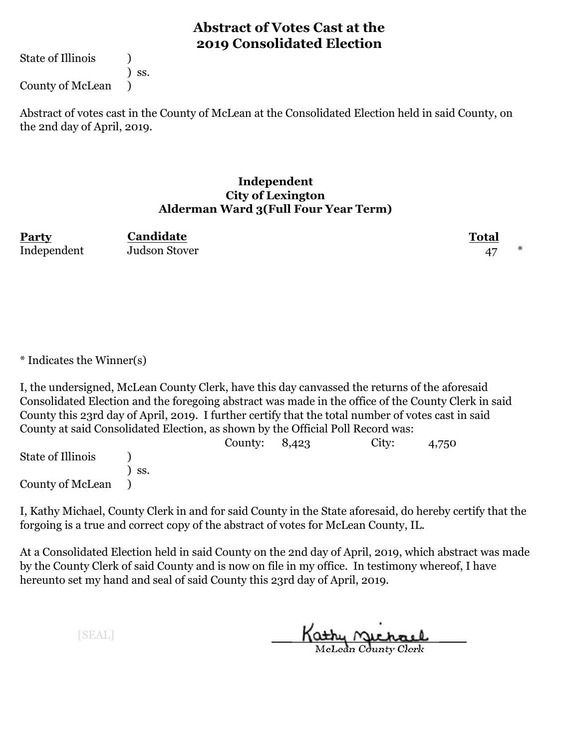# Abstract of Votes Cast at the 2019 Consolidated Election

State of Illinois )
) ss.
County of McLean )

Abstract of votes cast in the County of McLean at the Consolidated Election held in said County, on the 2nd day of April, 2019.

### Independent
### City of Lexington
### Alderman Ward 3(Full Four Year Term)

| Party | Candidate | Total | |
|---|---|---|---|
| Independent | Judson Stover | 47 | * |

* Indicates the Winner(s)

I, the undersigned, McLean County Clerk, have this day canvassed the returns of the aforesaid Consolidated Election and the foregoing abstract was made in the office of the County Clerk in said County this 23rd day of April, 2019. I further certify that the total number of votes cast in said County at said Consolidated Election, as shown by the Official Poll Record was:

County: 8,423 City: 4,750

State of Illinois )
) ss.
County of McLean )

I, Kathy Michael, County Clerk in and for said County in the State aforesaid, do hereby certify that the forgoing is a true and correct copy of the abstract of votes for McLean County, IL.

At a Consolidated Election held in said County on the 2nd day of April, 2019, which abstract was made by the County Clerk of said County and is now on file in my office. In testimony whereof, I have hereunto set my hand and seal of said County this 23rd day of April, 2019.

[SEAL]

Kathy Michael
McLean County Clerk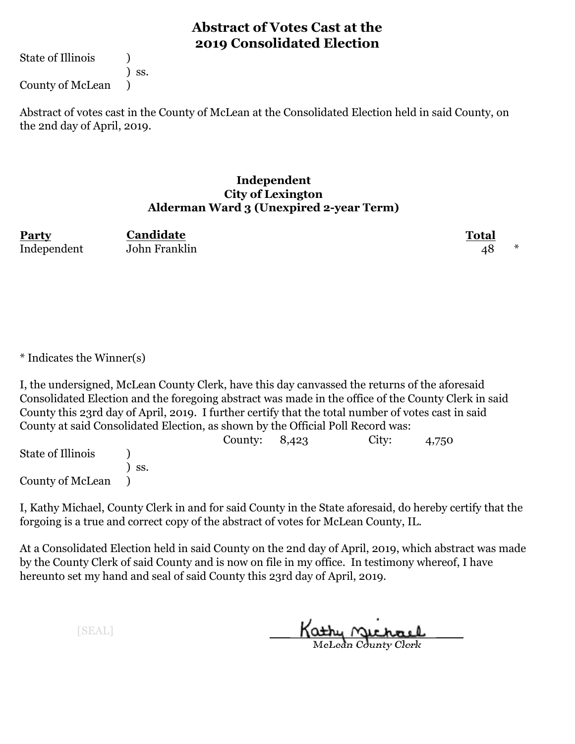# Abstract of Votes Cast at the 2019 Consolidated Election

State of Illinois )
) ss.
County of McLean )

Abstract of votes cast in the County of McLean at the Consolidated Election held in said County, on the 2nd day of April, 2019.

### Independent
### City of Lexington
### Alderman Ward 3 (Unexpired 2-year Term)

| Party | Candidate | Total | |
|---|---|---|---|
| Independent | John Franklin | 48 | * |

* Indicates the Winner(s)

I, the undersigned, McLean County Clerk, have this day canvassed the returns of the aforesaid Consolidated Election and the foregoing abstract was made in the office of the County Clerk in said County this 23rd day of April, 2019. I further certify that the total number of votes cast in said County at said Consolidated Election, as shown by the Official Poll Record was:

County: 8,423 City: 4,750

State of Illinois )
) ss.
County of McLean )

I, Kathy Michael, County Clerk in and for said County in the State aforesaid, do hereby certify that the forgoing is a true and correct copy of the abstract of votes for McLean County, IL.

At a Consolidated Election held in said County on the 2nd day of April, 2019, which abstract was made by the County Clerk of said County and is now on file in my office. In testimony whereof, I have hereunto set my hand and seal of said County this 23rd day of April, 2019.

[SEAL]

Kathy Michael
McLean County Clerk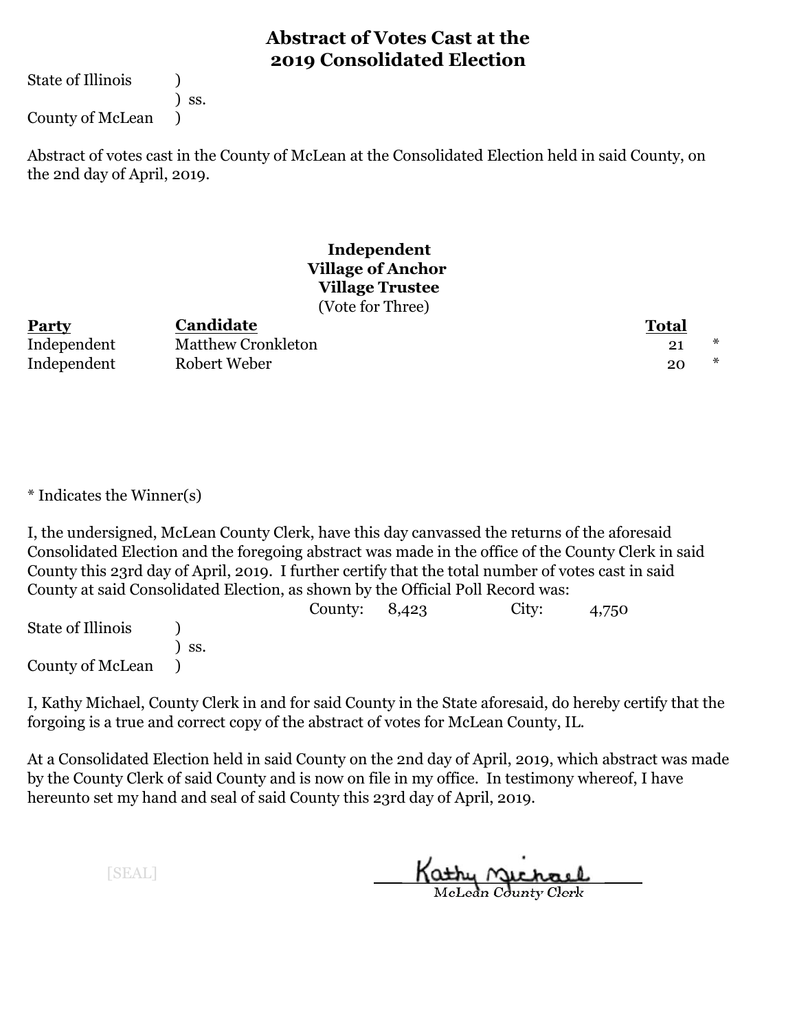# Abstract of Votes Cast at the 2019 Consolidated Election

State of Illinois )
) ss.
County of McLean )

Abstract of votes cast in the County of McLean at the Consolidated Election held in said County, on the 2nd day of April, 2019.

**Independent**
**Village of Anchor**
**Village Trustee**
(Vote for Three)

| Party | Candidate | Total | |
|---|---|---|---|
| Independent | Matthew Cronkleton | 21 | * |
| Independent | Robert Weber | 20 | * |

* Indicates the Winner(s)

I, the undersigned, McLean County Clerk, have this day canvassed the returns of the aforesaid Consolidated Election and the foregoing abstract was made in the office of the County Clerk in said County this 23rd day of April, 2019. I further certify that the total number of votes cast in said County at said Consolidated Election, as shown by the Official Poll Record was:

County: 8,423 City: 4,750

State of Illinois )
) ss.
County of McLean )

I, Kathy Michael, County Clerk in and for said County in the State aforesaid, do hereby certify that the forgoing is a true and correct copy of the abstract of votes for McLean County, IL.

At a Consolidated Election held in said County on the 2nd day of April, 2019, which abstract was made by the County Clerk of said County and is now on file in my office. In testimony whereof, I have hereunto set my hand and seal of said County this 23rd day of April, 2019.

[SEAL]

Kathy Michael
McLean County Clerk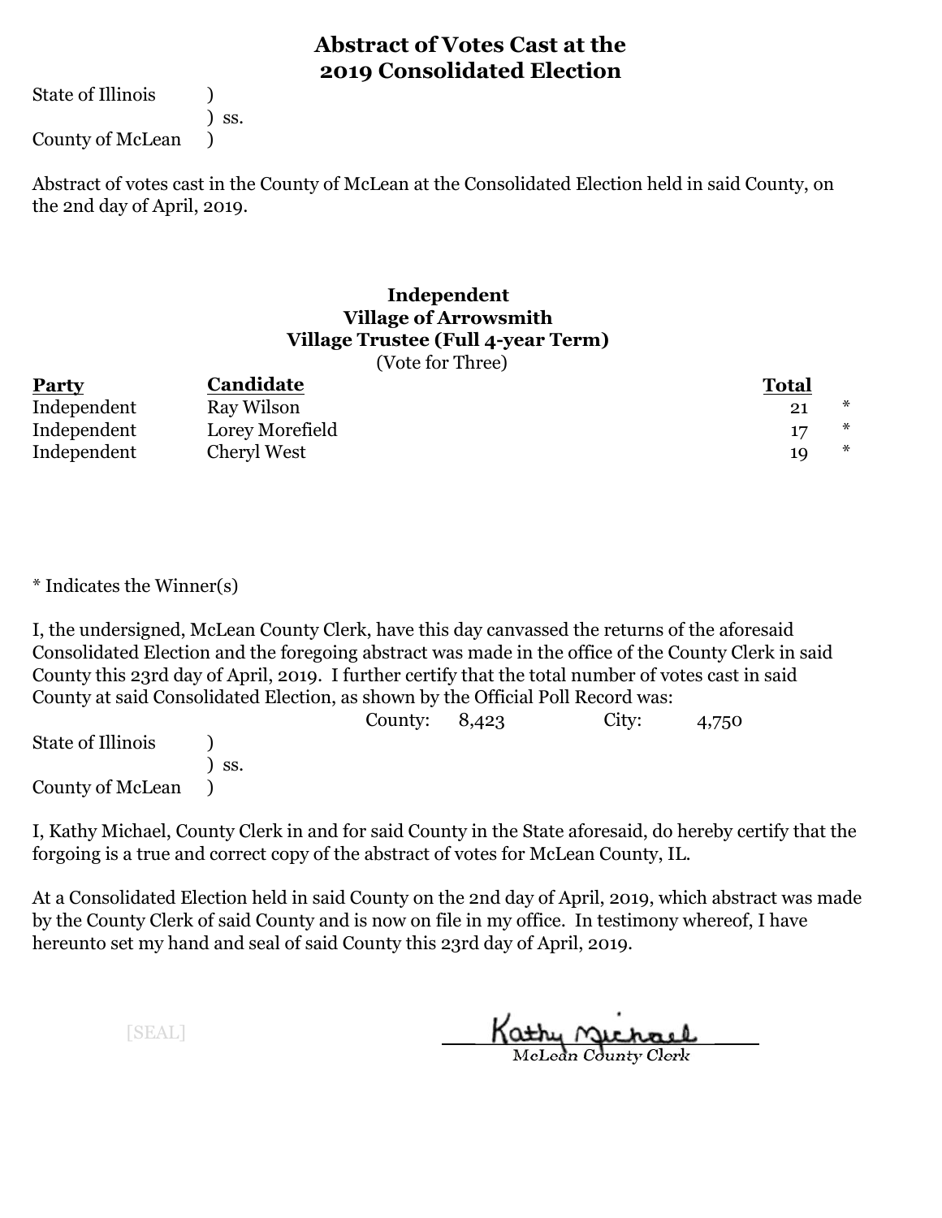# Abstract of Votes Cast at the 2019 Consolidated Election

State of Illinois )
) ss.
County of McLean )

Abstract of votes cast in the County of McLean at the Consolidated Election held in said County, on the 2nd day of April, 2019.

### Independent
### Village of Arrowsmith
### Village Trustee (Full 4-year Term)
(Vote for Three)

| Party | Candidate | Total | |
|---|---|---|---|
| Independent | Ray Wilson | 21 | * |
| Independent | Lorey Morefield | 17 | * |
| Independent | Cheryl West | 19 | * |

* Indicates the Winner(s)

I, the undersigned, McLean County Clerk, have this day canvassed the returns of the aforesaid Consolidated Election and the foregoing abstract was made in the office of the County Clerk in said County this 23rd day of April, 2019. I further certify that the total number of votes cast in said County at said Consolidated Election, as shown by the Official Poll Record was:

County: 8,423 City: 4,750

State of Illinois )
) ss.
County of McLean )

I, Kathy Michael, County Clerk in and for said County in the State aforesaid, do hereby certify that the forgoing is a true and correct copy of the abstract of votes for McLean County, IL.

At a Consolidated Election held in said County on the 2nd day of April, 2019, which abstract was made by the County Clerk of said County and is now on file in my office. In testimony whereof, I have hereunto set my hand and seal of said County this 23rd day of April, 2019.

[SEAL]

Kathy Michael
McLean County Clerk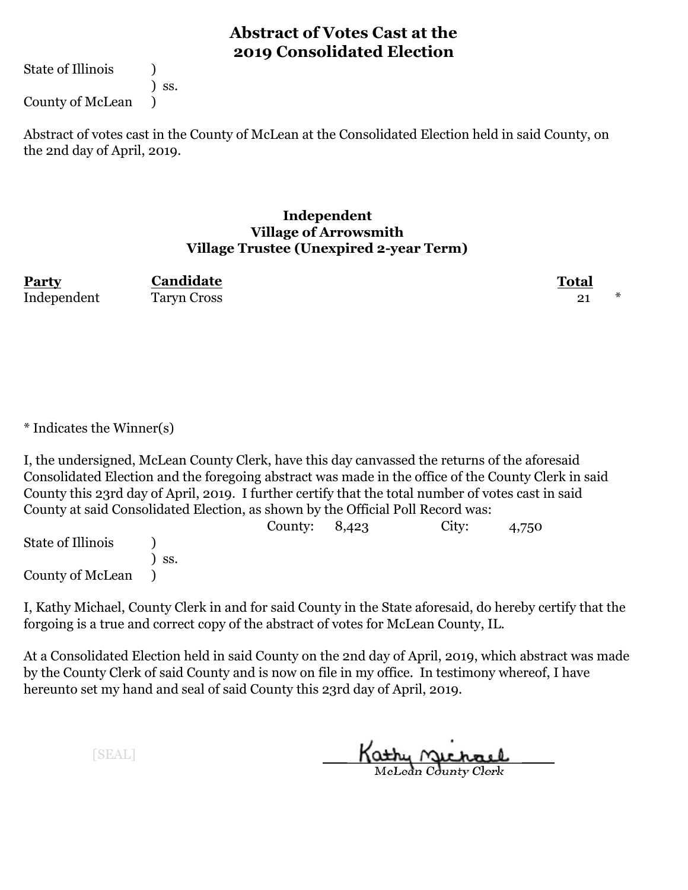# Abstract of Votes Cast at the 2019 Consolidated Election

State of Illinois )
) ss.
County of McLean )

Abstract of votes cast in the County of McLean at the Consolidated Election held in said County, on the 2nd day of April, 2019.

### Independent
### Village of Arrowsmith
### Village Trustee (Unexpired 2-year Term)

| Party | Candidate | Total | |
|---|---|---|---|
| Independent | Taryn Cross | 21 | * |

* Indicates the Winner(s)

I, the undersigned, McLean County Clerk, have this day canvassed the returns of the aforesaid Consolidated Election and the foregoing abstract was made in the office of the County Clerk in said County this 23rd day of April, 2019. I further certify that the total number of votes cast in said County at said Consolidated Election, as shown by the Official Poll Record was:

County: 8,423 City: 4,750

State of Illinois )
) ss.
County of McLean )

I, Kathy Michael, County Clerk in and for said County in the State aforesaid, do hereby certify that the forgoing is a true and correct copy of the abstract of votes for McLean County, IL.

At a Consolidated Election held in said County on the 2nd day of April, 2019, which abstract was made by the County Clerk of said County and is now on file in my office. In testimony whereof, I have hereunto set my hand and seal of said County this 23rd day of April, 2019.

[SEAL]

Kathy Michael
McLean County Clerk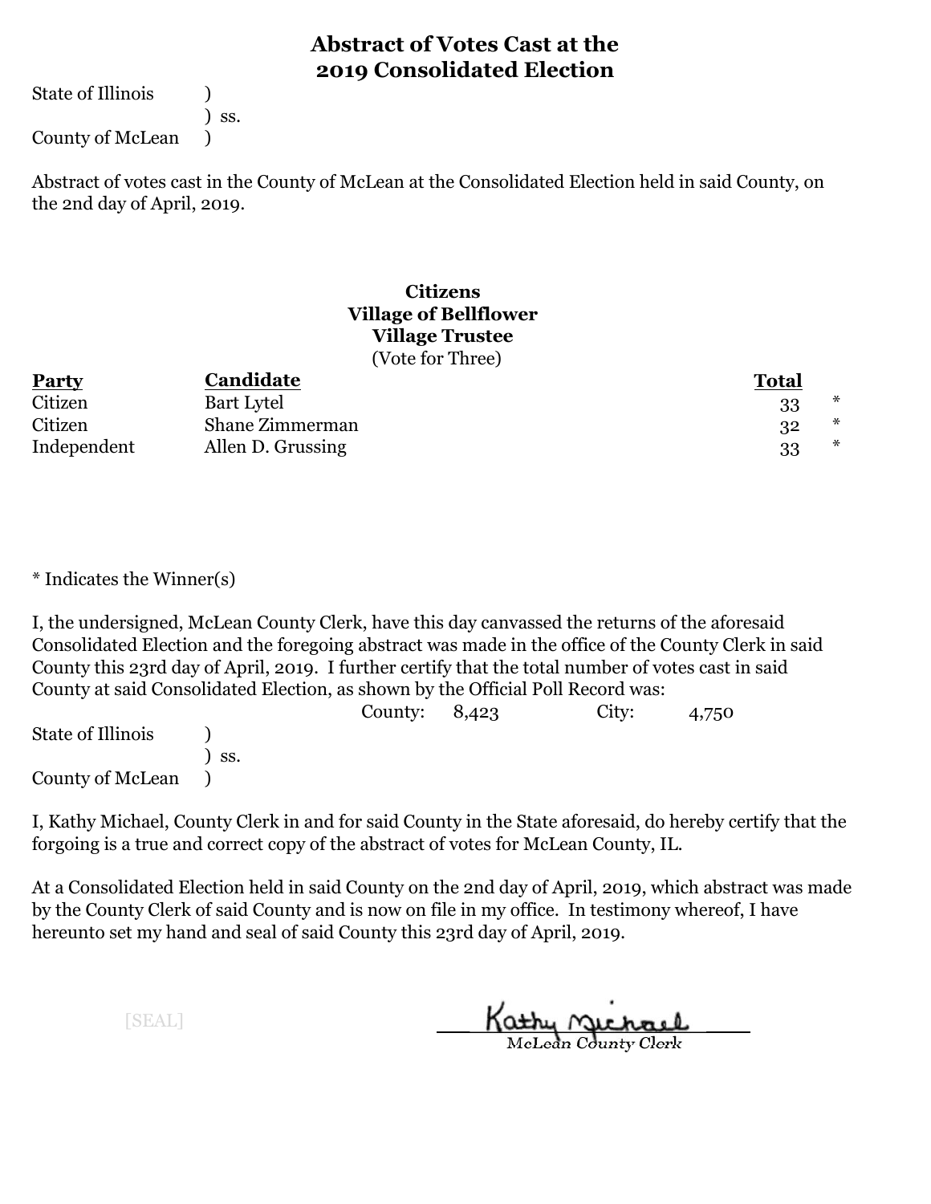# Abstract of Votes Cast at the 2019 Consolidated Election

State of Illinois )
) ss.
County of McLean )

Abstract of votes cast in the County of McLean at the Consolidated Election held in said County, on the 2nd day of April, 2019.

**Citizens**
**Village of Bellflower**
**Village Trustee**
(Vote for Three)

| Party | Candidate | Total | |
|---|---|---|---|
| Citizen | Bart Lytel | 33 | * |
| Citizen | Shane Zimmerman | 32 | * |
| Independent | Allen D. Grussing | 33 | * |

* Indicates the Winner(s)

I, the undersigned, McLean County Clerk, have this day canvassed the returns of the aforesaid Consolidated Election and the foregoing abstract was made in the office of the County Clerk in said County this 23rd day of April, 2019. I further certify that the total number of votes cast in said County at said Consolidated Election, as shown by the Official Poll Record was:

County: 8,423 City: 4,750

State of Illinois )
) ss.
County of McLean )

I, Kathy Michael, County Clerk in and for said County in the State aforesaid, do hereby certify that the forgoing is a true and correct copy of the abstract of votes for McLean County, IL.

At a Consolidated Election held in said County on the 2nd day of April, 2019, which abstract was made by the County Clerk of said County and is now on file in my office. In testimony whereof, I have hereunto set my hand and seal of said County this 23rd day of April, 2019.

[SEAL]

Kathy Michael
McLean County Clerk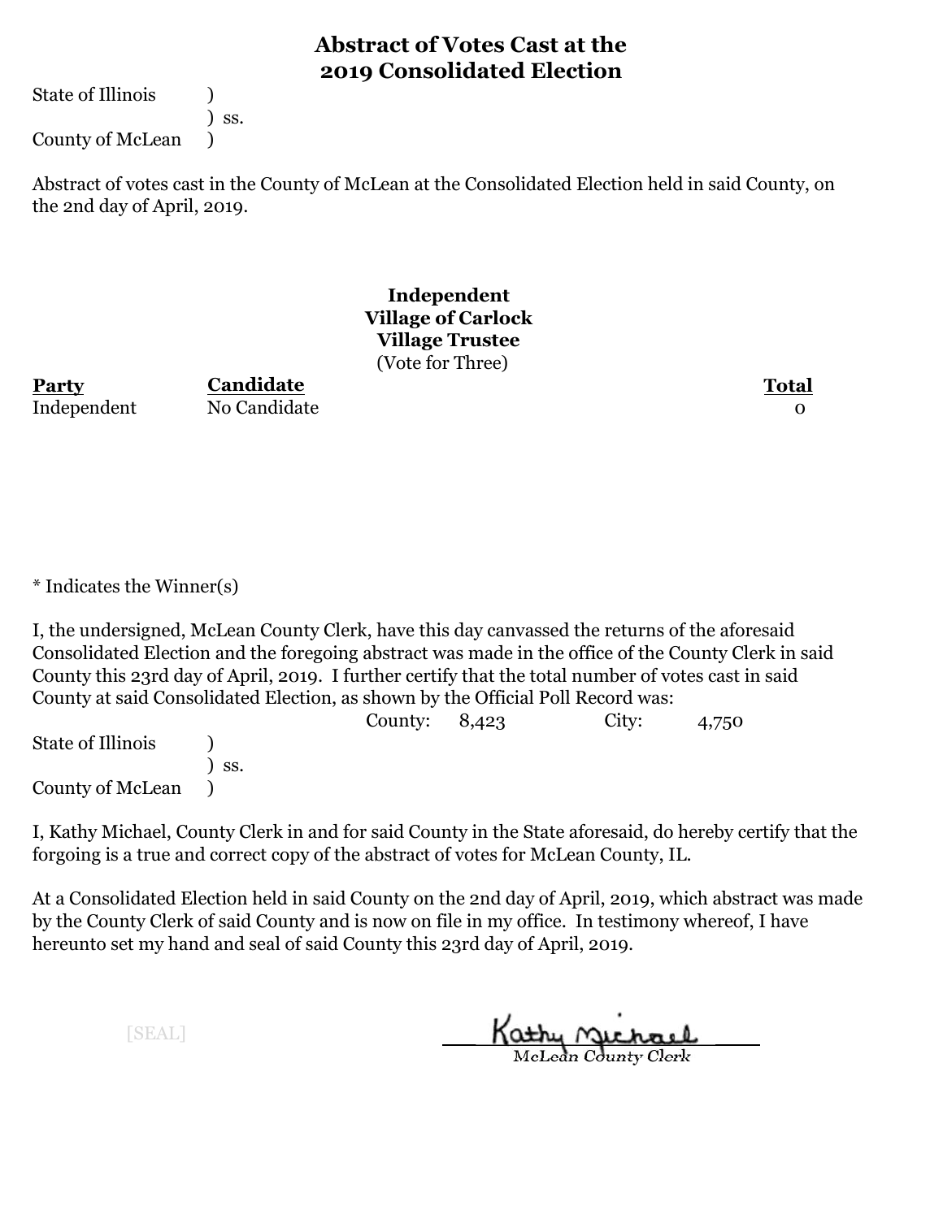# Abstract of Votes Cast at the 2019 Consolidated Election

State of Illinois )
) ss.
County of McLean )

Abstract of votes cast in the County of McLean at the Consolidated Election held in said County, on the 2nd day of April, 2019.

**Independent**
**Village of Carlock**
**Village Trustee**
(Vote for Three)

| Party | Candidate | Total |
|---|---|---|
| Independent | No Candidate | 0 |

* Indicates the Winner(s)

I, the undersigned, McLean County Clerk, have this day canvassed the returns of the aforesaid Consolidated Election and the foregoing abstract was made in the office of the County Clerk in said County this 23rd day of April, 2019. I further certify that the total number of votes cast in said County at said Consolidated Election, as shown by the Official Poll Record was:

County: 8,423 City: 4,750

State of Illinois )
) ss.
County of McLean )

I, Kathy Michael, County Clerk in and for said County in the State aforesaid, do hereby certify that the forgoing is a true and correct copy of the abstract of votes for McLean County, IL.

At a Consolidated Election held in said County on the 2nd day of April, 2019, which abstract was made by the County Clerk of said County and is now on file in my office. In testimony whereof, I have hereunto set my hand and seal of said County this 23rd day of April, 2019.

[SEAL]

Kathy Michael
McLean County Clerk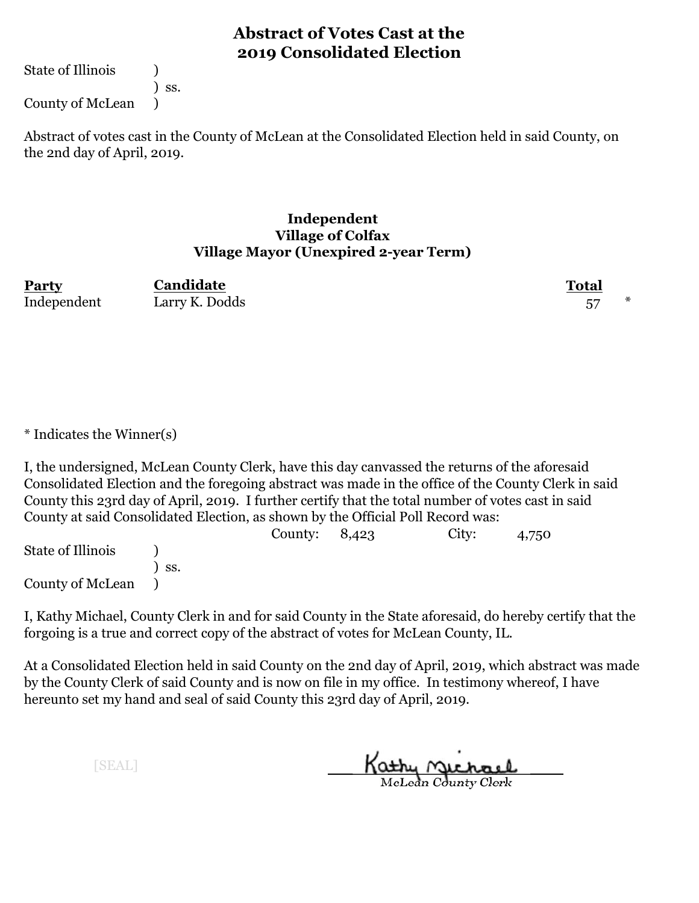# Abstract of Votes Cast at the 2019 Consolidated Election

State of Illinois )
) ss.
County of McLean )

Abstract of votes cast in the County of McLean at the Consolidated Election held in said County, on the 2nd day of April, 2019.

### Independent
### Village of Colfax
### Village Mayor (Unexpired 2-year Term)

| Party | Candidate | Total | |
|---|---|---|---|
| Independent | Larry K. Dodds | 57 | * |

* Indicates the Winner(s)

I, the undersigned, McLean County Clerk, have this day canvassed the returns of the aforesaid Consolidated Election and the foregoing abstract was made in the office of the County Clerk in said County this 23rd day of April, 2019. I further certify that the total number of votes cast in said County at said Consolidated Election, as shown by the Official Poll Record was:

County: 8,423 City: 4,750

State of Illinois )
) ss.
County of McLean )

I, Kathy Michael, County Clerk in and for said County in the State aforesaid, do hereby certify that the forgoing is a true and correct copy of the abstract of votes for McLean County, IL.

At a Consolidated Election held in said County on the 2nd day of April, 2019, which abstract was made by the County Clerk of said County and is now on file in my office. In testimony whereof, I have hereunto set my hand and seal of said County this 23rd day of April, 2019.

[SEAL]

Kathy Michael
McLean County Clerk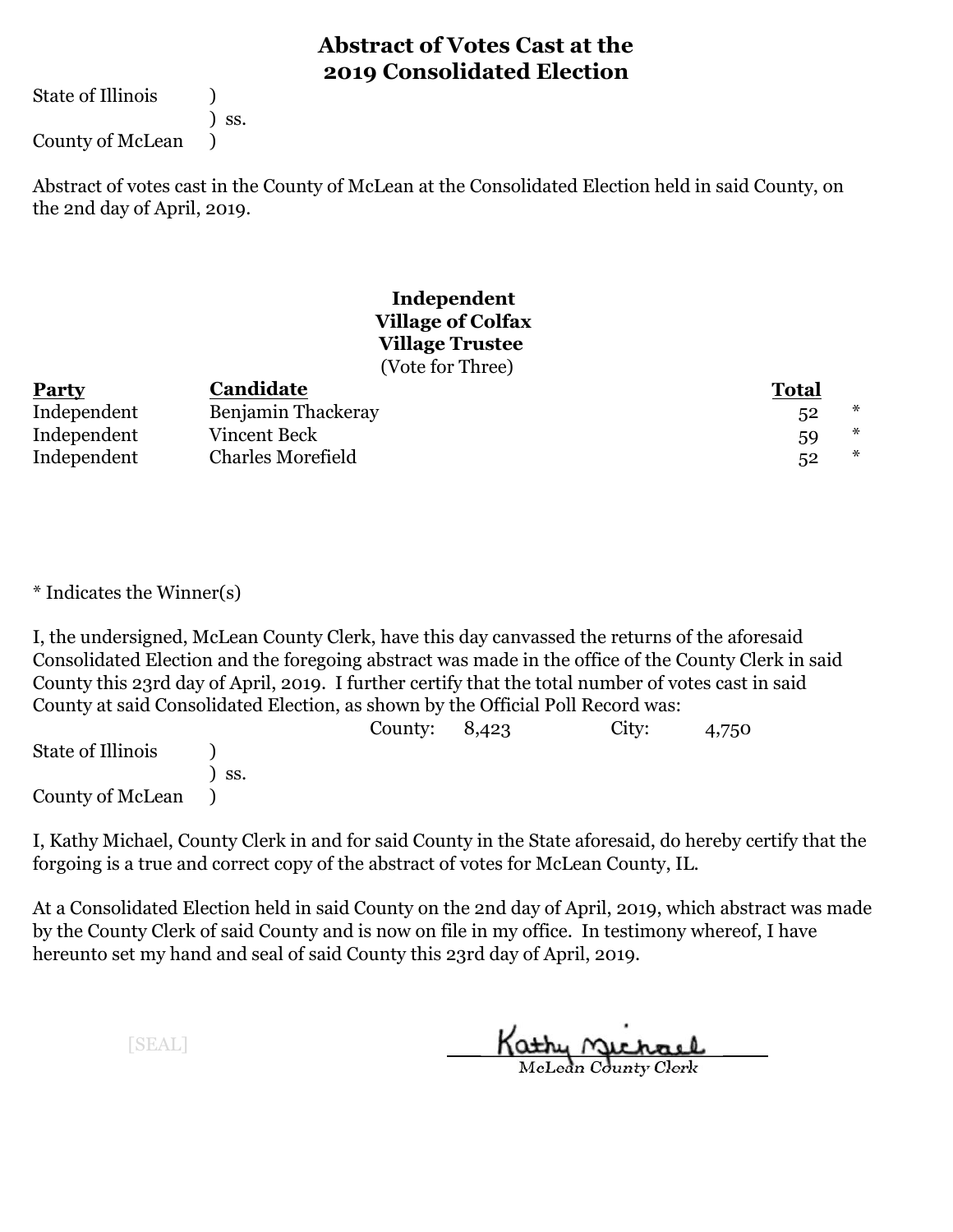# Abstract of Votes Cast at the 2019 Consolidated Election

State of Illinois )
) ss.
County of McLean )

Abstract of votes cast in the County of McLean at the Consolidated Election held in said County, on the 2nd day of April, 2019.

**Independent**
**Village of Colfax**
**Village Trustee**
(Vote for Three)

| Party | Candidate | Total | |
|---|---|---|---|
| Independent | Benjamin Thackeray | 52 | * |
| Independent | Vincent Beck | 59 | * |
| Independent | Charles Morefield | 52 | * |

* Indicates the Winner(s)

I, the undersigned, McLean County Clerk, have this day canvassed the returns of the aforesaid Consolidated Election and the foregoing abstract was made in the office of the County Clerk in said County this 23rd day of April, 2019. I further certify that the total number of votes cast in said County at said Consolidated Election, as shown by the Official Poll Record was:

County: 8,423 City: 4,750

State of Illinois )
) ss.
County of McLean )

I, Kathy Michael, County Clerk in and for said County in the State aforesaid, do hereby certify that the forgoing is a true and correct copy of the abstract of votes for McLean County, IL.

At a Consolidated Election held in said County on the 2nd day of April, 2019, which abstract was made by the County Clerk of said County and is now on file in my office. In testimony whereof, I have hereunto set my hand and seal of said County this 23rd day of April, 2019.

[SEAL]

Kathy Michael
McLean County Clerk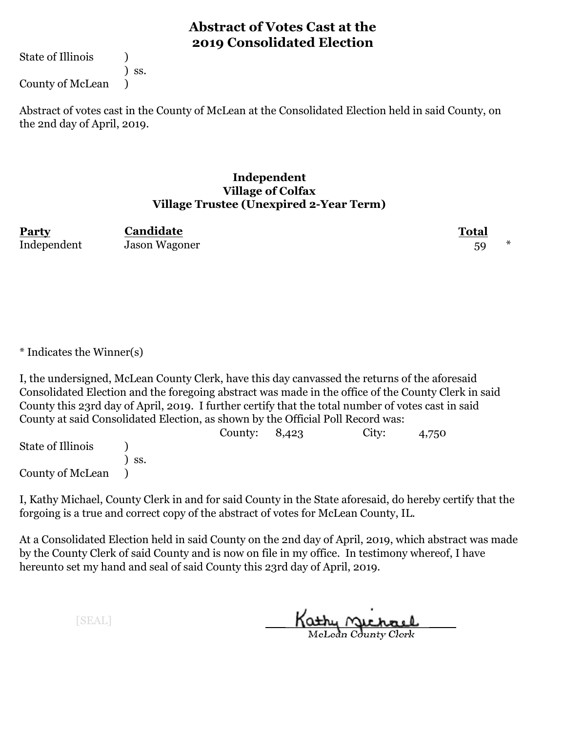# Abstract of Votes Cast at the 2019 Consolidated Election

State of Illinois )
) ss.
County of McLean )

Abstract of votes cast in the County of McLean at the Consolidated Election held in said County, on the 2nd day of April, 2019.

## Independent
## Village of Colfax
## Village Trustee (Unexpired 2-Year Term)

| Party | Candidate | Total | |
|---|---|---|---|
| Independent | Jason Wagoner | 59 | * |

* Indicates the Winner(s)

I, the undersigned, McLean County Clerk, have this day canvassed the returns of the aforesaid Consolidated Election and the foregoing abstract was made in the office of the County Clerk in said County this 23rd day of April, 2019. I further certify that the total number of votes cast in said County at said Consolidated Election, as shown by the Official Poll Record was:

County: 8,423 City: 4,750

State of Illinois )
) ss.
County of McLean )

I, Kathy Michael, County Clerk in and for said County in the State aforesaid, do hereby certify that the forgoing is a true and correct copy of the abstract of votes for McLean County, IL.

At a Consolidated Election held in said County on the 2nd day of April, 2019, which abstract was made by the County Clerk of said County and is now on file in my office. In testimony whereof, I have hereunto set my hand and seal of said County this 23rd day of April, 2019.

[SEAL]

Kathy Michael
McLean County Clerk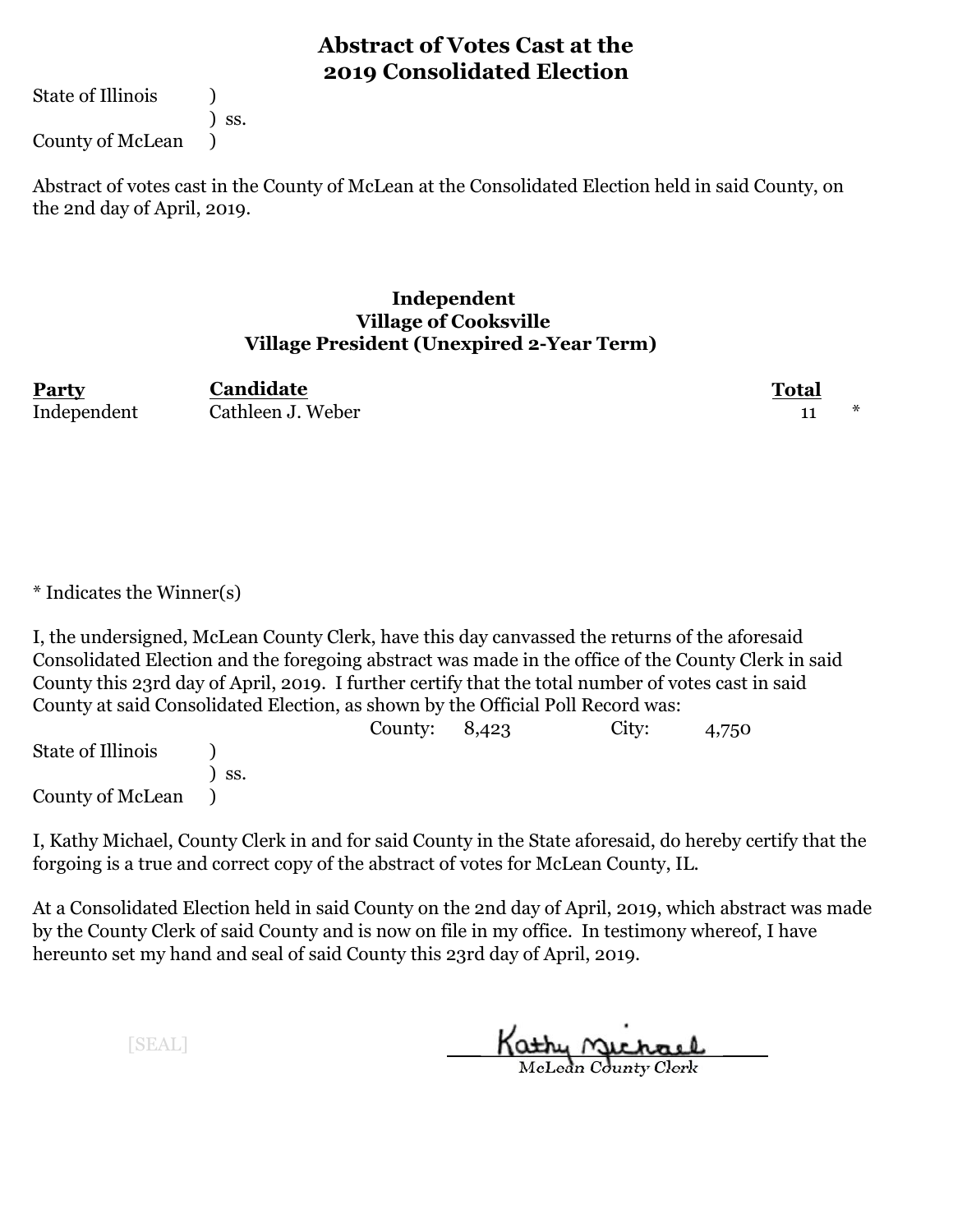# Abstract of Votes Cast at the 2019 Consolidated Election

State of Illinois )
) ss.
County of McLean )

Abstract of votes cast in the County of McLean at the Consolidated Election held in said County, on the 2nd day of April, 2019.

**Independent**
**Village of Cooksville**
**Village President (Unexpired 2-Year Term)**

| Party | Candidate | Total | |
|---|---|---|---|
| Independent | Cathleen J. Weber | 11 | * |

* Indicates the Winner(s)

I, the undersigned, McLean County Clerk, have this day canvassed the returns of the aforesaid Consolidated Election and the foregoing abstract was made in the office of the County Clerk in said County this 23rd day of April, 2019. I further certify that the total number of votes cast in said County at said Consolidated Election, as shown by the Official Poll Record was:

County: 8,423 City: 4,750

State of Illinois )
) ss.
County of McLean )

I, Kathy Michael, County Clerk in and for said County in the State aforesaid, do hereby certify that the forgoing is a true and correct copy of the abstract of votes for McLean County, IL.

At a Consolidated Election held in said County on the 2nd day of April, 2019, which abstract was made by the County Clerk of said County and is now on file in my office. In testimony whereof, I have hereunto set my hand and seal of said County this 23rd day of April, 2019.

[SEAL]

Kathy Michael
McLean County Clerk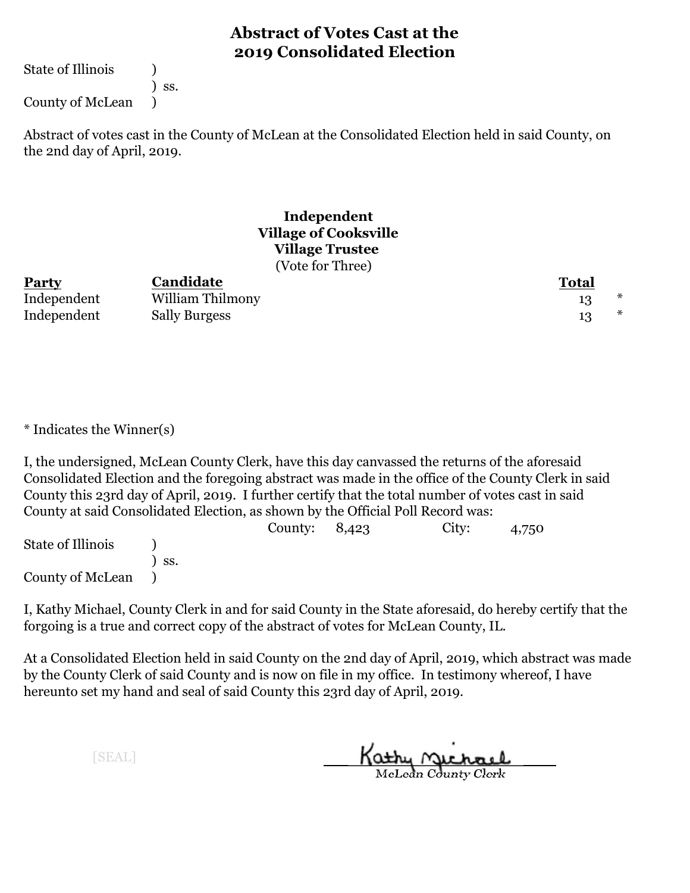# Abstract of Votes Cast at the 2019 Consolidated Election

State of Illinois )
) ss.
County of McLean )

Abstract of votes cast in the County of McLean at the Consolidated Election held in said County, on the 2nd day of April, 2019.

**Independent**
**Village of Cooksville**
**Village Trustee**
(Vote for Three)

| Party | Candidate | Total | |
|---|---|---|---|
| Independent | William Thilmony | 13 | * |
| Independent | Sally Burgess | 13 | * |

* Indicates the Winner(s)

I, the undersigned, McLean County Clerk, have this day canvassed the returns of the aforesaid Consolidated Election and the foregoing abstract was made in the office of the County Clerk in said County this 23rd day of April, 2019. I further certify that the total number of votes cast in said County at said Consolidated Election, as shown by the Official Poll Record was:

County: 8,423 City: 4,750

State of Illinois )
) ss.
County of McLean )

I, Kathy Michael, County Clerk in and for said County in the State aforesaid, do hereby certify that the forgoing is a true and correct copy of the abstract of votes for McLean County, IL.

At a Consolidated Election held in said County on the 2nd day of April, 2019, which abstract was made by the County Clerk of said County and is now on file in my office. In testimony whereof, I have hereunto set my hand and seal of said County this 23rd day of April, 2019.

[SEAL]

Kathy Michael
McLean County Clerk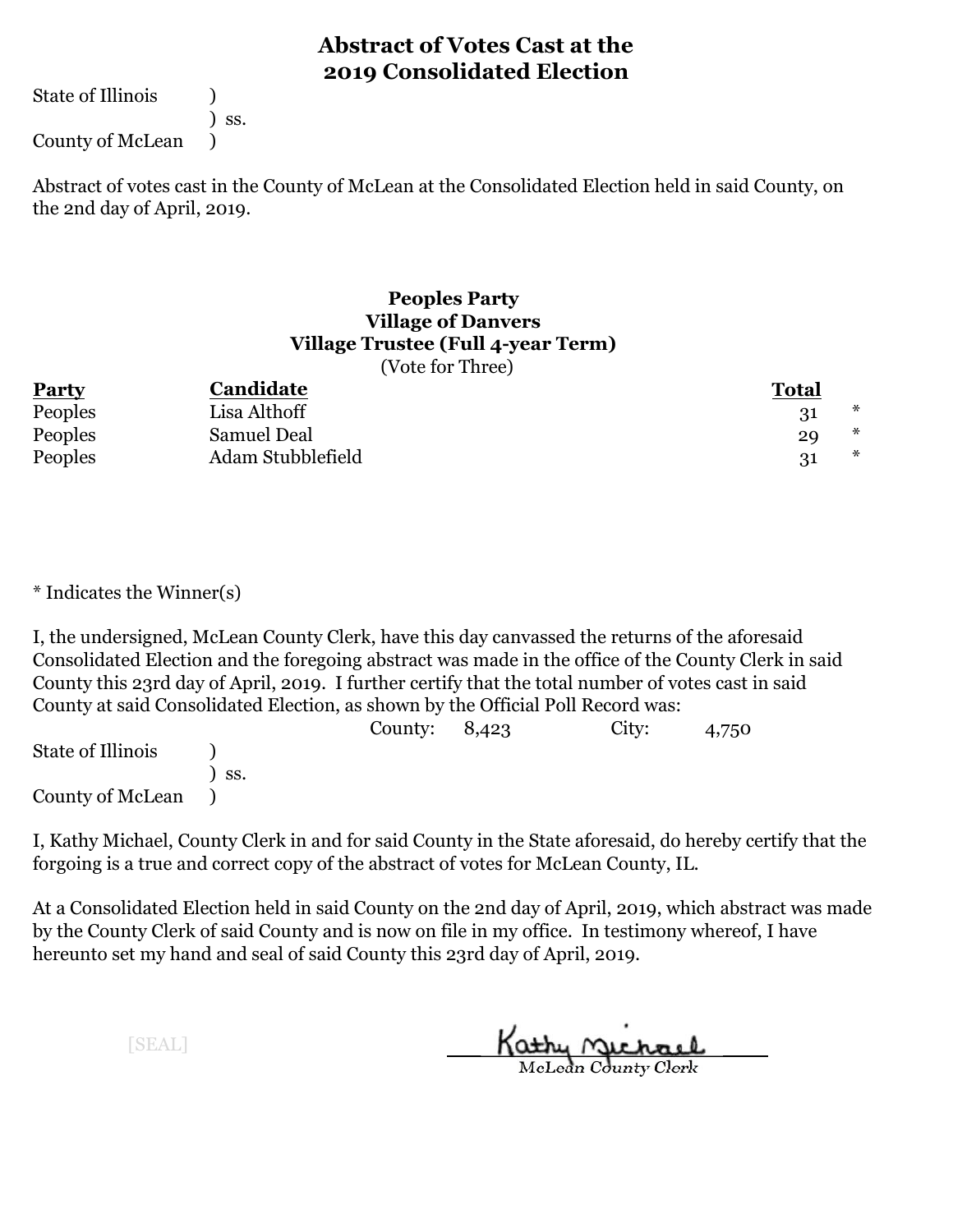# Abstract of Votes Cast at the 2019 Consolidated Election

State of Illinois )
) ss.
County of McLean )

Abstract of votes cast in the County of McLean at the Consolidated Election held in said County, on the 2nd day of April, 2019.

### Peoples Party
### Village of Danvers
### Village Trustee (Full 4-year Term)

(Vote for Three)

| Party | Candidate | Total | |
|---|---|---|---|
| Peoples | Lisa Althoff | 31 | * |
| Peoples | Samuel Deal | 29 | * |
| Peoples | Adam Stubblefield | 31 | * |

* Indicates the Winner(s)

I, the undersigned, McLean County Clerk, have this day canvassed the returns of the aforesaid Consolidated Election and the foregoing abstract was made in the office of the County Clerk in said County this 23rd day of April, 2019. I further certify that the total number of votes cast in said County at said Consolidated Election, as shown by the Official Poll Record was:

County: 8,423 City: 4,750

State of Illinois )
) ss.
County of McLean )

I, Kathy Michael, County Clerk in and for said County in the State aforesaid, do hereby certify that the forgoing is a true and correct copy of the abstract of votes for McLean County, IL.

At a Consolidated Election held in said County on the 2nd day of April, 2019, which abstract was made by the County Clerk of said County and is now on file in my office. In testimony whereof, I have hereunto set my hand and seal of said County this 23rd day of April, 2019.

[SEAL]

Kathy Michael
McLean County Clerk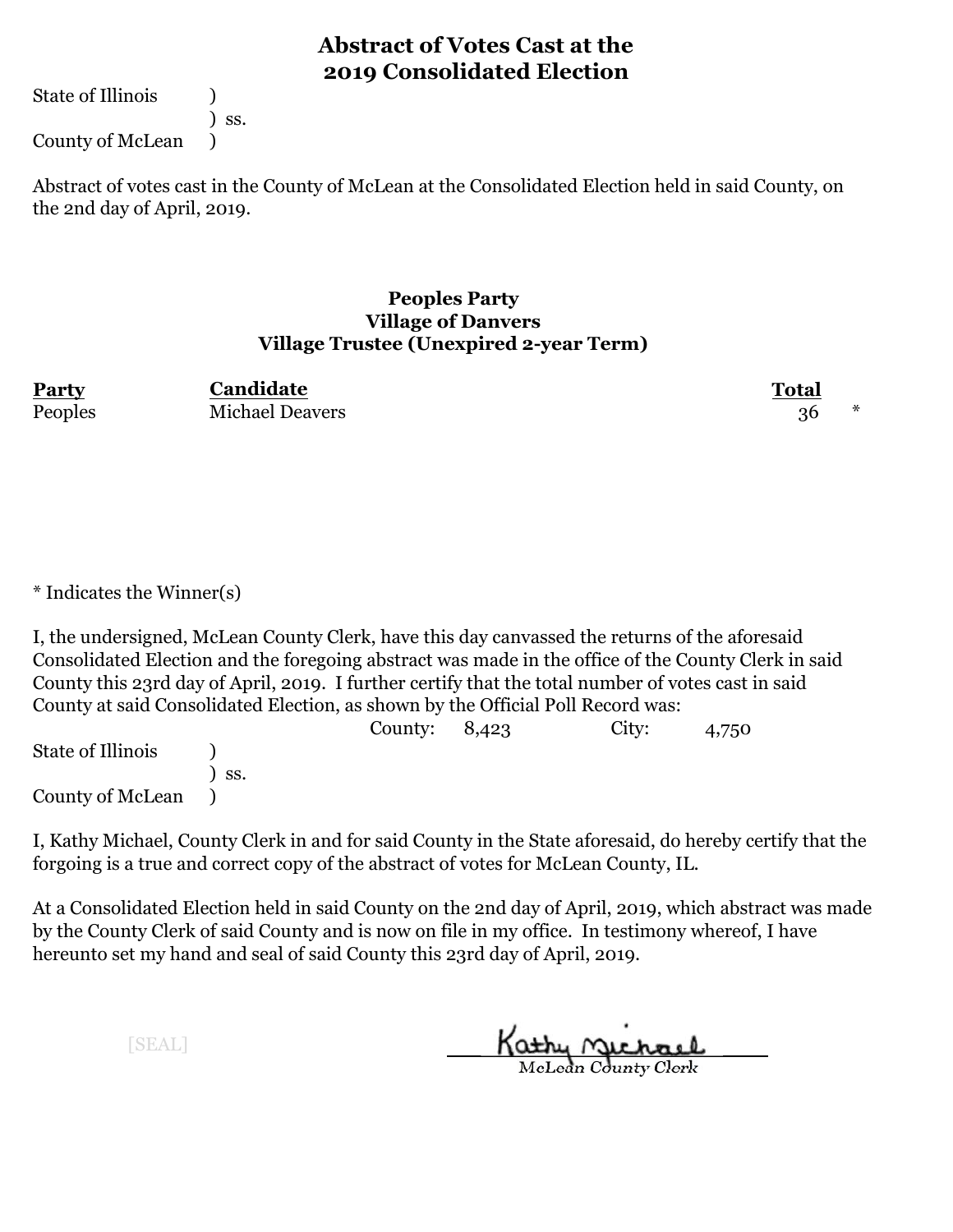# Abstract of Votes Cast at the 2019 Consolidated Election

State of Illinois )
) ss.
County of McLean )

Abstract of votes cast in the County of McLean at the Consolidated Election held in said County, on the 2nd day of April, 2019.

### Peoples Party
### Village of Danvers
### Village Trustee (Unexpired 2-year Term)

| Party | Candidate | Total | |
|---|---|---|---|
| Peoples | Michael Deavers | 36 | * |

* Indicates the Winner(s)

I, the undersigned, McLean County Clerk, have this day canvassed the returns of the aforesaid Consolidated Election and the foregoing abstract was made in the office of the County Clerk in said County this 23rd day of April, 2019. I further certify that the total number of votes cast in said County at said Consolidated Election, as shown by the Official Poll Record was:

County: 8,423 City: 4,750

State of Illinois )
) ss.
County of McLean )

I, Kathy Michael, County Clerk in and for said County in the State aforesaid, do hereby certify that the forgoing is a true and correct copy of the abstract of votes for McLean County, IL.

At a Consolidated Election held in said County on the 2nd day of April, 2019, which abstract was made by the County Clerk of said County and is now on file in my office. In testimony whereof, I have hereunto set my hand and seal of said County this 23rd day of April, 2019.

[SEAL]

Kathy Michael
McLean County Clerk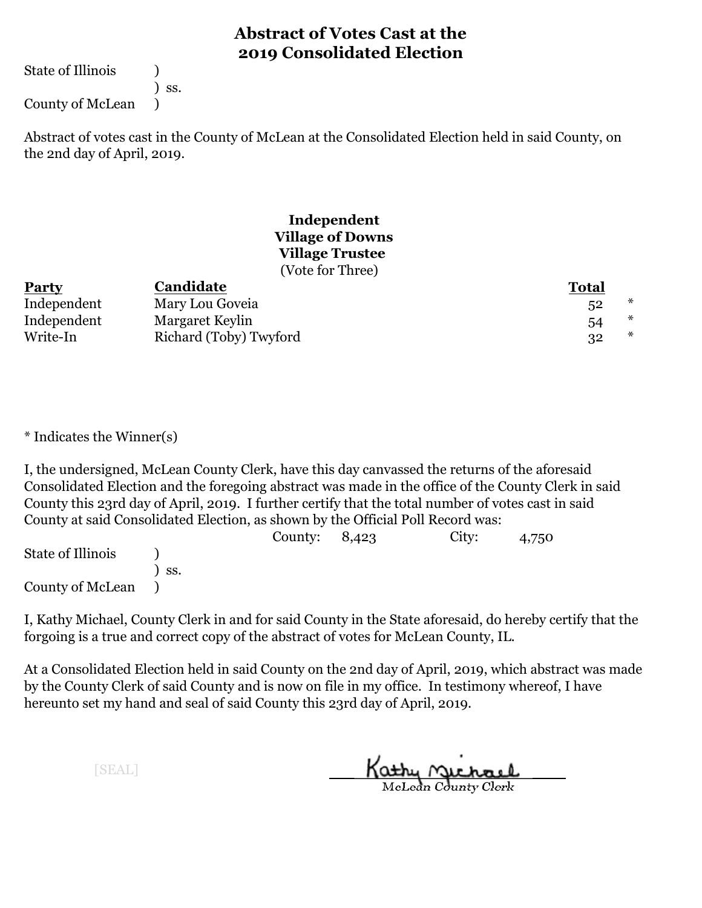# Abstract of Votes Cast at the 2019 Consolidated Election

State of Illinois )
) ss.
County of McLean )

Abstract of votes cast in the County of McLean at the Consolidated Election held in said County, on the 2nd day of April, 2019.

**Independent**
**Village of Downs**
**Village Trustee**
(Vote for Three)

| Party | Candidate | Total | |
|---|---|---|---|
| Independent | Mary Lou Goveia | 52 | * |
| Independent | Margaret Keylin | 54 | * |
| Write-In | Richard (Toby) Twyford | 32 | * |

* Indicates the Winner(s)

I, the undersigned, McLean County Clerk, have this day canvassed the returns of the aforesaid Consolidated Election and the foregoing abstract was made in the office of the County Clerk in said County this 23rd day of April, 2019. I further certify that the total number of votes cast in said County at said Consolidated Election, as shown by the Official Poll Record was:

County: 8,423 City: 4,750

State of Illinois )
) ss.
County of McLean )

I, Kathy Michael, County Clerk in and for said County in the State aforesaid, do hereby certify that the forgoing is a true and correct copy of the abstract of votes for McLean County, IL.

At a Consolidated Election held in said County on the 2nd day of April, 2019, which abstract was made by the County Clerk of said County and is now on file in my office. In testimony whereof, I have hereunto set my hand and seal of said County this 23rd day of April, 2019.

[SEAL]

Kathy Michael
McLean County Clerk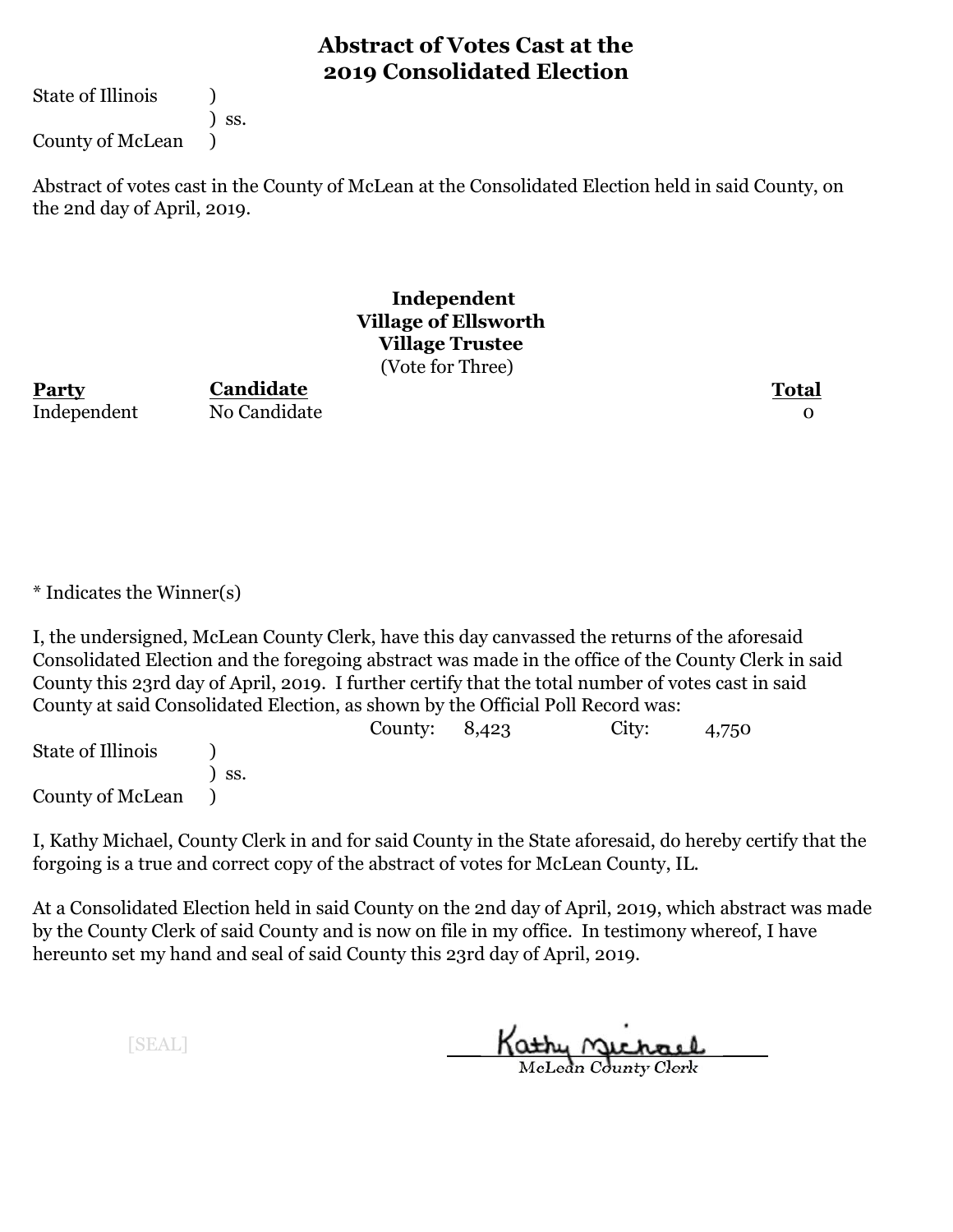# Abstract of Votes Cast at the 2019 Consolidated Election

State of Illinois )
) ss.
County of McLean )

Abstract of votes cast in the County of McLean at the Consolidated Election held in said County, on the 2nd day of April, 2019.

**Independent**
**Village of Ellsworth**
**Village Trustee**
(Vote for Three)

| Party | Candidate | Total |
|---|---|---|
| Independent | No Candidate | 0 |

* Indicates the Winner(s)

I, the undersigned, McLean County Clerk, have this day canvassed the returns of the aforesaid Consolidated Election and the foregoing abstract was made in the office of the County Clerk in said County this 23rd day of April, 2019. I further certify that the total number of votes cast in said County at said Consolidated Election, as shown by the Official Poll Record was:

County: 8,423 City: 4,750

State of Illinois )
) ss.
County of McLean )

I, Kathy Michael, County Clerk in and for said County in the State aforesaid, do hereby certify that the forgoing is a true and correct copy of the abstract of votes for McLean County, IL.

At a Consolidated Election held in said County on the 2nd day of April, 2019, which abstract was made by the County Clerk of said County and is now on file in my office. In testimony whereof, I have hereunto set my hand and seal of said County this 23rd day of April, 2019.

[SEAL]

Kathy Michael
McLean County Clerk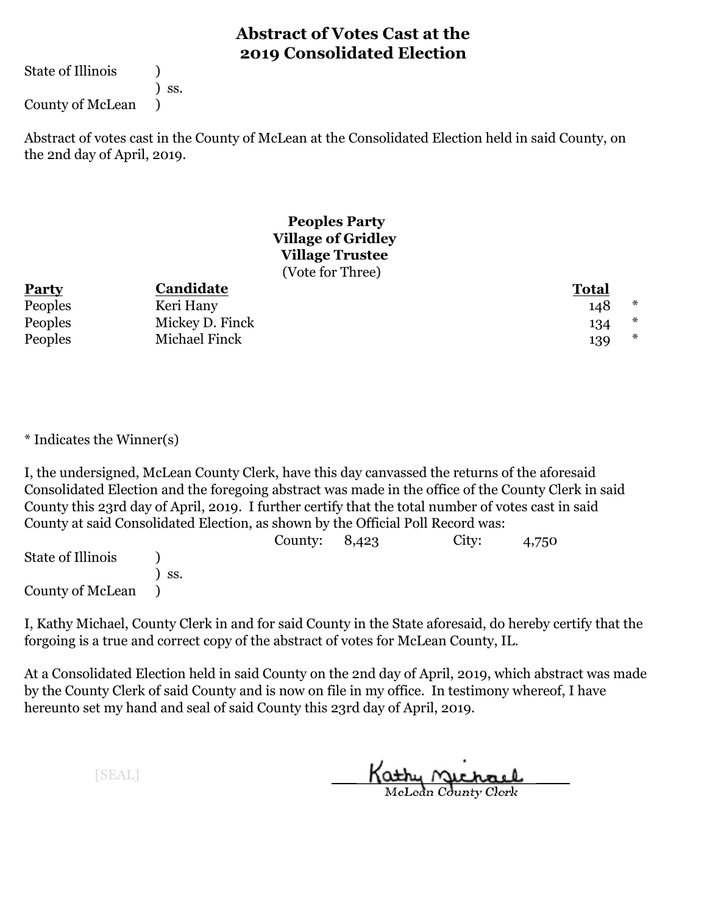# Abstract of Votes Cast at the 2019 Consolidated Election

State of Illinois )
) ss.
County of McLean )

Abstract of votes cast in the County of McLean at the Consolidated Election held in said County, on the 2nd day of April, 2019.

**Peoples Party**
**Village of Gridley**
**Village Trustee**
(Vote for Three)

| Party | Candidate | Total | |
|---|---|---|---|
| Peoples | Keri Hany | 148 | * |
| Peoples | Mickey D. Finck | 134 | * |
| Peoples | Michael Finck | 139 | * |

* Indicates the Winner(s)

I, the undersigned, McLean County Clerk, have this day canvassed the returns of the aforesaid Consolidated Election and the foregoing abstract was made in the office of the County Clerk in said County this 23rd day of April, 2019. I further certify that the total number of votes cast in said County at said Consolidated Election, as shown by the Official Poll Record was:

County: 8,423 City: 4,750

State of Illinois )
) ss.
County of McLean )

I, Kathy Michael, County Clerk in and for said County in the State aforesaid, do hereby certify that the forgoing is a true and correct copy of the abstract of votes for McLean County, IL.

At a Consolidated Election held in said County on the 2nd day of April, 2019, which abstract was made by the County Clerk of said County and is now on file in my office. In testimony whereof, I have hereunto set my hand and seal of said County this 23rd day of April, 2019.

[SEAL]

Kathy Michael
McLean County Clerk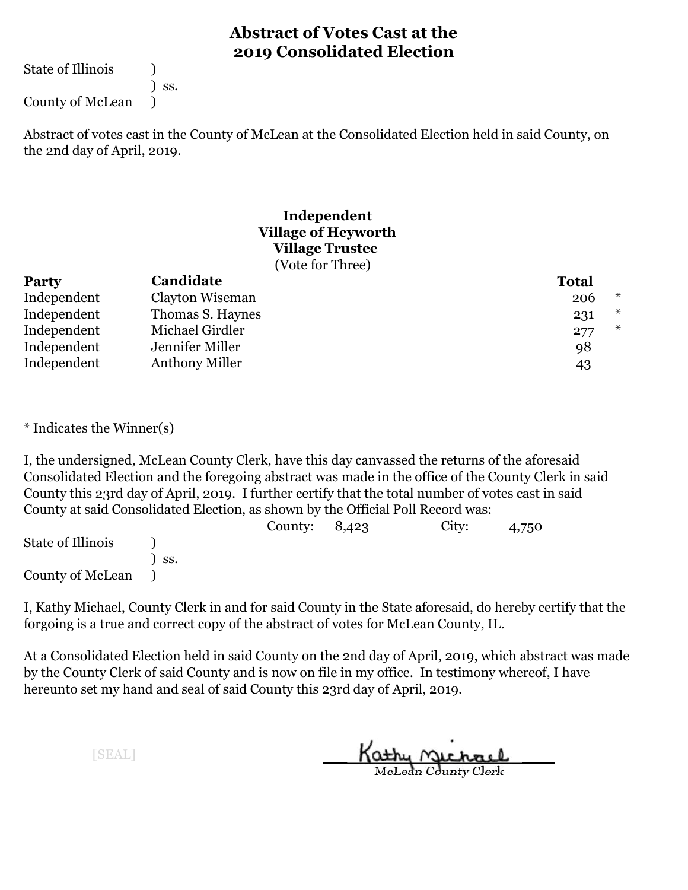# Abstract of Votes Cast at the 2019 Consolidated Election

State of Illinois )
) ss.
County of McLean )

Abstract of votes cast in the County of McLean at the Consolidated Election held in said County, on the 2nd day of April, 2019.

**Independent**
**Village of Heyworth**
**Village Trustee**
(Vote for Three)

| Party | Candidate | Total | |
|---|---|---|---|
| Independent | Clayton Wiseman | 206 | * |
| Independent | Thomas S. Haynes | 231 | * |
| Independent | Michael Girdler | 277 | * |
| Independent | Jennifer Miller | 98 | |
| Independent | Anthony Miller | 43 | |

* Indicates the Winner(s)

I, the undersigned, McLean County Clerk, have this day canvassed the returns of the aforesaid Consolidated Election and the foregoing abstract was made in the office of the County Clerk in said County this 23rd day of April, 2019. I further certify that the total number of votes cast in said County at said Consolidated Election, as shown by the Official Poll Record was:

County: 8,423 City: 4,750

State of Illinois )
) ss.
County of McLean )

I, Kathy Michael, County Clerk in and for said County in the State aforesaid, do hereby certify that the forgoing is a true and correct copy of the abstract of votes for McLean County, IL.

At a Consolidated Election held in said County on the 2nd day of April, 2019, which abstract was made by the County Clerk of said County and is now on file in my office. In testimony whereof, I have hereunto set my hand and seal of said County this 23rd day of April, 2019.

[SEAL]

Kathy Michael
McLean County Clerk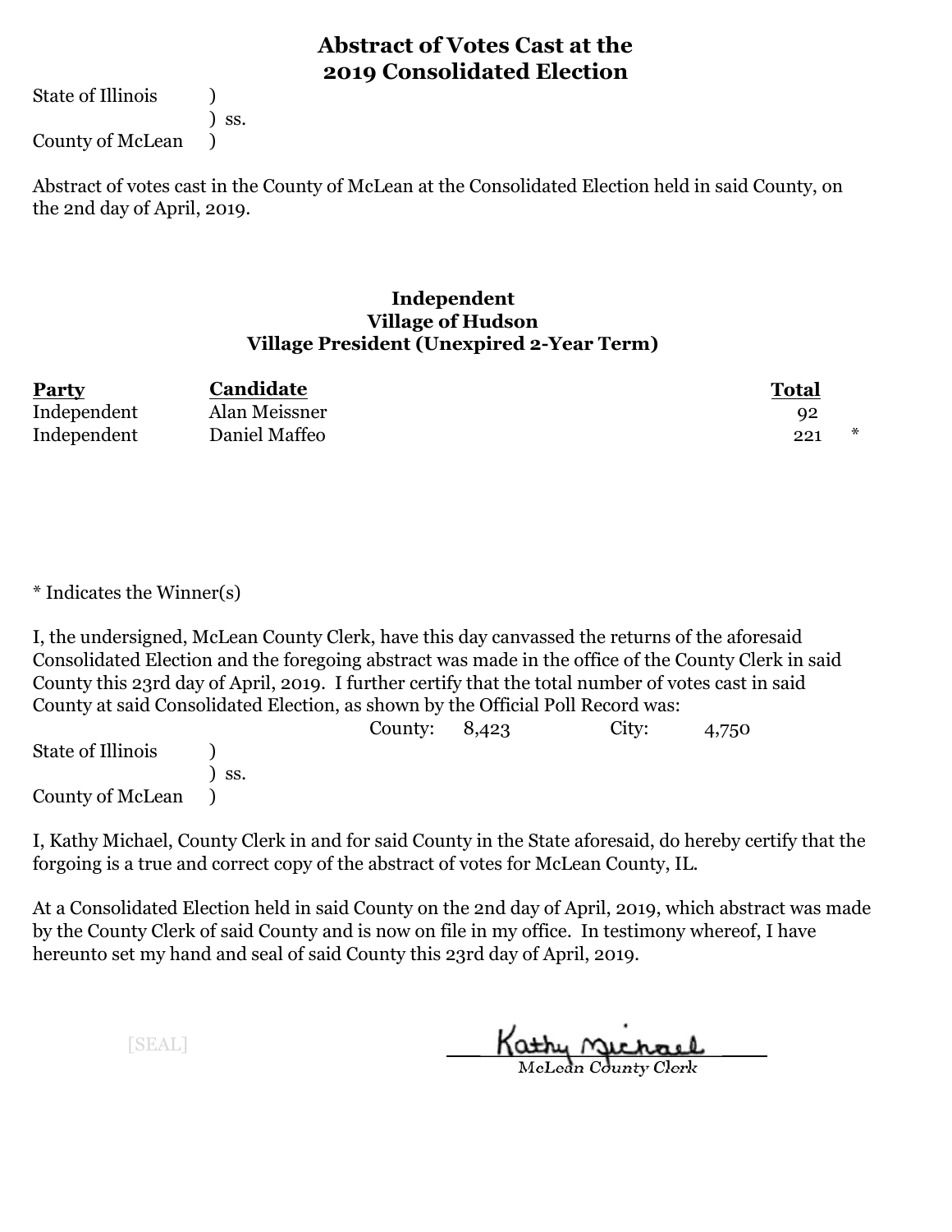# Abstract of Votes Cast at the 2019 Consolidated Election

State of Illinois )
) ss.
County of McLean )

Abstract of votes cast in the County of McLean at the Consolidated Election held in said County, on the 2nd day of April, 2019.

### Independent
### Village of Hudson
### Village President (Unexpired 2-Year Term)

| Party | Candidate | Total | |
|---|---|---|---|
| Independent | Alan Meissner | 92 | |
| Independent | Daniel Maffeo | 221 | * |

* Indicates the Winner(s)

I, the undersigned, McLean County Clerk, have this day canvassed the returns of the aforesaid Consolidated Election and the foregoing abstract was made in the office of the County Clerk in said County this 23rd day of April, 2019. I further certify that the total number of votes cast in said County at said Consolidated Election, as shown by the Official Poll Record was:

County: 8,423 City: 4,750

State of Illinois )
) ss.
County of McLean )

I, Kathy Michael, County Clerk in and for said County in the State aforesaid, do hereby certify that the forgoing is a true and correct copy of the abstract of votes for McLean County, IL.

At a Consolidated Election held in said County on the 2nd day of April, 2019, which abstract was made by the County Clerk of said County and is now on file in my office. In testimony whereof, I have hereunto set my hand and seal of said County this 23rd day of April, 2019.

[SEAL]

Kathy Michael
McLean County Clerk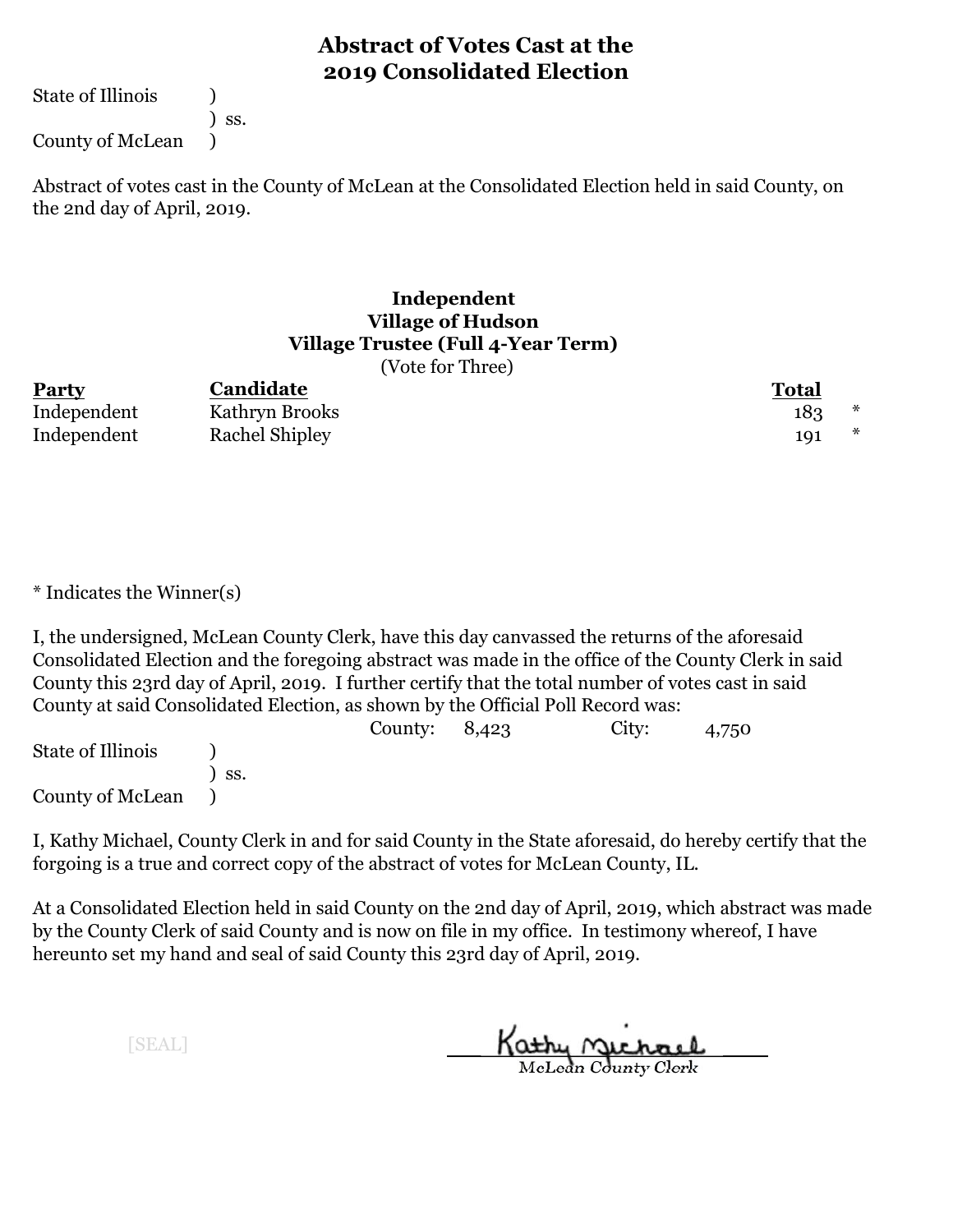## Abstract of Votes Cast at the 2019 Consolidated Election

State of Illinois )
) ss.
County of McLean )

Abstract of votes cast in the County of McLean at the Consolidated Election held in said County, on the 2nd day of April, 2019.

### Independent
### Village of Hudson
### Village Trustee (Full 4-Year Term)

(Vote for Three)

| Party | Candidate | Total | |
|---|---|---|---|
| Independent | Kathryn Brooks | 183 | * |
| Independent | Rachel Shipley | 191 | * |

* Indicates the Winner(s)

I, the undersigned, McLean County Clerk, have this day canvassed the returns of the aforesaid Consolidated Election and the foregoing abstract was made in the office of the County Clerk in said County this 23rd day of April, 2019. I further certify that the total number of votes cast in said County at said Consolidated Election, as shown by the Official Poll Record was:

County: 8,423 City: 4,750

State of Illinois )
) ss.
County of McLean )

I, Kathy Michael, County Clerk in and for said County in the State aforesaid, do hereby certify that the forgoing is a true and correct copy of the abstract of votes for McLean County, IL.

At a Consolidated Election held in said County on the 2nd day of April, 2019, which abstract was made by the County Clerk of said County and is now on file in my office. In testimony whereof, I have hereunto set my hand and seal of said County this 23rd day of April, 2019.

[SEAL]

Kathy Michael
McLean County Clerk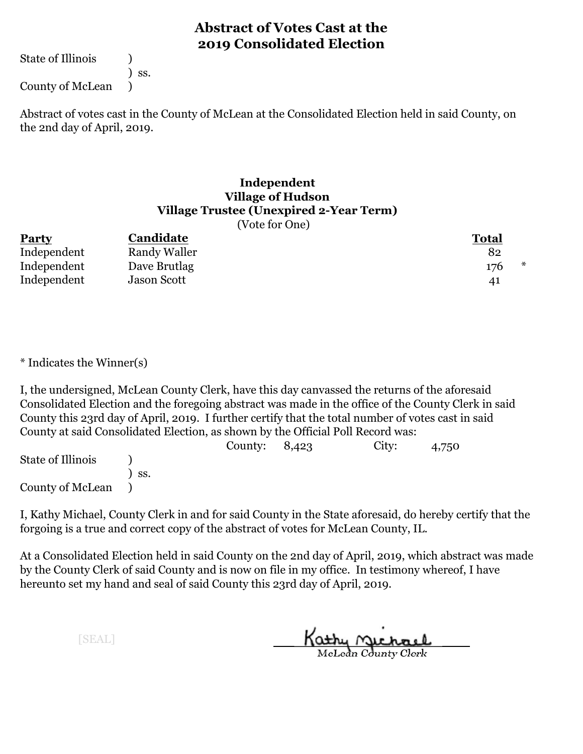# Abstract of Votes Cast at the 2019 Consolidated Election

State of Illinois )
) ss.
County of McLean )

Abstract of votes cast in the County of McLean at the Consolidated Election held in said County, on the 2nd day of April, 2019.

### Independent
### Village of Hudson
### Village Trustee (Unexpired 2-Year Term)

(Vote for One)

| Party | Candidate | Total | |
|---|---|---|---|
| Independent | Randy Waller | 82 | |
| Independent | Dave Brutlag | 176 | * |
| Independent | Jason Scott | 41 | |

* Indicates the Winner(s)

I, the undersigned, McLean County Clerk, have this day canvassed the returns of the aforesaid Consolidated Election and the foregoing abstract was made in the office of the County Clerk in said County this 23rd day of April, 2019. I further certify that the total number of votes cast in said County at said Consolidated Election, as shown by the Official Poll Record was:

County: 8,423 City: 4,750

State of Illinois )
) ss.
County of McLean )

I, Kathy Michael, County Clerk in and for said County in the State aforesaid, do hereby certify that the forgoing is a true and correct copy of the abstract of votes for McLean County, IL.

At a Consolidated Election held in said County on the 2nd day of April, 2019, which abstract was made by the County Clerk of said County and is now on file in my office. In testimony whereof, I have hereunto set my hand and seal of said County this 23rd day of April, 2019.

[SEAL]

Kathy Michael
McLean County Clerk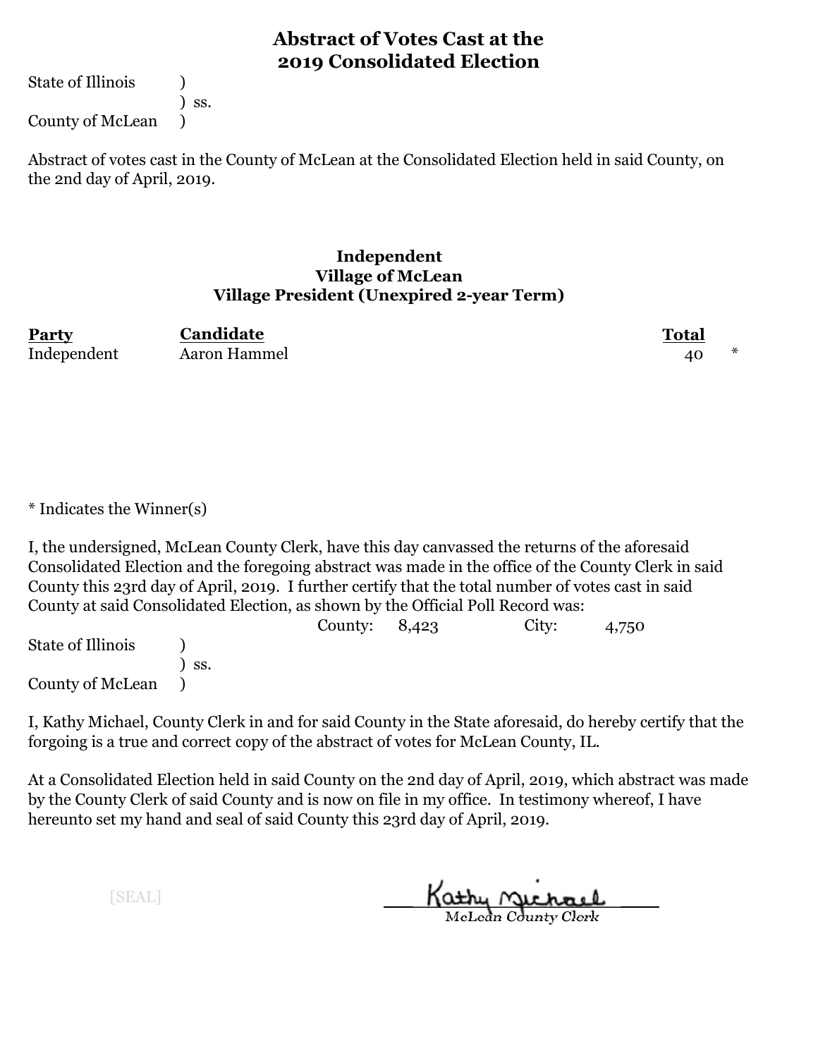# Abstract of Votes Cast at the 2019 Consolidated Election

State of Illinois )
) ss.
County of McLean )

Abstract of votes cast in the County of McLean at the Consolidated Election held in said County, on the 2nd day of April, 2019.

### Independent
### Village of McLean
### Village President (Unexpired 2-year Term)

| Party | Candidate | Total | |
|---|---|---|---|
| Independent | Aaron Hammel | 40 | * |

* Indicates the Winner(s)

I, the undersigned, McLean County Clerk, have this day canvassed the returns of the aforesaid Consolidated Election and the foregoing abstract was made in the office of the County Clerk in said County this 23rd day of April, 2019. I further certify that the total number of votes cast in said County at said Consolidated Election, as shown by the Official Poll Record was:

County: 8,423 City: 4,750

State of Illinois )
) ss.
County of McLean )

I, Kathy Michael, County Clerk in and for said County in the State aforesaid, do hereby certify that the forgoing is a true and correct copy of the abstract of votes for McLean County, IL.

At a Consolidated Election held in said County on the 2nd day of April, 2019, which abstract was made by the County Clerk of said County and is now on file in my office. In testimony whereof, I have hereunto set my hand and seal of said County this 23rd day of April, 2019.

[SEAL]

Kathy Michael
McLean County Clerk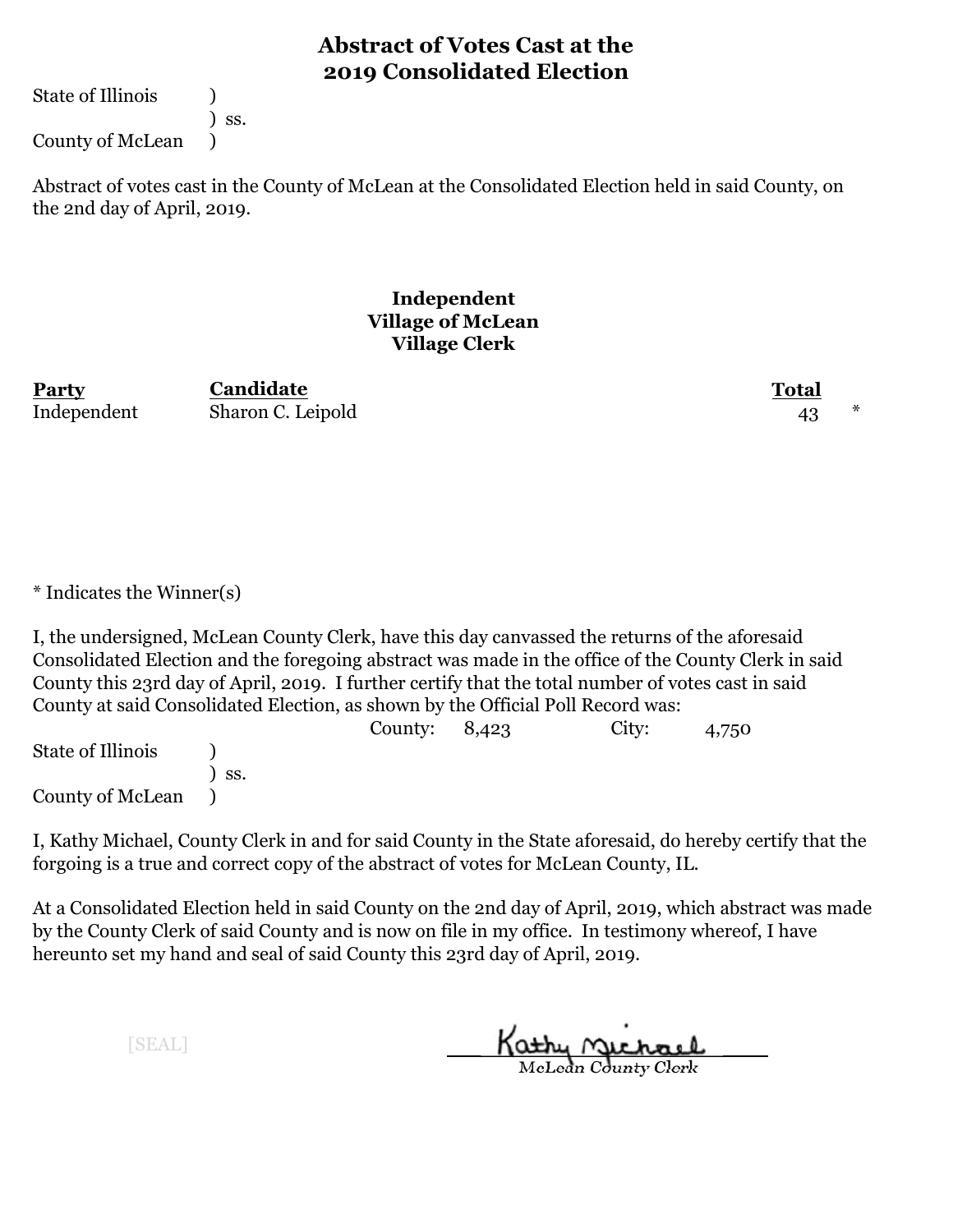# Abstract of Votes Cast at the 2019 Consolidated Election

State of Illinois )
) ss.
County of McLean )

Abstract of votes cast in the County of McLean at the Consolidated Election held in said County, on the 2nd day of April, 2019.

### Independent
### Village of McLean
### Village Clerk

| Party | Candidate | Total | |
|---|---|---|---|
| Independent | Sharon C. Leipold | 43 | * |

* Indicates the Winner(s)

I, the undersigned, McLean County Clerk, have this day canvassed the returns of the aforesaid Consolidated Election and the foregoing abstract was made in the office of the County Clerk in said County this 23rd day of April, 2019. I further certify that the total number of votes cast in said County at said Consolidated Election, as shown by the Official Poll Record was:

County: 8,423 City: 4,750

State of Illinois )
) ss.
County of McLean )

I, Kathy Michael, County Clerk in and for said County in the State aforesaid, do hereby certify that the forgoing is a true and correct copy of the abstract of votes for McLean County, IL.

At a Consolidated Election held in said County on the 2nd day of April, 2019, which abstract was made by the County Clerk of said County and is now on file in my office. In testimony whereof, I have hereunto set my hand and seal of said County this 23rd day of April, 2019.

[SEAL]

Kathy Michael
McLean County Clerk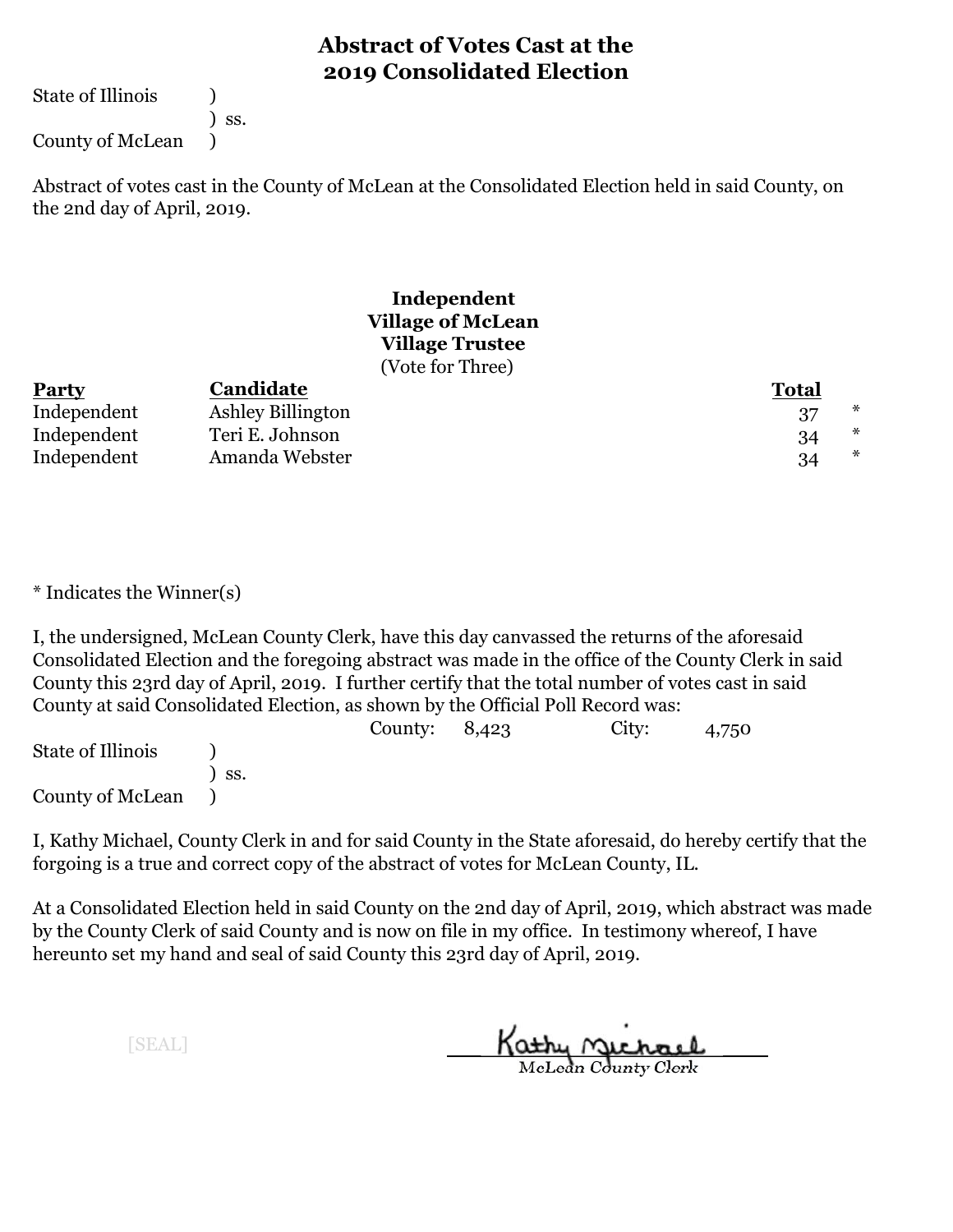# Abstract of Votes Cast at the 2019 Consolidated Election

State of Illinois )
) ss.
County of McLean )

Abstract of votes cast in the County of McLean at the Consolidated Election held in said County, on the 2nd day of April, 2019.

**Independent**
**Village of McLean**
**Village Trustee**
(Vote for Three)

| Party | Candidate | Total | |
|---|---|---|---|
| Independent | Ashley Billington | 37 | * |
| Independent | Teri E. Johnson | 34 | * |
| Independent | Amanda Webster | 34 | * |

* Indicates the Winner(s)

I, the undersigned, McLean County Clerk, have this day canvassed the returns of the aforesaid Consolidated Election and the foregoing abstract was made in the office of the County Clerk in said County this 23rd day of April, 2019. I further certify that the total number of votes cast in said County at said Consolidated Election, as shown by the Official Poll Record was:

County: 8,423 City: 4,750

State of Illinois )
) ss.
County of McLean )

I, Kathy Michael, County Clerk in and for said County in the State aforesaid, do hereby certify that the forgoing is a true and correct copy of the abstract of votes for McLean County, IL.

At a Consolidated Election held in said County on the 2nd day of April, 2019, which abstract was made by the County Clerk of said County and is now on file in my office. In testimony whereof, I have hereunto set my hand and seal of said County this 23rd day of April, 2019.

[SEAL]

Kathy Michael
McLean County Clerk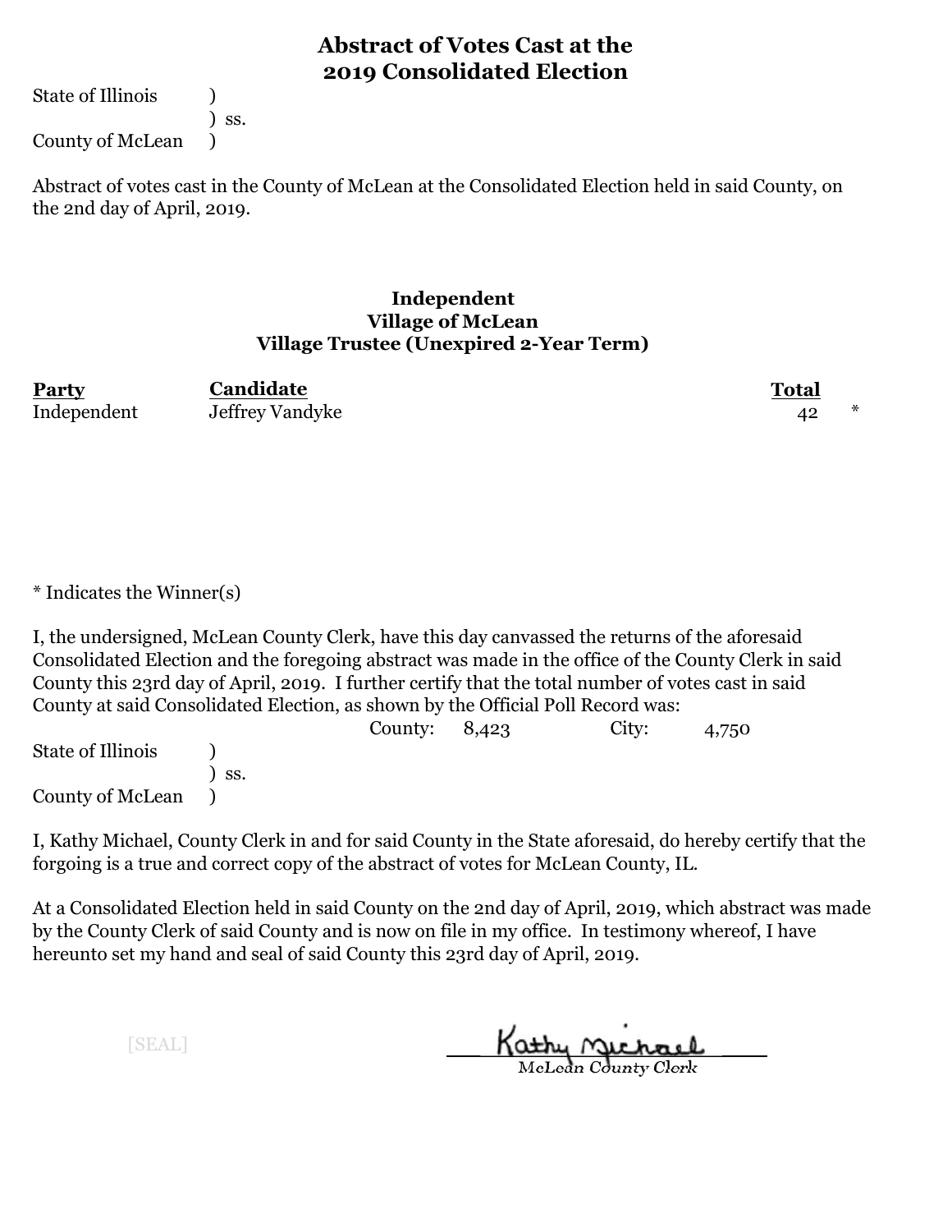# Abstract of Votes Cast at the 2019 Consolidated Election

State of Illinois )
) ss.
County of McLean )

Abstract of votes cast in the County of McLean at the Consolidated Election held in said County, on the 2nd day of April, 2019.

### Independent
### Village of McLean
### Village Trustee (Unexpired 2-Year Term)

| Party | Candidate | Total | |
|---|---|---|---|
| Independent | Jeffrey Vandyke | 42 | * |

* Indicates the Winner(s)

I, the undersigned, McLean County Clerk, have this day canvassed the returns of the aforesaid Consolidated Election and the foregoing abstract was made in the office of the County Clerk in said County this 23rd day of April, 2019. I further certify that the total number of votes cast in said County at said Consolidated Election, as shown by the Official Poll Record was:

County: 8,423 City: 4,750

State of Illinois )
) ss.
County of McLean )

I, Kathy Michael, County Clerk in and for said County in the State aforesaid, do hereby certify that the forgoing is a true and correct copy of the abstract of votes for McLean County, IL.

At a Consolidated Election held in said County on the 2nd day of April, 2019, which abstract was made by the County Clerk of said County and is now on file in my office. In testimony whereof, I have hereunto set my hand and seal of said County this 23rd day of April, 2019.

[SEAL]

Kathy Michael
McLean County Clerk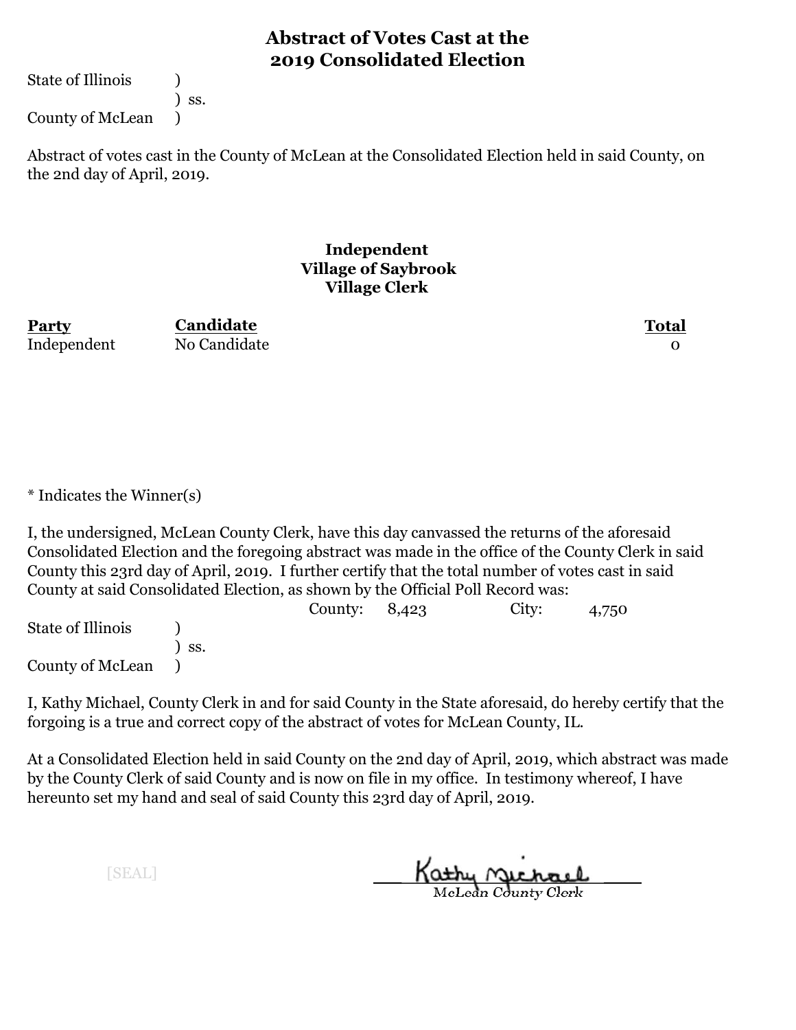# Abstract of Votes Cast at the 2019 Consolidated Election

State of Illinois )
) ss.
County of McLean )

Abstract of votes cast in the County of McLean at the Consolidated Election held in said County, on the 2nd day of April, 2019.

**Independent**
**Village of Saybrook**
**Village Clerk**

| Party | Candidate | Total |
|---|---|---|
| Independent | No Candidate | 0 |

* Indicates the Winner(s)

I, the undersigned, McLean County Clerk, have this day canvassed the returns of the aforesaid Consolidated Election and the foregoing abstract was made in the office of the County Clerk in said County this 23rd day of April, 2019. I further certify that the total number of votes cast in said County at said Consolidated Election, as shown by the Official Poll Record was:

County: 8,423 City: 4,750

State of Illinois )
) ss.
County of McLean )

I, Kathy Michael, County Clerk in and for said County in the State aforesaid, do hereby certify that the forgoing is a true and correct copy of the abstract of votes for McLean County, IL.

At a Consolidated Election held in said County on the 2nd day of April, 2019, which abstract was made by the County Clerk of said County and is now on file in my office. In testimony whereof, I have hereunto set my hand and seal of said County this 23rd day of April, 2019.

[SEAL]

Kathy Michael
McLean County Clerk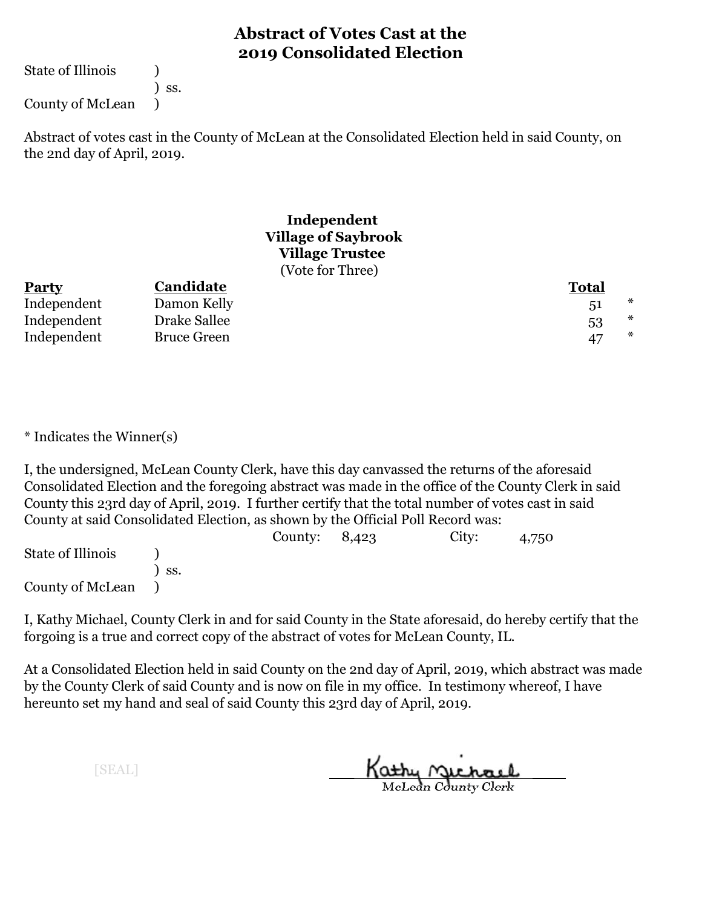# Abstract of Votes Cast at the 2019 Consolidated Election

State of Illinois )
) ss.
County of McLean )

Abstract of votes cast in the County of McLean at the Consolidated Election held in said County, on the 2nd day of April, 2019.

**Independent**
**Village of Saybrook**
**Village Trustee**
(Vote for Three)

| Party | Candidate | Total | |
|---|---|---|---|
| Independent | Damon Kelly | 51 | * |
| Independent | Drake Sallee | 53 | * |
| Independent | Bruce Green | 47 | * |

* Indicates the Winner(s)

I, the undersigned, McLean County Clerk, have this day canvassed the returns of the aforesaid Consolidated Election and the foregoing abstract was made in the office of the County Clerk in said County this 23rd day of April, 2019. I further certify that the total number of votes cast in said County at said Consolidated Election, as shown by the Official Poll Record was:

County: 8,423 City: 4,750

State of Illinois )
) ss.
County of McLean )

I, Kathy Michael, County Clerk in and for said County in the State aforesaid, do hereby certify that the forgoing is a true and correct copy of the abstract of votes for McLean County, IL.

At a Consolidated Election held in said County on the 2nd day of April, 2019, which abstract was made by the County Clerk of said County and is now on file in my office. In testimony whereof, I have hereunto set my hand and seal of said County this 23rd day of April, 2019.

[SEAL]

Kathy Michael
McLean County Clerk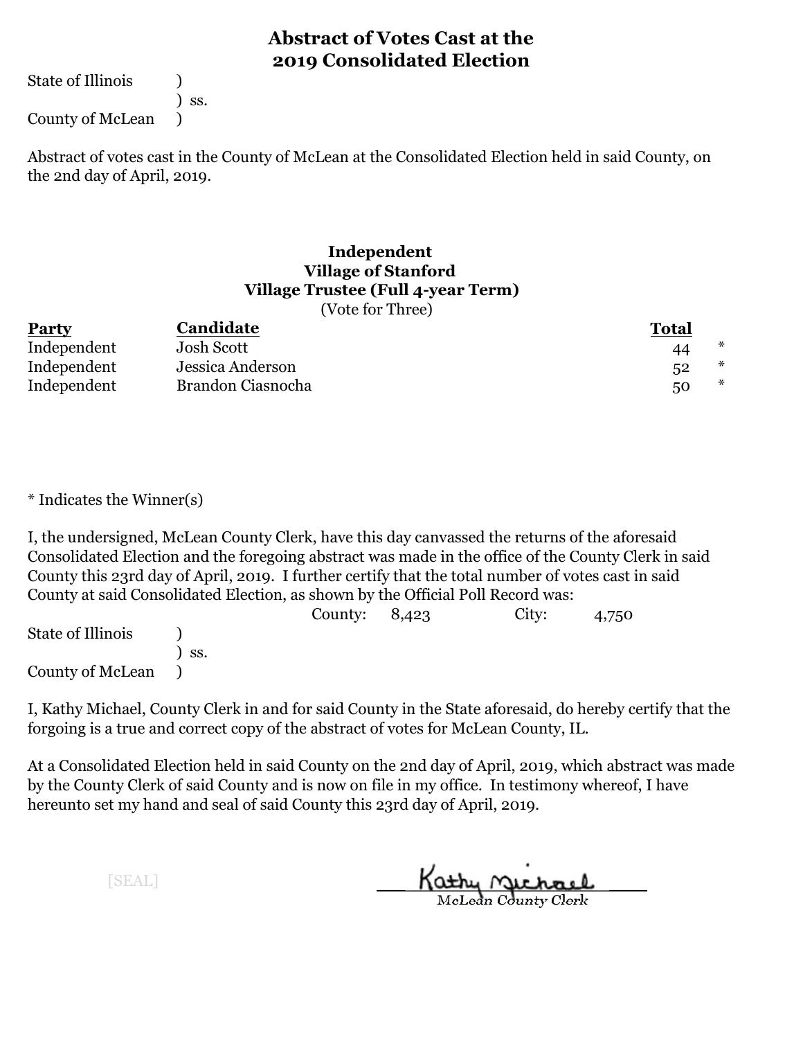# Abstract of Votes Cast at the 2019 Consolidated Election

State of Illinois )
) ss.
County of McLean )

Abstract of votes cast in the County of McLean at the Consolidated Election held in said County, on the 2nd day of April, 2019.

### Independent
### Village of Stanford
### Village Trustee (Full 4-year Term)

(Vote for Three)

| Party | Candidate | Total | |
|---|---|---|---|
| Independent | Josh Scott | 44 | * |
| Independent | Jessica Anderson | 52 | * |
| Independent | Brandon Ciasnocha | 50 | * |

* Indicates the Winner(s)

I, the undersigned, McLean County Clerk, have this day canvassed the returns of the aforesaid Consolidated Election and the foregoing abstract was made in the office of the County Clerk in said County this 23rd day of April, 2019. I further certify that the total number of votes cast in said County at said Consolidated Election, as shown by the Official Poll Record was:

County: 8,423 City: 4,750

State of Illinois )
) ss.
County of McLean )

I, Kathy Michael, County Clerk in and for said County in the State aforesaid, do hereby certify that the forgoing is a true and correct copy of the abstract of votes for McLean County, IL.

At a Consolidated Election held in said County on the 2nd day of April, 2019, which abstract was made by the County Clerk of said County and is now on file in my office. In testimony whereof, I have hereunto set my hand and seal of said County this 23rd day of April, 2019.

[SEAL]

Kathy Michael
McLean County Clerk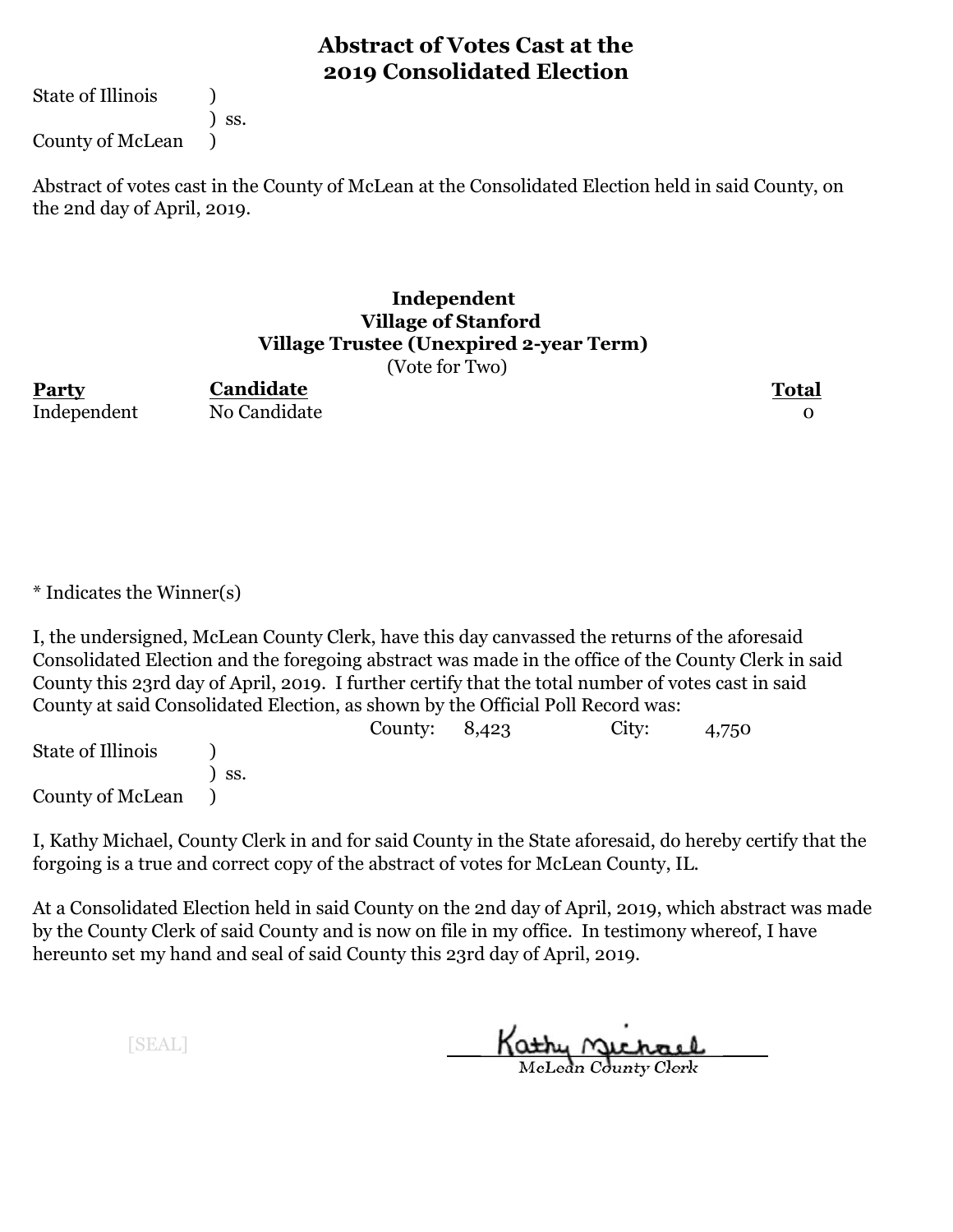# Abstract of Votes Cast at the 2019 Consolidated Election

State of Illinois )
) ss.
County of McLean )

Abstract of votes cast in the County of McLean at the Consolidated Election held in said County, on the 2nd day of April, 2019.

**Independent**
**Village of Stanford**
**Village Trustee (Unexpired 2-year Term)**
(Vote for Two)

| Party | Candidate | Total |
|---|---|---|
| Independent | No Candidate | 0 |

* Indicates the Winner(s)

I, the undersigned, McLean County Clerk, have this day canvassed the returns of the aforesaid Consolidated Election and the foregoing abstract was made in the office of the County Clerk in said County this 23rd day of April, 2019. I further certify that the total number of votes cast in said County at said Consolidated Election, as shown by the Official Poll Record was:

County: 8,423 City: 4,750

State of Illinois )
) ss.
County of McLean )

I, Kathy Michael, County Clerk in and for said County in the State aforesaid, do hereby certify that the forgoing is a true and correct copy of the abstract of votes for McLean County, IL.

At a Consolidated Election held in said County on the 2nd day of April, 2019, which abstract was made by the County Clerk of said County and is now on file in my office. In testimony whereof, I have hereunto set my hand and seal of said County this 23rd day of April, 2019.

[SEAL]

Kathy Michael
McLean County Clerk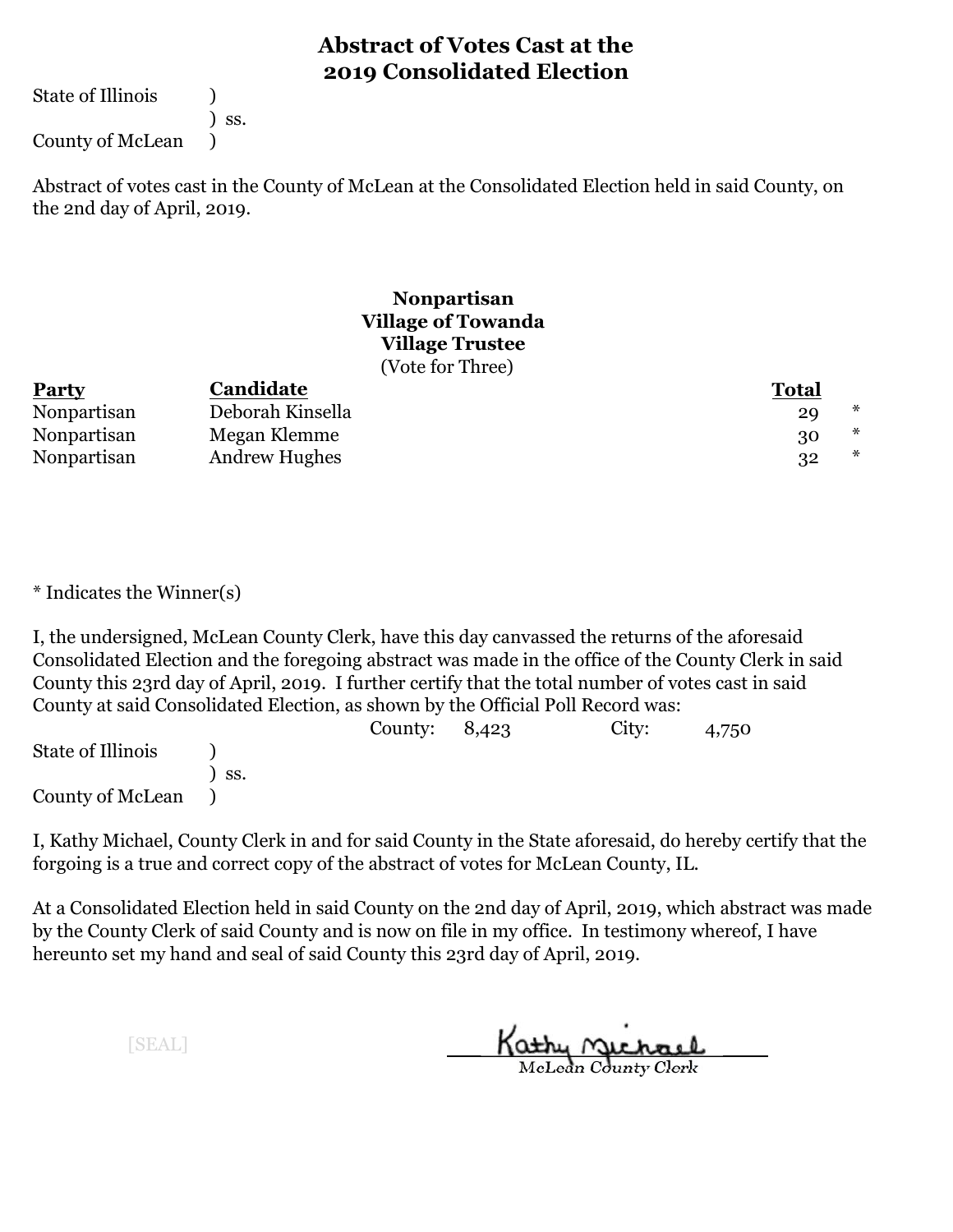# Abstract of Votes Cast at the 2019 Consolidated Election

State of Illinois )
) ss.
County of McLean )

Abstract of votes cast in the County of McLean at the Consolidated Election held in said County, on the 2nd day of April, 2019.

### Nonpartisan
### Village of Towanda
### Village Trustee
(Vote for Three)

| Party | Candidate | Total | |
|---|---|---|---|
| Nonpartisan | Deborah Kinsella | 29 | * |
| Nonpartisan | Megan Klemme | 30 | * |
| Nonpartisan | Andrew Hughes | 32 | * |

* Indicates the Winner(s)

I, the undersigned, McLean County Clerk, have this day canvassed the returns of the aforesaid Consolidated Election and the foregoing abstract was made in the office of the County Clerk in said County this 23rd day of April, 2019. I further certify that the total number of votes cast in said County at said Consolidated Election, as shown by the Official Poll Record was:

County: 8,423 City: 4,750

State of Illinois )
) ss.
County of McLean )

I, Kathy Michael, County Clerk in and for said County in the State aforesaid, do hereby certify that the forgoing is a true and correct copy of the abstract of votes for McLean County, IL.

At a Consolidated Election held in said County on the 2nd day of April, 2019, which abstract was made by the County Clerk of said County and is now on file in my office. In testimony whereof, I have hereunto set my hand and seal of said County this 23rd day of April, 2019.

[SEAL]

Kathy Michael
McLean County Clerk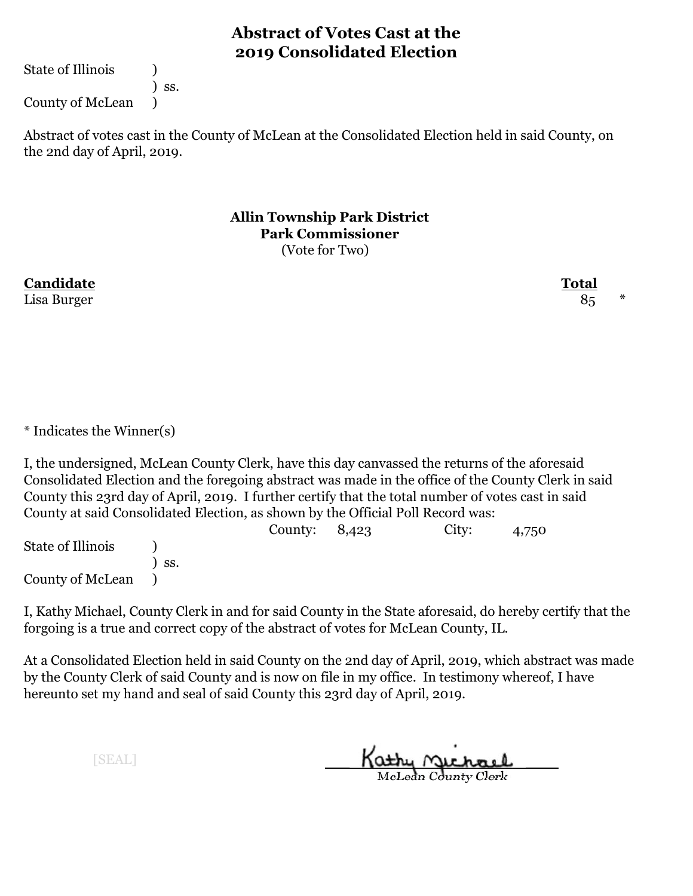# Abstract of Votes Cast at the 2019 Consolidated Election

State of Illinois )
) ss.
County of McLean )

Abstract of votes cast in the County of McLean at the Consolidated Election held in said County, on the 2nd day of April, 2019.

## Allin Township Park District
## Park Commissioner
(Vote for Two)

| Candidate | Total | |
|---|---|---|
| Lisa Burger | 85 | * |

* Indicates the Winner(s)

I, the undersigned, McLean County Clerk, have this day canvassed the returns of the aforesaid Consolidated Election and the foregoing abstract was made in the office of the County Clerk in said County this 23rd day of April, 2019. I further certify that the total number of votes cast in said County at said Consolidated Election, as shown by the Official Poll Record was:

County: 8,423 City: 4,750

State of Illinois )
) ss.
County of McLean )

I, Kathy Michael, County Clerk in and for said County in the State aforesaid, do hereby certify that the forgoing is a true and correct copy of the abstract of votes for McLean County, IL.

At a Consolidated Election held in said County on the 2nd day of April, 2019, which abstract was made by the County Clerk of said County and is now on file in my office. In testimony whereof, I have hereunto set my hand and seal of said County this 23rd day of April, 2019.

[SEAL]

Kathy Michael
McLean County Clerk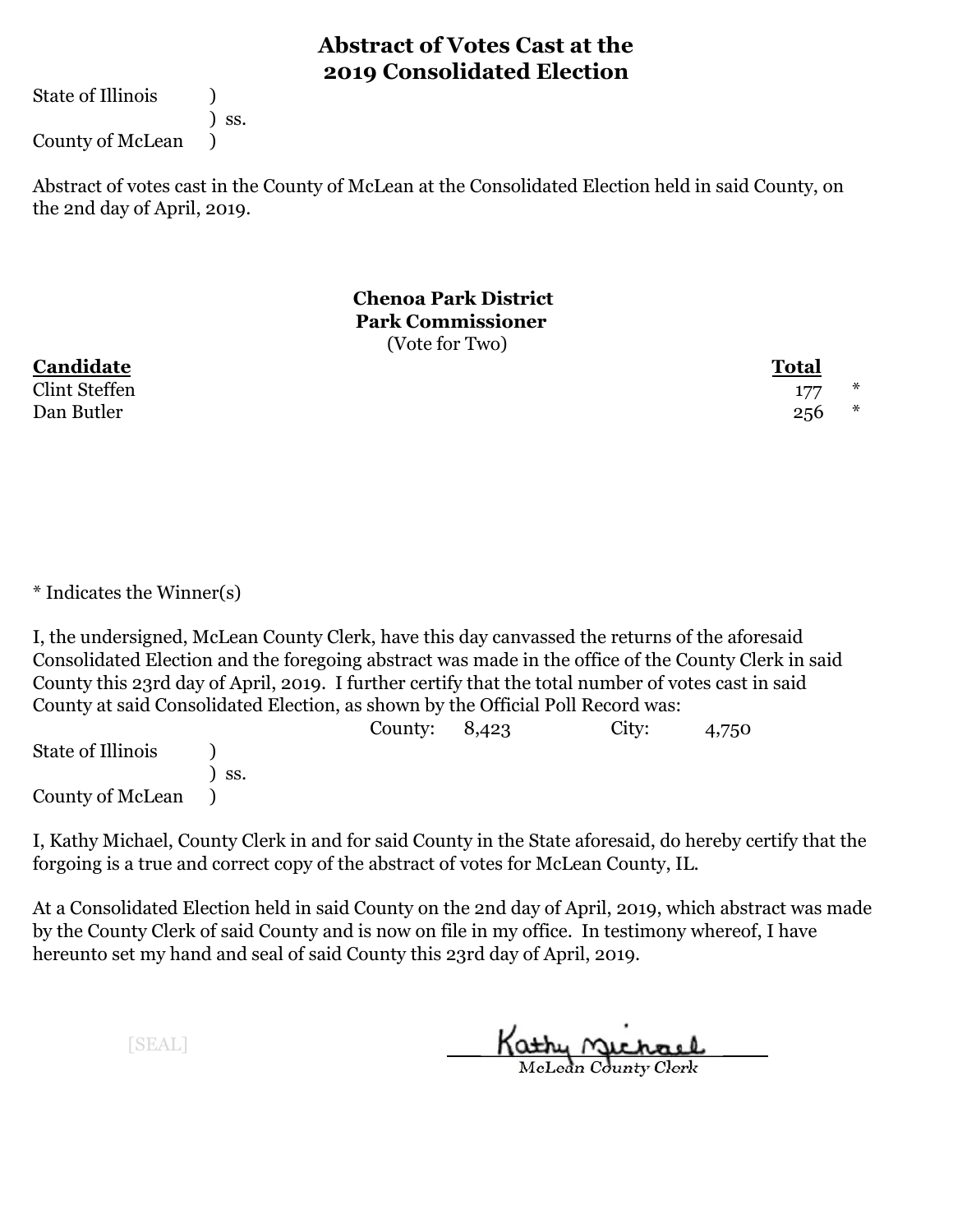# Abstract of Votes Cast at the 2019 Consolidated Election

State of Illinois )
) ss.
County of McLean )

Abstract of votes cast in the County of McLean at the Consolidated Election held in said County, on the 2nd day of April, 2019.

### Chenoa Park District
### Park Commissioner
(Vote for Two)

| Candidate | Total | |
|---|---|---|
| Clint Steffen | 177 | * |
| Dan Butler | 256 | * |

* Indicates the Winner(s)

I, the undersigned, McLean County Clerk, have this day canvassed the returns of the aforesaid Consolidated Election and the foregoing abstract was made in the office of the County Clerk in said County this 23rd day of April, 2019. I further certify that the total number of votes cast in said County at said Consolidated Election, as shown by the Official Poll Record was:

County: 8,423 City: 4,750

State of Illinois )
) ss.
County of McLean )

I, Kathy Michael, County Clerk in and for said County in the State aforesaid, do hereby certify that the forgoing is a true and correct copy of the abstract of votes for McLean County, IL.

At a Consolidated Election held in said County on the 2nd day of April, 2019, which abstract was made by the County Clerk of said County and is now on file in my office. In testimony whereof, I have hereunto set my hand and seal of said County this 23rd day of April, 2019.

[SEAL]

Kathy Michael
McLean County Clerk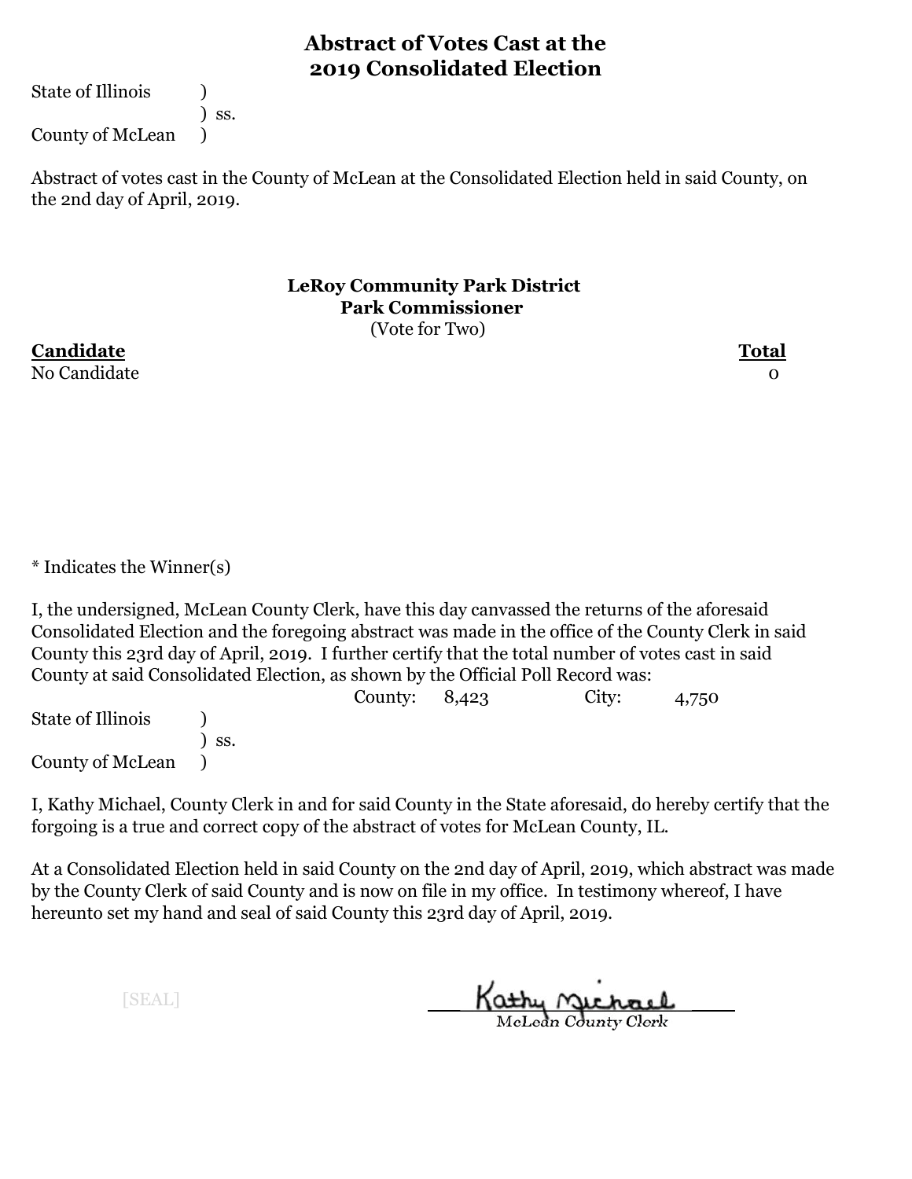# Abstract of Votes Cast at the 2019 Consolidated Election

State of Illinois )
) ss.
County of McLean )

Abstract of votes cast in the County of McLean at the Consolidated Election held in said County, on the 2nd day of April, 2019.

**LeRoy Community Park District**
**Park Commissioner**
(Vote for Two)

| Candidate | Total |
|---|---|
| No Candidate | 0 |

* Indicates the Winner(s)

I, the undersigned, McLean County Clerk, have this day canvassed the returns of the aforesaid Consolidated Election and the foregoing abstract was made in the office of the County Clerk in said County this 23rd day of April, 2019. I further certify that the total number of votes cast in said County at said Consolidated Election, as shown by the Official Poll Record was:

County: 8,423 City: 4,750

State of Illinois )
) ss.
County of McLean )

I, Kathy Michael, County Clerk in and for said County in the State aforesaid, do hereby certify that the forgoing is a true and correct copy of the abstract of votes for McLean County, IL.

At a Consolidated Election held in said County on the 2nd day of April, 2019, which abstract was made by the County Clerk of said County and is now on file in my office. In testimony whereof, I have hereunto set my hand and seal of said County this 23rd day of April, 2019.

[SEAL]

Kathy Michael
McLean County Clerk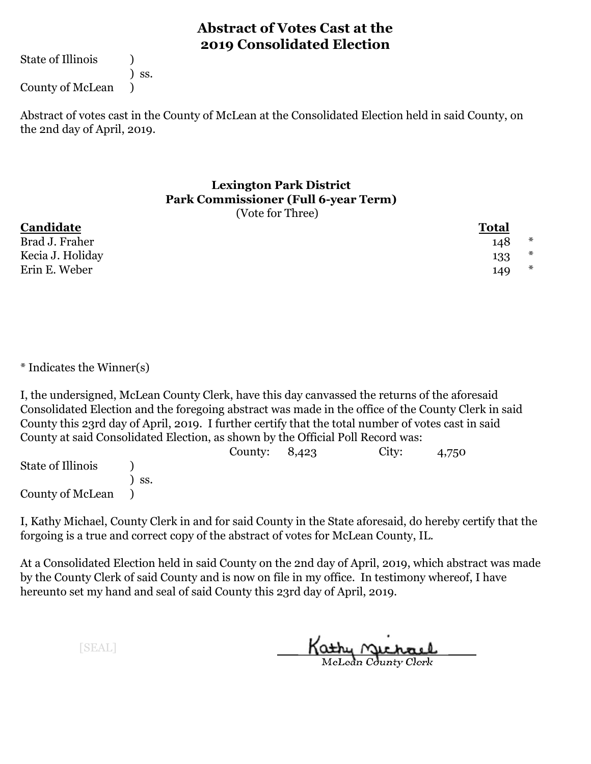# Abstract of Votes Cast at the 2019 Consolidated Election

State of Illinois )
) ss.
County of McLean )

Abstract of votes cast in the County of McLean at the Consolidated Election held in said County, on the 2nd day of April, 2019.

## Lexington Park District
### Park Commissioner (Full 6-year Term)
(Vote for Three)

| Candidate | Total | |
|---|---|---|
| Brad J. Fraher | 148 | * |
| Kecia J. Holiday | 133 | * |
| Erin E. Weber | 149 | * |

* Indicates the Winner(s)

I, the undersigned, McLean County Clerk, have this day canvassed the returns of the aforesaid Consolidated Election and the foregoing abstract was made in the office of the County Clerk in said County this 23rd day of April, 2019. I further certify that the total number of votes cast in said County at said Consolidated Election, as shown by the Official Poll Record was:

County: 8,423 City: 4,750

State of Illinois )
) ss.
County of McLean )

I, Kathy Michael, County Clerk in and for said County in the State aforesaid, do hereby certify that the forgoing is a true and correct copy of the abstract of votes for McLean County, IL.

At a Consolidated Election held in said County on the 2nd day of April, 2019, which abstract was made by the County Clerk of said County and is now on file in my office. In testimony whereof, I have hereunto set my hand and seal of said County this 23rd day of April, 2019.

[SEAL]

Kathy Michael
McLean County Clerk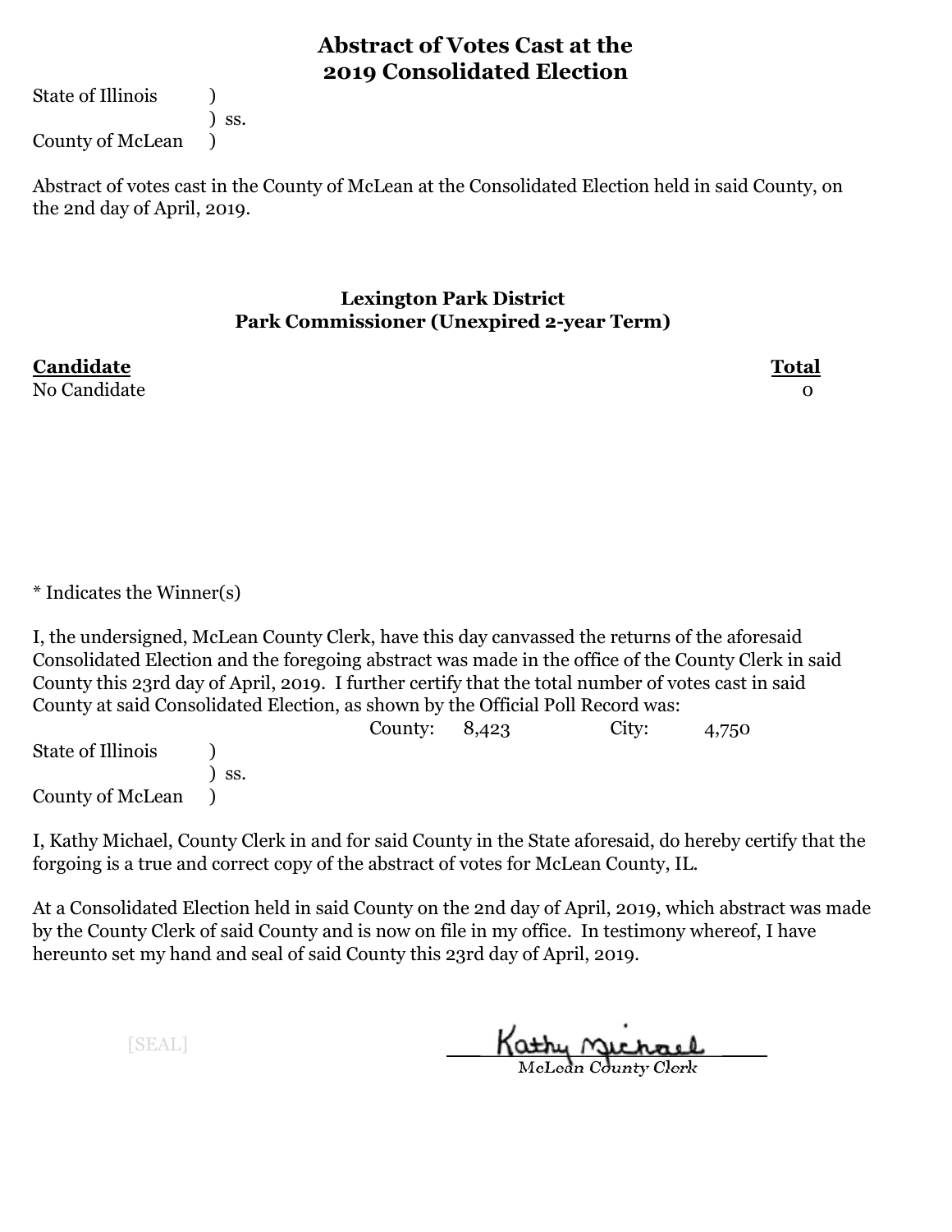# Abstract of Votes Cast at the 2019 Consolidated Election

State of Illinois )
) ss.
County of McLean )

Abstract of votes cast in the County of McLean at the Consolidated Election held in said County, on the 2nd day of April, 2019.

## Lexington Park District
## Park Commissioner (Unexpired 2-year Term)

| Candidate | Total |
|---|---|
| No Candidate | 0 |

* Indicates the Winner(s)

I, the undersigned, McLean County Clerk, have this day canvassed the returns of the aforesaid Consolidated Election and the foregoing abstract was made in the office of the County Clerk in said County this 23rd day of April, 2019. I further certify that the total number of votes cast in said County at said Consolidated Election, as shown by the Official Poll Record was:

County: 8,423 City: 4,750

State of Illinois )
) ss.
County of McLean )

I, Kathy Michael, County Clerk in and for said County in the State aforesaid, do hereby certify that the forgoing is a true and correct copy of the abstract of votes for McLean County, IL.

At a Consolidated Election held in said County on the 2nd day of April, 2019, which abstract was made by the County Clerk of said County and is now on file in my office. In testimony whereof, I have hereunto set my hand and seal of said County this 23rd day of April, 2019.

[SEAL]

Kathy Michael
McLean County Clerk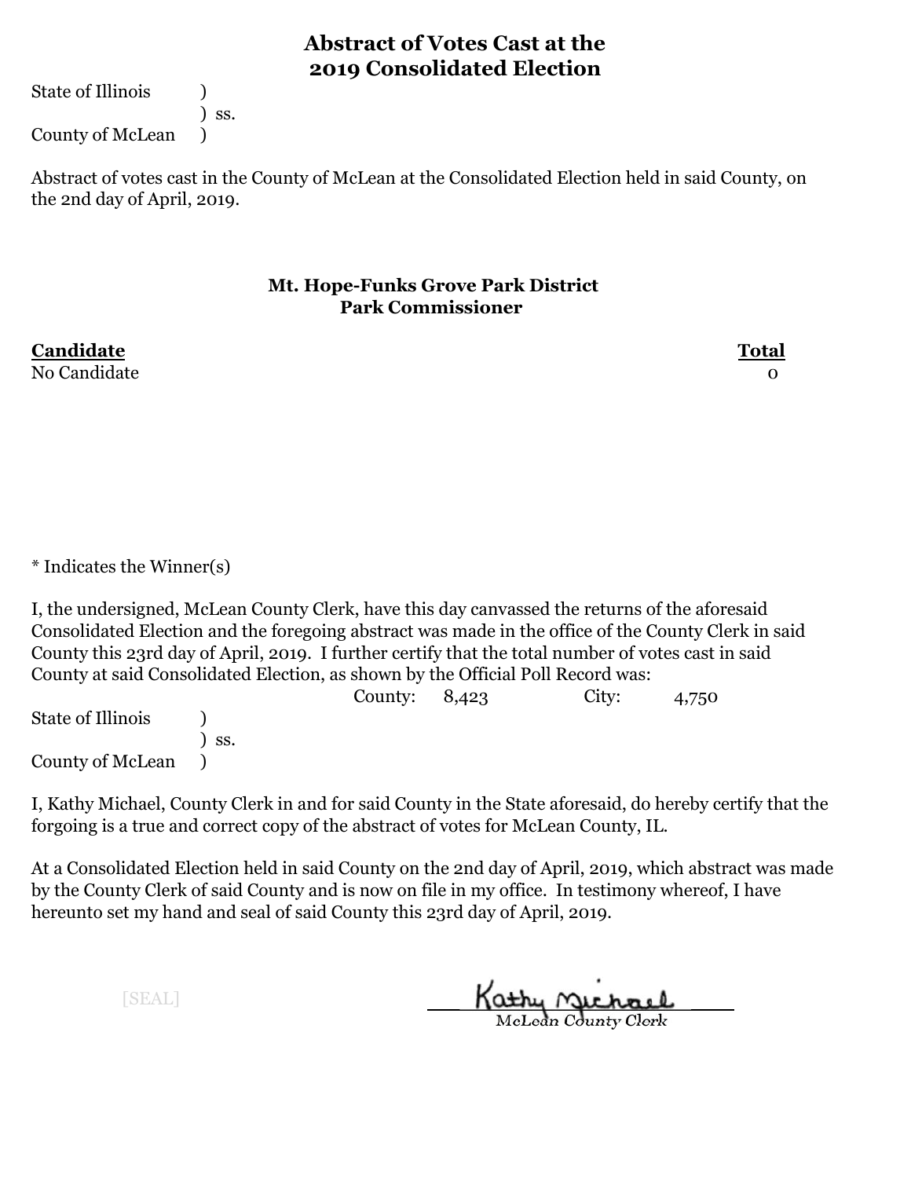# Abstract of Votes Cast at the 2019 Consolidated Election

State of Illinois )
) ss.
County of McLean )

Abstract of votes cast in the County of McLean at the Consolidated Election held in said County, on the 2nd day of April, 2019.

### Mt. Hope-Funks Grove Park District
### Park Commissioner

| Candidate | Total |
|---|---|
| No Candidate | 0 |

* Indicates the Winner(s)

I, the undersigned, McLean County Clerk, have this day canvassed the returns of the aforesaid Consolidated Election and the foregoing abstract was made in the office of the County Clerk in said County this 23rd day of April, 2019. I further certify that the total number of votes cast in said County at said Consolidated Election, as shown by the Official Poll Record was:

County: 8,423 City: 4,750

State of Illinois )
) ss.
County of McLean )

I, Kathy Michael, County Clerk in and for said County in the State aforesaid, do hereby certify that the forgoing is a true and correct copy of the abstract of votes for McLean County, IL.

At a Consolidated Election held in said County on the 2nd day of April, 2019, which abstract was made by the County Clerk of said County and is now on file in my office. In testimony whereof, I have hereunto set my hand and seal of said County this 23rd day of April, 2019.

[SEAL]

Kathy Michael
McLean County Clerk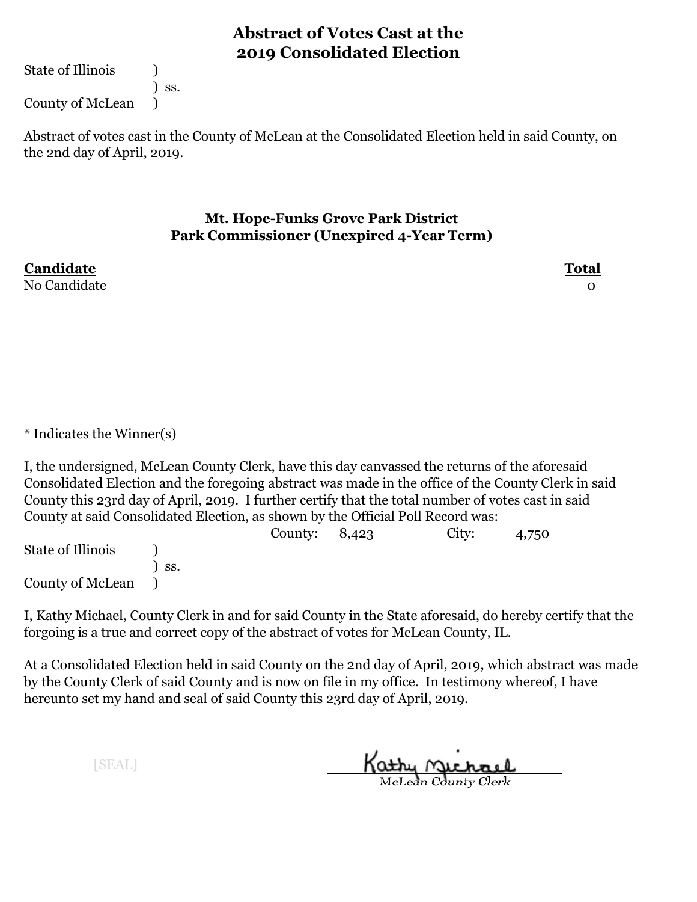# Abstract of Votes Cast at the 2019 Consolidated Election

State of Illinois )
) ss.
County of McLean )

Abstract of votes cast in the County of McLean at the Consolidated Election held in said County, on the 2nd day of April, 2019.

### Mt. Hope-Funks Grove Park District
### Park Commissioner (Unexpired 4-Year Term)

| Candidate | Total |
|---|---|
| No Candidate | 0 |

* Indicates the Winner(s)

I, the undersigned, McLean County Clerk, have this day canvassed the returns of the aforesaid Consolidated Election and the foregoing abstract was made in the office of the County Clerk in said County this 23rd day of April, 2019. I further certify that the total number of votes cast in said County at said Consolidated Election, as shown by the Official Poll Record was:

County: 8,423 City: 4,750

State of Illinois )
) ss.
County of McLean )

I, Kathy Michael, County Clerk in and for said County in the State aforesaid, do hereby certify that the forgoing is a true and correct copy of the abstract of votes for McLean County, IL.

At a Consolidated Election held in said County on the 2nd day of April, 2019, which abstract was made by the County Clerk of said County and is now on file in my office. In testimony whereof, I have hereunto set my hand and seal of said County this 23rd day of April, 2019.

[SEAL]

Kathy Michael
McLean County Clerk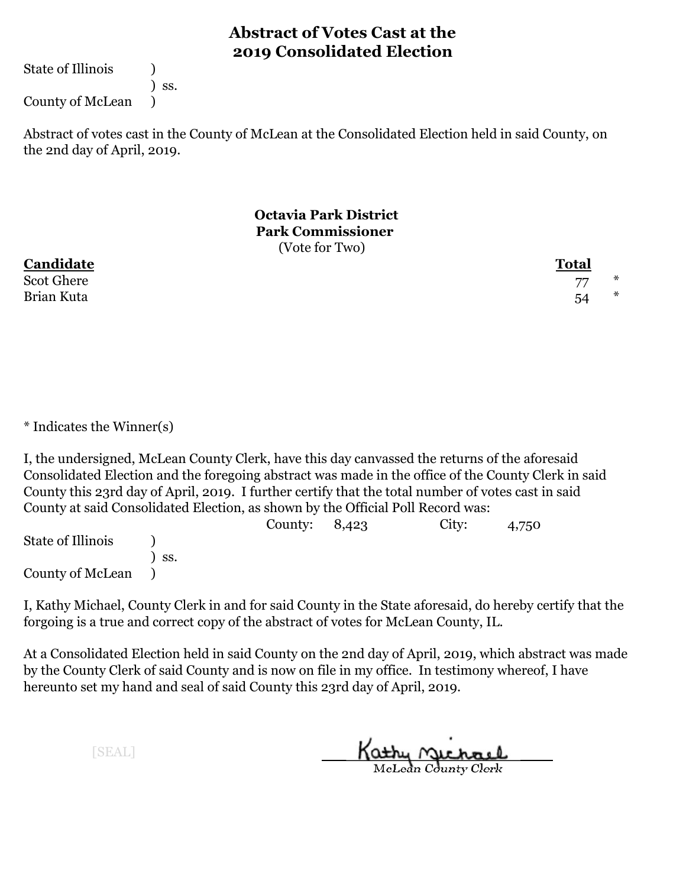# Abstract of Votes Cast at the 2019 Consolidated Election

State of Illinois )
) ss.
County of McLean )

Abstract of votes cast in the County of McLean at the Consolidated Election held in said County, on the 2nd day of April, 2019.

## Octavia Park District
## Park Commissioner
(Vote for Two)

| Candidate | Total | |
|---|---|---|
| Scot Ghere | 77 | * |
| Brian Kuta | 54 | * |

* Indicates the Winner(s)

I, the undersigned, McLean County Clerk, have this day canvassed the returns of the aforesaid Consolidated Election and the foregoing abstract was made in the office of the County Clerk in said County this 23rd day of April, 2019. I further certify that the total number of votes cast in said County at said Consolidated Election, as shown by the Official Poll Record was:

County: 8,423 City: 4,750

State of Illinois )
) ss.
County of McLean )

I, Kathy Michael, County Clerk in and for said County in the State aforesaid, do hereby certify that the forgoing is a true and correct copy of the abstract of votes for McLean County, IL.

At a Consolidated Election held in said County on the 2nd day of April, 2019, which abstract was made by the County Clerk of said County and is now on file in my office. In testimony whereof, I have hereunto set my hand and seal of said County this 23rd day of April, 2019.

[SEAL]

Kathy Michael
McLean County Clerk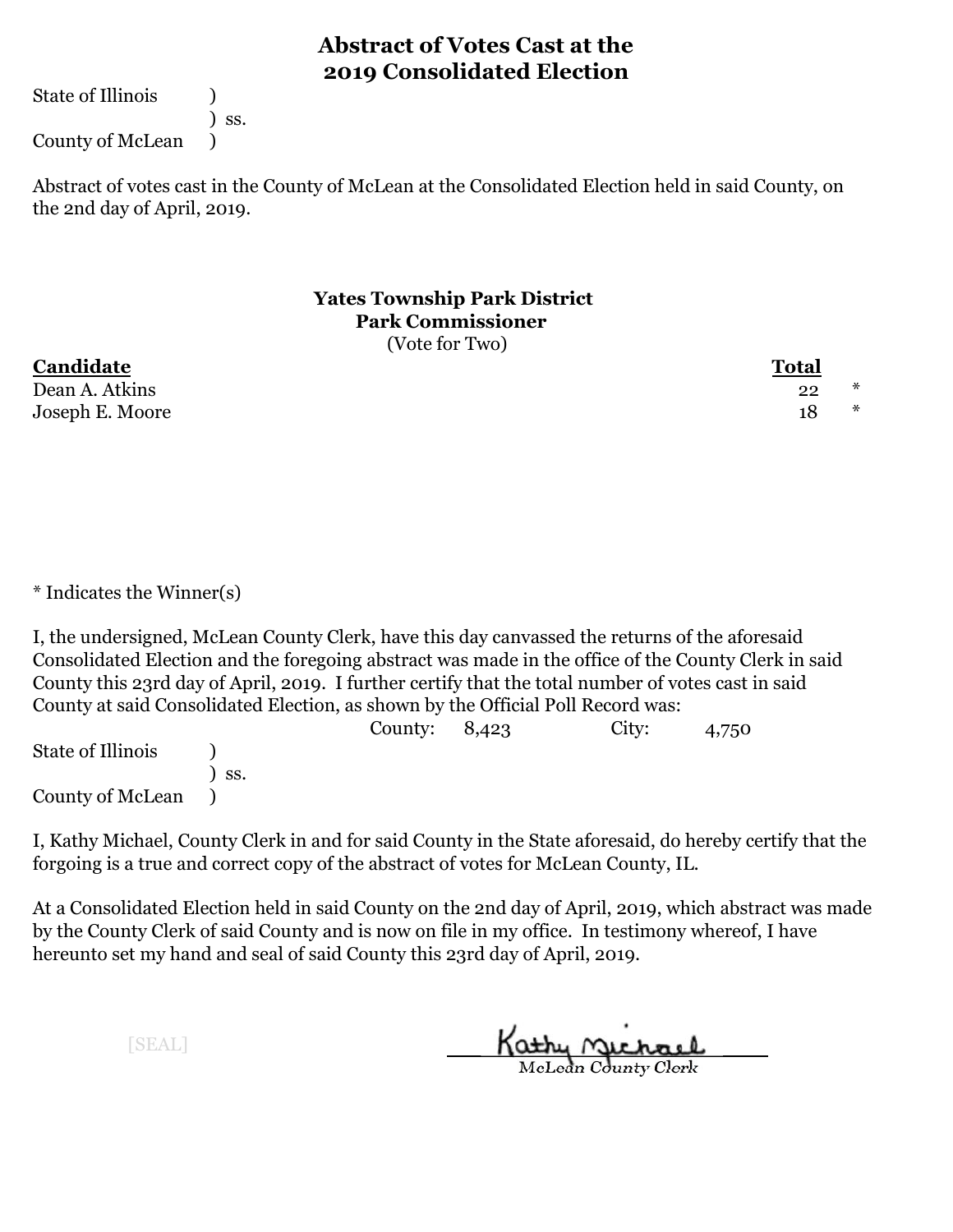# Abstract of Votes Cast at the 2019 Consolidated Election

State of Illinois )
) ss.
County of McLean )

Abstract of votes cast in the County of McLean at the Consolidated Election held in said County, on the 2nd day of April, 2019.

### Yates Township Park District
### Park Commissioner
(Vote for Two)

| **Candidate** | **Total** | |
|---|---|---|
| Dean A. Atkins | 22 | * |
| Joseph E. Moore | 18 | * |

* Indicates the Winner(s)

I, the undersigned, McLean County Clerk, have this day canvassed the returns of the aforesaid Consolidated Election and the foregoing abstract was made in the office of the County Clerk in said County this 23rd day of April, 2019. I further certify that the total number of votes cast in said County at said Consolidated Election, as shown by the Official Poll Record was:

County: 8,423 City: 4,750

State of Illinois )
) ss.
County of McLean )

I, Kathy Michael, County Clerk in and for said County in the State aforesaid, do hereby certify that the forgoing is a true and correct copy of the abstract of votes for McLean County, IL.

At a Consolidated Election held in said County on the 2nd day of April, 2019, which abstract was made by the County Clerk of said County and is now on file in my office. In testimony whereof, I have hereunto set my hand and seal of said County this 23rd day of April, 2019.

[SEAL]

Kathy Michael
McLean County Clerk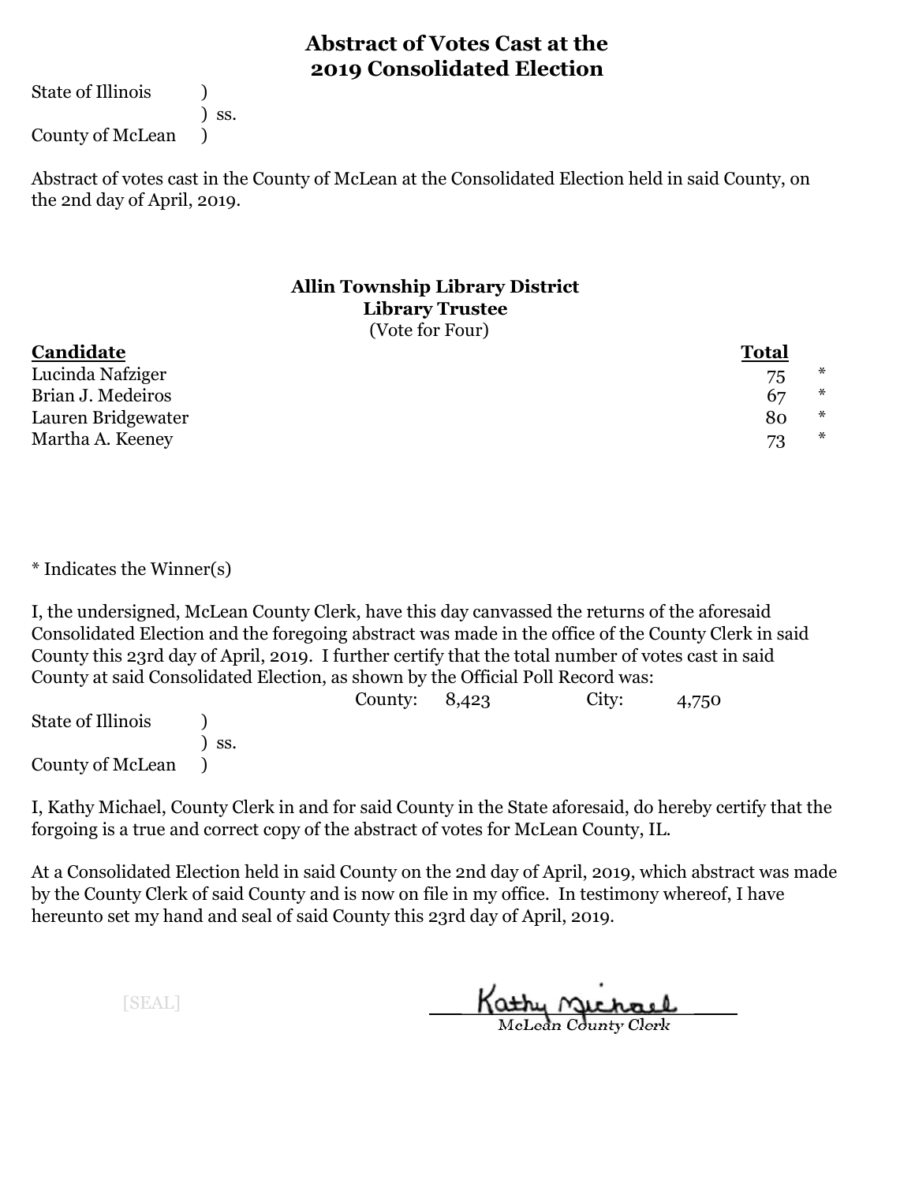# Abstract of Votes Cast at the 2019 Consolidated Election

State of Illinois )
) ss.
County of McLean )

Abstract of votes cast in the County of McLean at the Consolidated Election held in said County, on the 2nd day of April, 2019.

## Allin Township Library District
### Library Trustee
(Vote for Four)

| Candidate | Total | |
|---|---|---|
| Lucinda Nafziger | 75 | * |
| Brian J. Medeiros | 67 | * |
| Lauren Bridgewater | 80 | * |
| Martha A. Keeney | 73 | * |

* Indicates the Winner(s)

I, the undersigned, McLean County Clerk, have this day canvassed the returns of the aforesaid Consolidated Election and the foregoing abstract was made in the office of the County Clerk in said County this 23rd day of April, 2019. I further certify that the total number of votes cast in said County at said Consolidated Election, as shown by the Official Poll Record was:

County: 8,423 City: 4,750

State of Illinois )
) ss.
County of McLean )

I, Kathy Michael, County Clerk in and for said County in the State aforesaid, do hereby certify that the forgoing is a true and correct copy of the abstract of votes for McLean County, IL.

At a Consolidated Election held in said County on the 2nd day of April, 2019, which abstract was made by the County Clerk of said County and is now on file in my office. In testimony whereof, I have hereunto set my hand and seal of said County this 23rd day of April, 2019.

[SEAL]

Kathy Michael
McLean County Clerk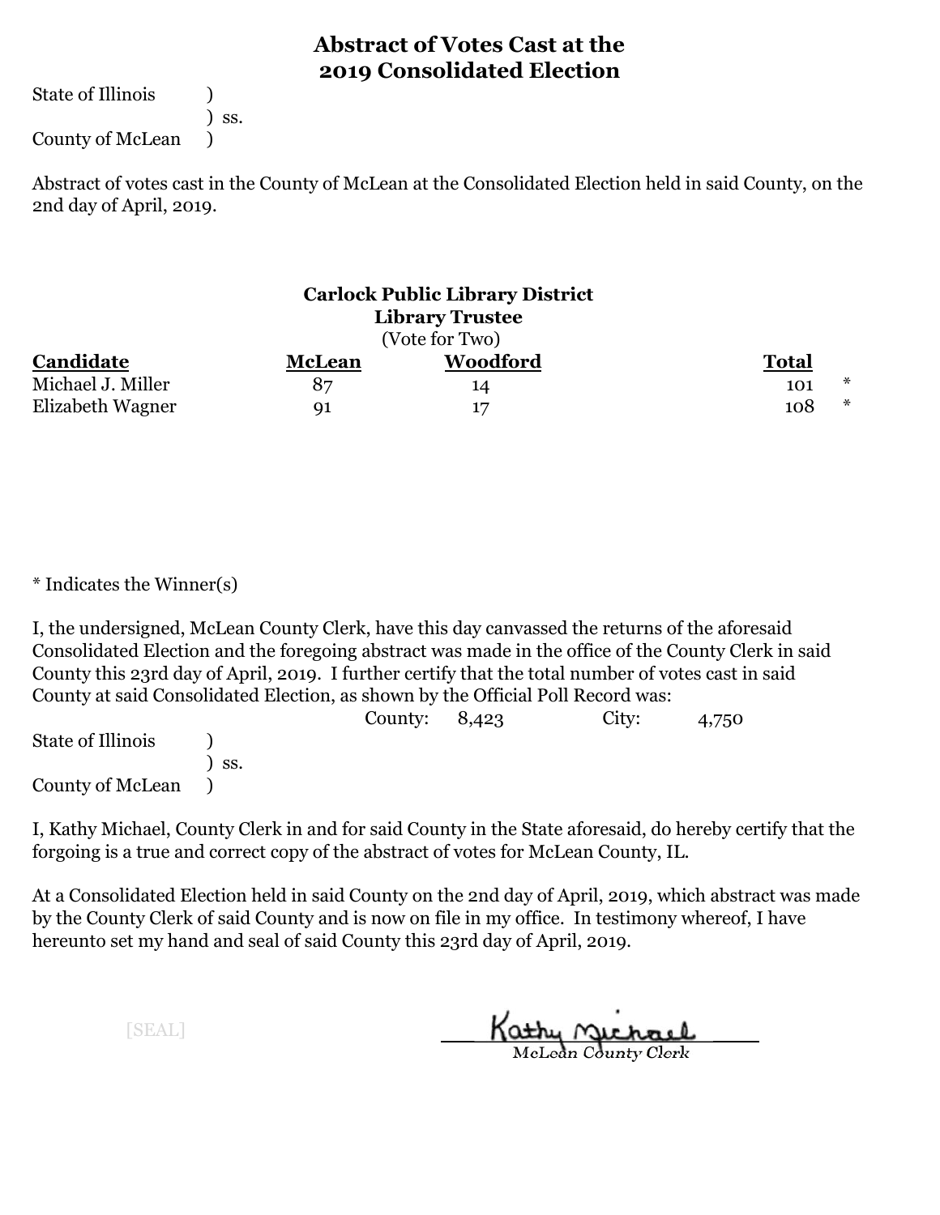# Abstract of Votes Cast at the 2019 Consolidated Election

State of Illinois )
) ss.
County of McLean )

Abstract of votes cast in the County of McLean at the Consolidated Election held in said County, on the 2nd day of April, 2019.

## Carlock Public Library District
### Library Trustee
(Vote for Two)

| Candidate | McLean | Woodford | Total | |
|---|---|---|---|---|
| Michael J. Miller | 87 | 14 | 101 | * |
| Elizabeth Wagner | 91 | 17 | 108 | * |

* Indicates the Winner(s)

I, the undersigned, McLean County Clerk, have this day canvassed the returns of the aforesaid Consolidated Election and the foregoing abstract was made in the office of the County Clerk in said County this 23rd day of April, 2019. I further certify that the total number of votes cast in said County at said Consolidated Election, as shown by the Official Poll Record was:

County: 8,423 City: 4,750

State of Illinois )
) ss.
County of McLean )

I, Kathy Michael, County Clerk in and for said County in the State aforesaid, do hereby certify that the forgoing is a true and correct copy of the abstract of votes for McLean County, IL.

At a Consolidated Election held in said County on the 2nd day of April, 2019, which abstract was made by the County Clerk of said County and is now on file in my office. In testimony whereof, I have hereunto set my hand and seal of said County this 23rd day of April, 2019.

[SEAL]

Kathy Michael
McLean County Clerk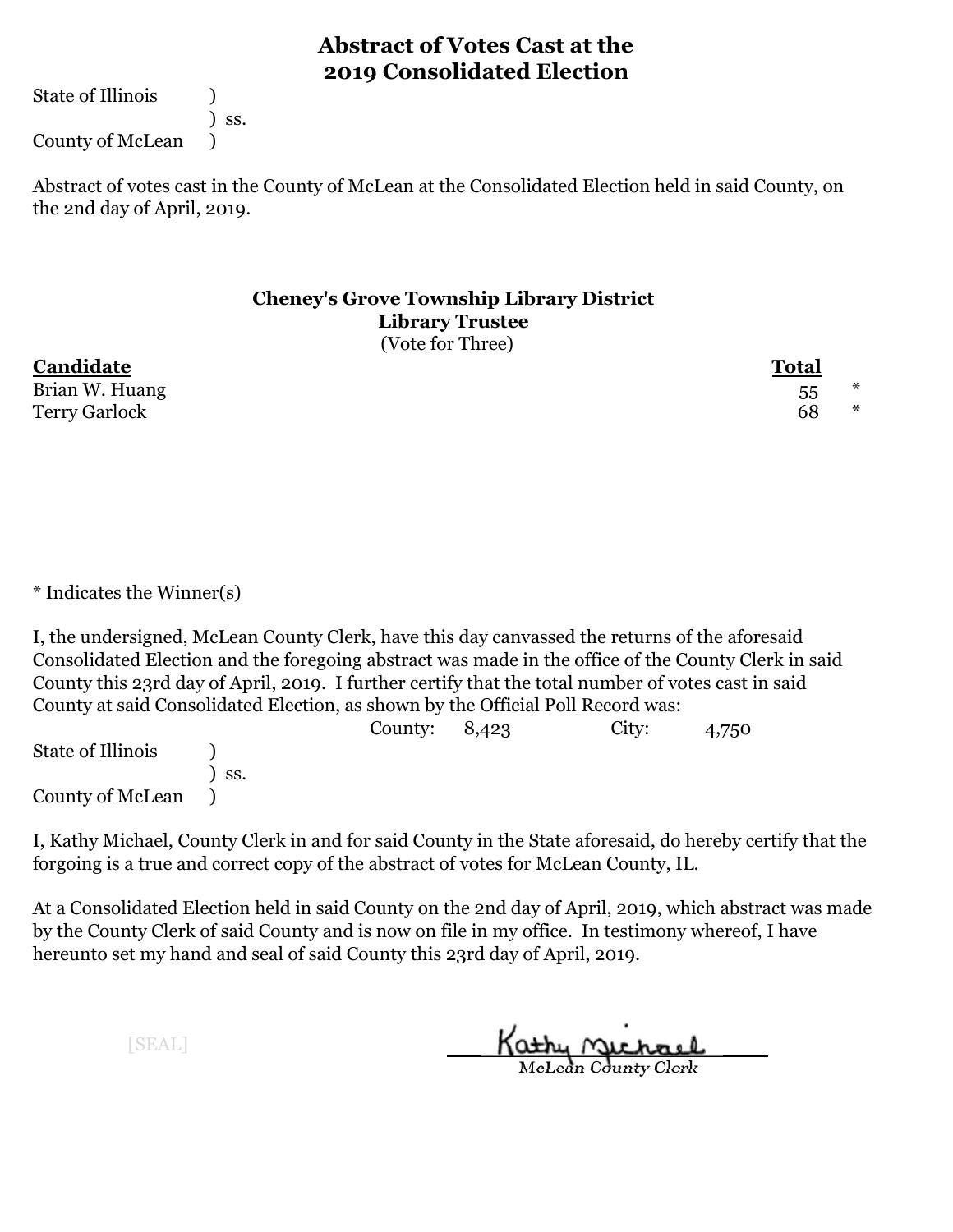# Abstract of Votes Cast at the 2019 Consolidated Election

State of Illinois )
) ss.
County of McLean )

Abstract of votes cast in the County of McLean at the Consolidated Election held in said County, on the 2nd day of April, 2019.

## Cheney's Grove Township Library District
### Library Trustee
(Vote for Three)

| Candidate | Total | |
|---|---|---|
| Brian W. Huang | 55 | * |
| Terry Garlock | 68 | * |

* Indicates the Winner(s)

I, the undersigned, McLean County Clerk, have this day canvassed the returns of the aforesaid Consolidated Election and the foregoing abstract was made in the office of the County Clerk in said County this 23rd day of April, 2019. I further certify that the total number of votes cast in said County at said Consolidated Election, as shown by the Official Poll Record was:

County: 8,423 City: 4,750

State of Illinois )
) ss.
County of McLean )

I, Kathy Michael, County Clerk in and for said County in the State aforesaid, do hereby certify that the forgoing is a true and correct copy of the abstract of votes for McLean County, IL.

At a Consolidated Election held in said County on the 2nd day of April, 2019, which abstract was made by the County Clerk of said County and is now on file in my office. In testimony whereof, I have hereunto set my hand and seal of said County this 23rd day of April, 2019.

[SEAL]

Kathy Michael
McLean County Clerk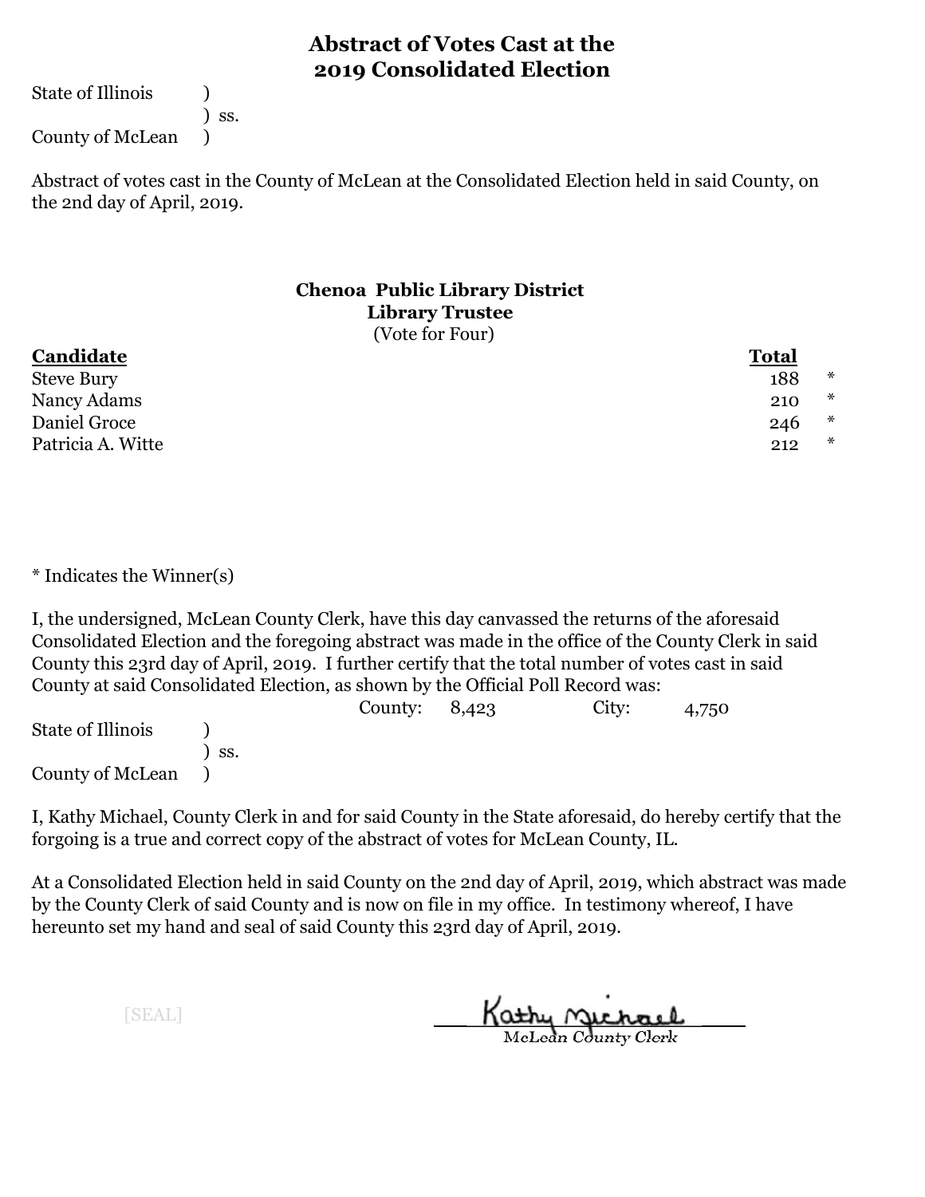# Abstract of Votes Cast at the 2019 Consolidated Election

State of Illinois )
) ss.
County of McLean )

Abstract of votes cast in the County of McLean at the Consolidated Election held in said County, on the 2nd day of April, 2019.

### Chenoa Public Library District
### Library Trustee
(Vote for Four)

| Candidate | Total | |
|---|---|---|
| Steve Bury | 188 | * |
| Nancy Adams | 210 | * |
| Daniel Groce | 246 | * |
| Patricia A. Witte | 212 | * |

* Indicates the Winner(s)

I, the undersigned, McLean County Clerk, have this day canvassed the returns of the aforesaid Consolidated Election and the foregoing abstract was made in the office of the County Clerk in said County this 23rd day of April, 2019. I further certify that the total number of votes cast in said County at said Consolidated Election, as shown by the Official Poll Record was:

County: 8,423 City: 4,750

State of Illinois )
) ss.
County of McLean )

I, Kathy Michael, County Clerk in and for said County in the State aforesaid, do hereby certify that the forgoing is a true and correct copy of the abstract of votes for McLean County, IL.

At a Consolidated Election held in said County on the 2nd day of April, 2019, which abstract was made by the County Clerk of said County and is now on file in my office. In testimony whereof, I have hereunto set my hand and seal of said County this 23rd day of April, 2019.

[SEAL]

Kathy Michael
McLean County Clerk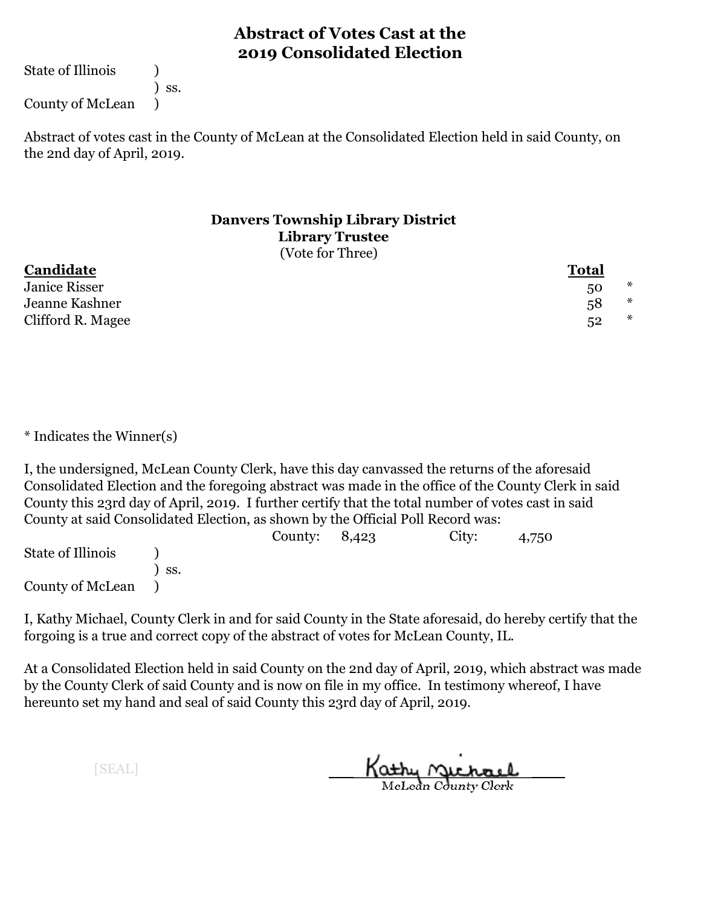# Abstract of Votes Cast at the 2019 Consolidated Election

State of Illinois )
) ss.
County of McLean )

Abstract of votes cast in the County of McLean at the Consolidated Election held in said County, on the 2nd day of April, 2019.

### Danvers Township Library District
### Library Trustee
(Vote for Three)

| Candidate | Total | |
|---|---|---|
| Janice Risser | 50 | * |
| Jeanne Kashner | 58 | * |
| Clifford R. Magee | 52 | * |

* Indicates the Winner(s)

I, the undersigned, McLean County Clerk, have this day canvassed the returns of the aforesaid Consolidated Election and the foregoing abstract was made in the office of the County Clerk in said County this 23rd day of April, 2019. I further certify that the total number of votes cast in said County at said Consolidated Election, as shown by the Official Poll Record was:

County: 8,423 City: 4,750

State of Illinois )
) ss.
County of McLean )

I, Kathy Michael, County Clerk in and for said County in the State aforesaid, do hereby certify that the forgoing is a true and correct copy of the abstract of votes for McLean County, IL.

At a Consolidated Election held in said County on the 2nd day of April, 2019, which abstract was made by the County Clerk of said County and is now on file in my office. In testimony whereof, I have hereunto set my hand and seal of said County this 23rd day of April, 2019.

[SEAL]

Kathy Michael
McLean County Clerk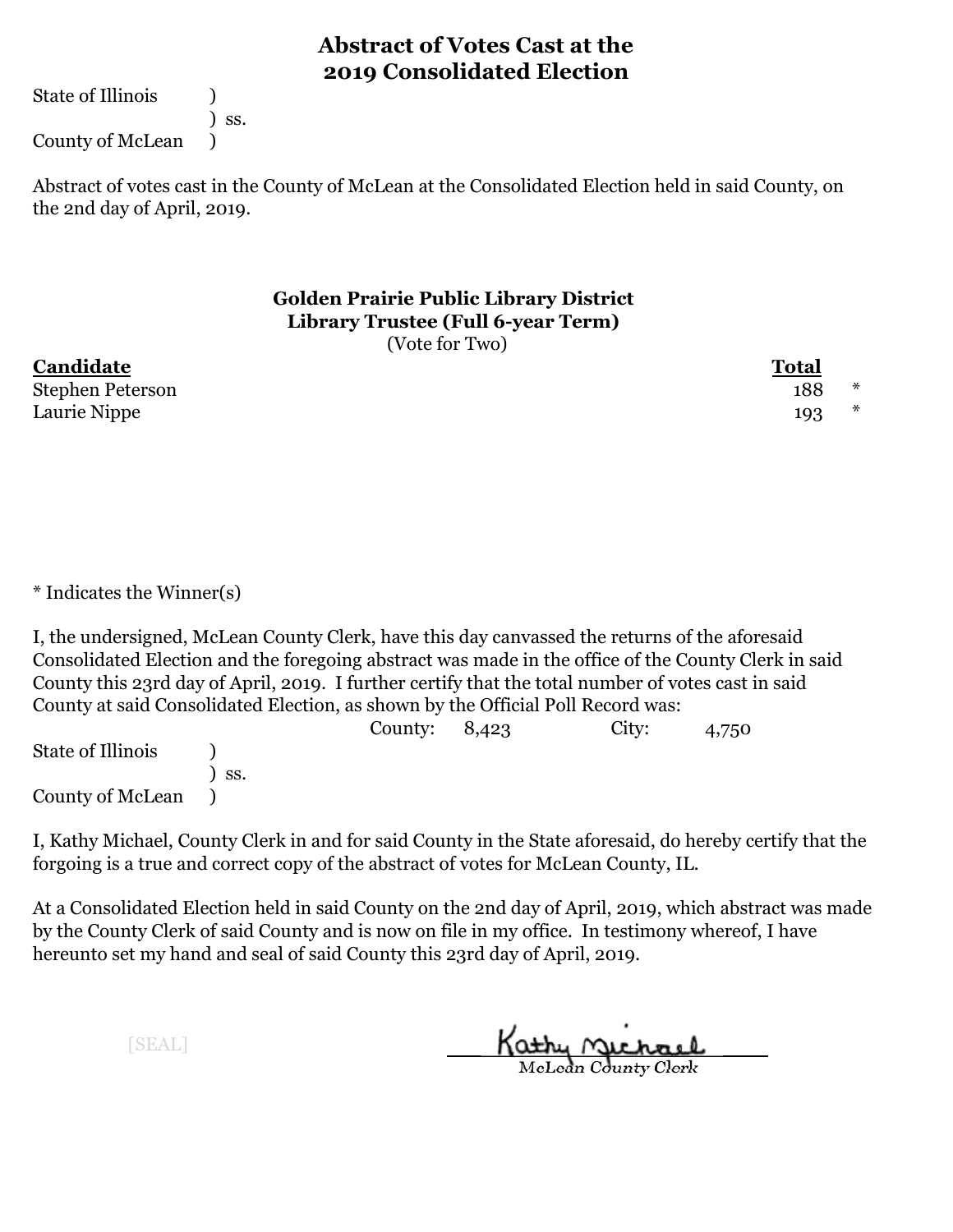# Abstract of Votes Cast at the 2019 Consolidated Election

State of Illinois )
) ss.
County of McLean )

Abstract of votes cast in the County of McLean at the Consolidated Election held in said County, on the 2nd day of April, 2019.

## Golden Prairie Public Library District
### Library Trustee (Full 6-year Term)
(Vote for Two)

| **Candidate** | **Total** | |
|---|---|---|
| Stephen Peterson | 188 | * |
| Laurie Nippe | 193 | * |

* Indicates the Winner(s)

I, the undersigned, McLean County Clerk, have this day canvassed the returns of the aforesaid Consolidated Election and the foregoing abstract was made in the office of the County Clerk in said County this 23rd day of April, 2019. I further certify that the total number of votes cast in said County at said Consolidated Election, as shown by the Official Poll Record was:

County: 8,423 City: 4,750

State of Illinois )
) ss.
County of McLean )

I, Kathy Michael, County Clerk in and for said County in the State aforesaid, do hereby certify that the forgoing is a true and correct copy of the abstract of votes for McLean County, IL.

At a Consolidated Election held in said County on the 2nd day of April, 2019, which abstract was made by the County Clerk of said County and is now on file in my office. In testimony whereof, I have hereunto set my hand and seal of said County this 23rd day of April, 2019.

[SEAL]

Kathy Michael
McLean County Clerk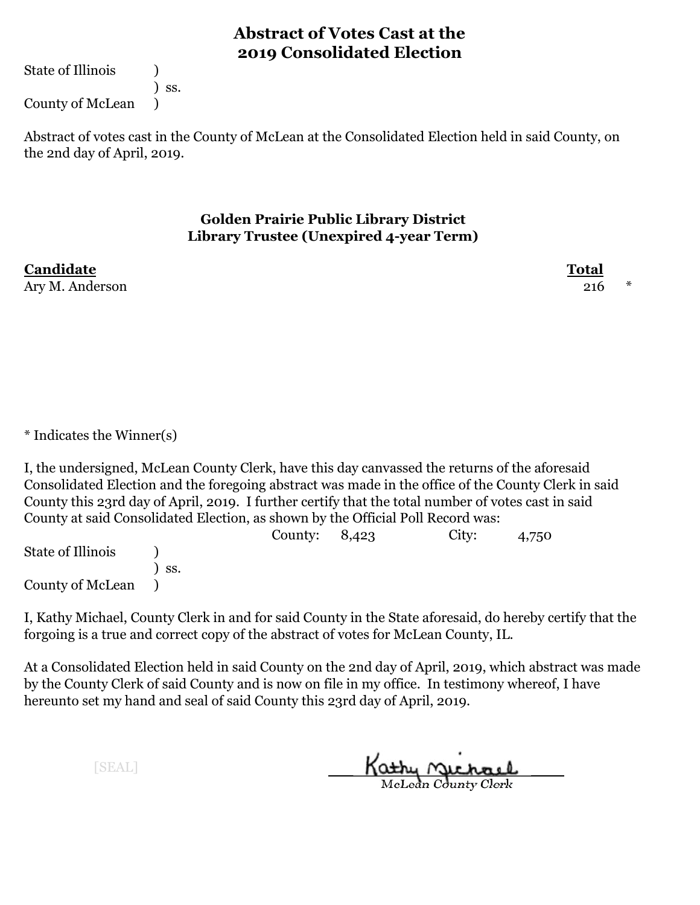# Abstract of Votes Cast at the 2019 Consolidated Election

State of Illinois )
) ss.
County of McLean )

Abstract of votes cast in the County of McLean at the Consolidated Election held in said County, on the 2nd day of April, 2019.

## Golden Prairie Public Library District
## Library Trustee (Unexpired 4-year Term)

| Candidate | Total | |
|---|---|---|
| Ary M. Anderson | 216 | * |

* Indicates the Winner(s)

I, the undersigned, McLean County Clerk, have this day canvassed the returns of the aforesaid Consolidated Election and the foregoing abstract was made in the office of the County Clerk in said County this 23rd day of April, 2019. I further certify that the total number of votes cast in said County at said Consolidated Election, as shown by the Official Poll Record was:

County: 8,423 City: 4,750

State of Illinois )
) ss.
County of McLean )

I, Kathy Michael, County Clerk in and for said County in the State aforesaid, do hereby certify that the forgoing is a true and correct copy of the abstract of votes for McLean County, IL.

At a Consolidated Election held in said County on the 2nd day of April, 2019, which abstract was made by the County Clerk of said County and is now on file in my office. In testimony whereof, I have hereunto set my hand and seal of said County this 23rd day of April, 2019.

[SEAL]

Kathy Michael
McLean County Clerk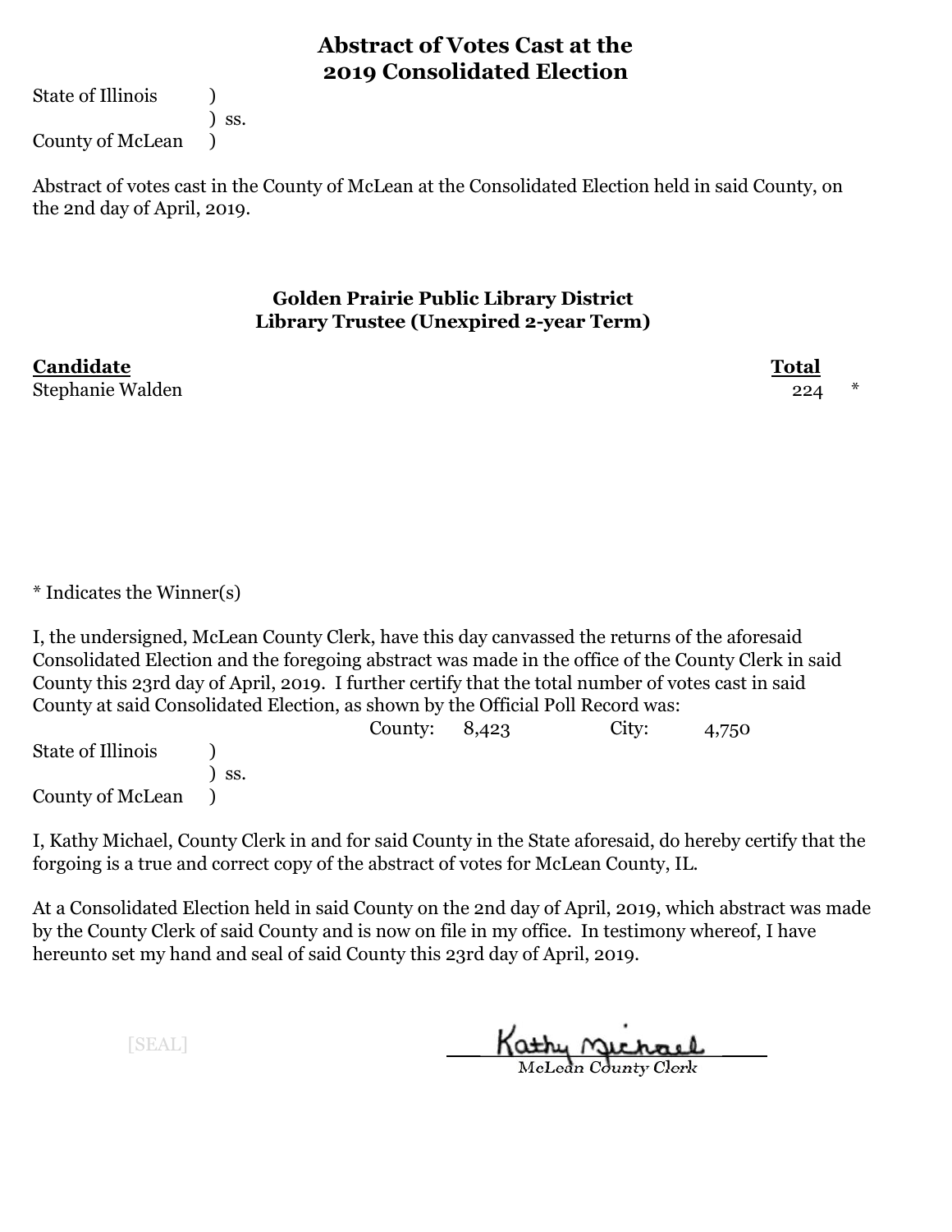# Abstract of Votes Cast at the 2019 Consolidated Election

State of Illinois )
) ss.
County of McLean )

Abstract of votes cast in the County of McLean at the Consolidated Election held in said County, on the 2nd day of April, 2019.

### Golden Prairie Public Library District
### Library Trustee (Unexpired 2-year Term)

| Candidate | Total | |
|---|---|---|
| Stephanie Walden | 224 | * |

* Indicates the Winner(s)

I, the undersigned, McLean County Clerk, have this day canvassed the returns of the aforesaid Consolidated Election and the foregoing abstract was made in the office of the County Clerk in said County this 23rd day of April, 2019. I further certify that the total number of votes cast in said County at said Consolidated Election, as shown by the Official Poll Record was:

County: 8,423 City: 4,750

State of Illinois )
) ss.
County of McLean )

I, Kathy Michael, County Clerk in and for said County in the State aforesaid, do hereby certify that the forgoing is a true and correct copy of the abstract of votes for McLean County, IL.

At a Consolidated Election held in said County on the 2nd day of April, 2019, which abstract was made by the County Clerk of said County and is now on file in my office. In testimony whereof, I have hereunto set my hand and seal of said County this 23rd day of April, 2019.

[SEAL]

Kathy Michael
McLean County Clerk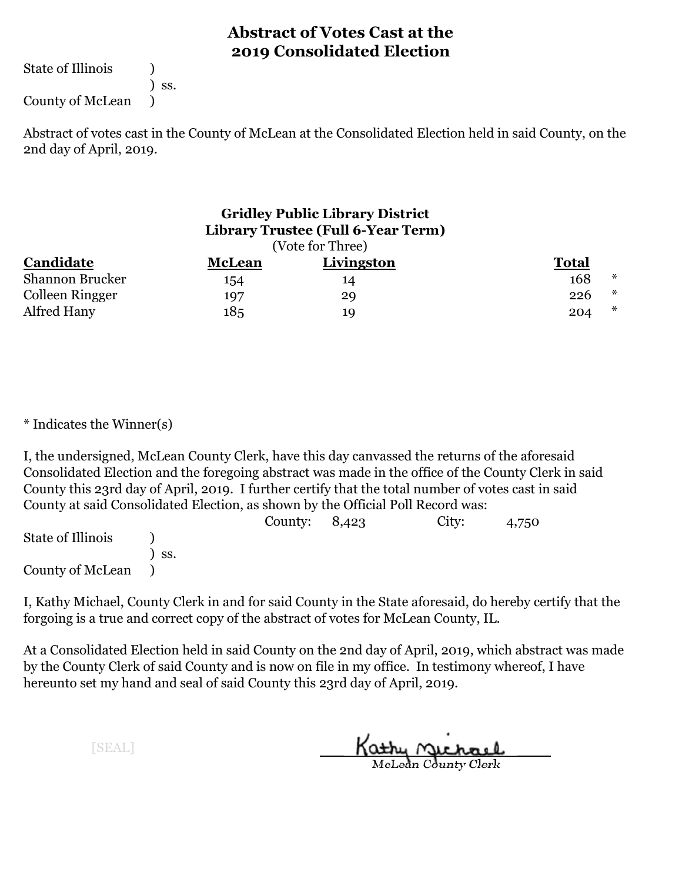# Abstract of Votes Cast at the 2019 Consolidated Election

State of Illinois )
) ss.
County of McLean )

Abstract of votes cast in the County of McLean at the Consolidated Election held in said County, on the 2nd day of April, 2019.

### Gridley Public Library District
### Library Trustee (Full 6-Year Term)
(Vote for Three)

| Candidate | McLean | Livingston | Total | |
|---|---|---|---|---|
| Shannon Brucker | 154 | 14 | 168 | * |
| Colleen Ringger | 197 | 29 | 226 | * |
| Alfred Hany | 185 | 19 | 204 | * |

* Indicates the Winner(s)

I, the undersigned, McLean County Clerk, have this day canvassed the returns of the aforesaid Consolidated Election and the foregoing abstract was made in the office of the County Clerk in said County this 23rd day of April, 2019. I further certify that the total number of votes cast in said County at said Consolidated Election, as shown by the Official Poll Record was:

County: 8,423 City: 4,750

State of Illinois )
) ss.
County of McLean )

I, Kathy Michael, County Clerk in and for said County in the State aforesaid, do hereby certify that the forgoing is a true and correct copy of the abstract of votes for McLean County, IL.

At a Consolidated Election held in said County on the 2nd day of April, 2019, which abstract was made by the County Clerk of said County and is now on file in my office. In testimony whereof, I have hereunto set my hand and seal of said County this 23rd day of April, 2019.

[SEAL]

Kathy Michael
McLean County Clerk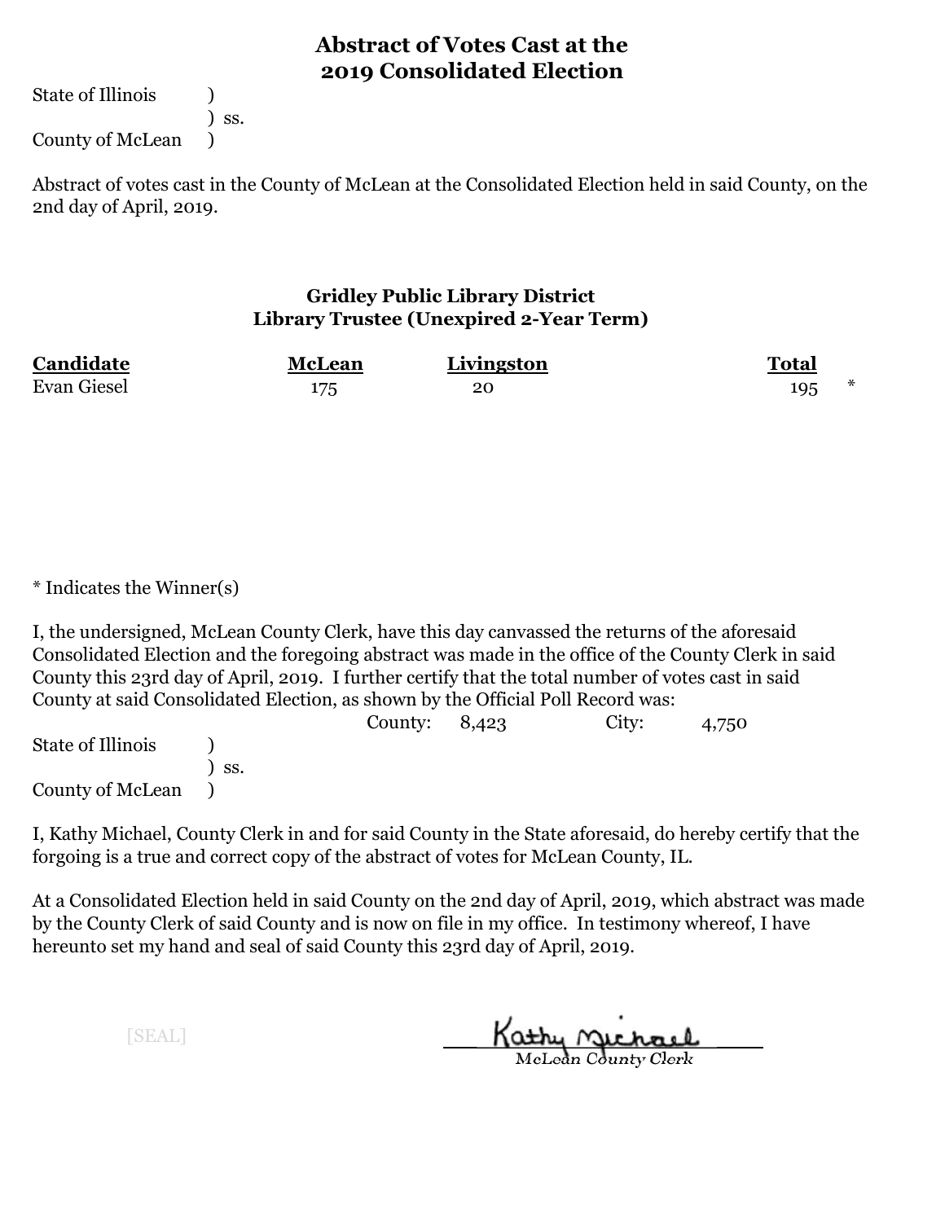# Abstract of Votes Cast at the 2019 Consolidated Election

State of Illinois )
) ss.
County of McLean )

Abstract of votes cast in the County of McLean at the Consolidated Election held in said County, on the 2nd day of April, 2019.

### Gridley Public Library District
### Library Trustee (Unexpired 2-Year Term)

| Candidate | McLean | Livingston | Total | |
|---|---|---|---|---|
| Evan Giesel | 175 | 20 | 195 | * |

* Indicates the Winner(s)

I, the undersigned, McLean County Clerk, have this day canvassed the returns of the aforesaid Consolidated Election and the foregoing abstract was made in the office of the County Clerk in said County this 23rd day of April, 2019. I further certify that the total number of votes cast in said County at said Consolidated Election, as shown by the Official Poll Record was:

County: 8,423 City: 4,750

State of Illinois )
) ss.
County of McLean )

I, Kathy Michael, County Clerk in and for said County in the State aforesaid, do hereby certify that the forgoing is a true and correct copy of the abstract of votes for McLean County, IL.

At a Consolidated Election held in said County on the 2nd day of April, 2019, which abstract was made by the County Clerk of said County and is now on file in my office. In testimony whereof, I have hereunto set my hand and seal of said County this 23rd day of April, 2019.

[SEAL]

Kathy Michael
McLean County Clerk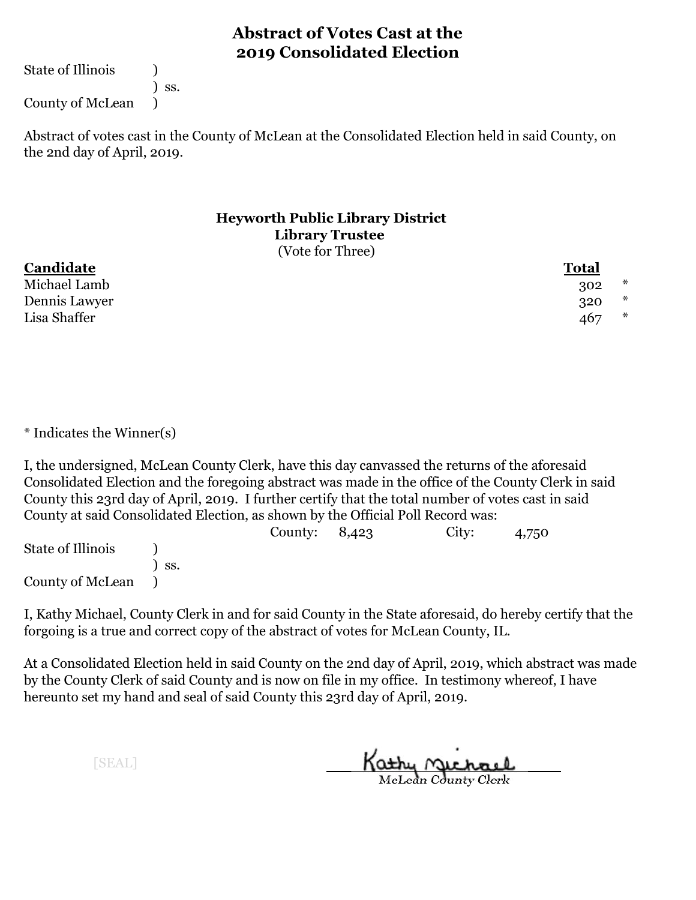# Abstract of Votes Cast at the 2019 Consolidated Election

State of Illinois )
) ss.
County of McLean )

Abstract of votes cast in the County of McLean at the Consolidated Election held in said County, on the 2nd day of April, 2019.

### Heyworth Public Library District
### Library Trustee
(Vote for Three)

| Candidate | Total | |
|---|---|---|
| Michael Lamb | 302 | * |
| Dennis Lawyer | 320 | * |
| Lisa Shaffer | 467 | * |

* Indicates the Winner(s)

I, the undersigned, McLean County Clerk, have this day canvassed the returns of the aforesaid Consolidated Election and the foregoing abstract was made in the office of the County Clerk in said County this 23rd day of April, 2019. I further certify that the total number of votes cast in said County at said Consolidated Election, as shown by the Official Poll Record was:

County: 8,423 City: 4,750

State of Illinois )
) ss.
County of McLean )

I, Kathy Michael, County Clerk in and for said County in the State aforesaid, do hereby certify that the forgoing is a true and correct copy of the abstract of votes for McLean County, IL.

At a Consolidated Election held in said County on the 2nd day of April, 2019, which abstract was made by the County Clerk of said County and is now on file in my office. In testimony whereof, I have hereunto set my hand and seal of said County this 23rd day of April, 2019.

[SEAL]

Kathy Michael
McLean County Clerk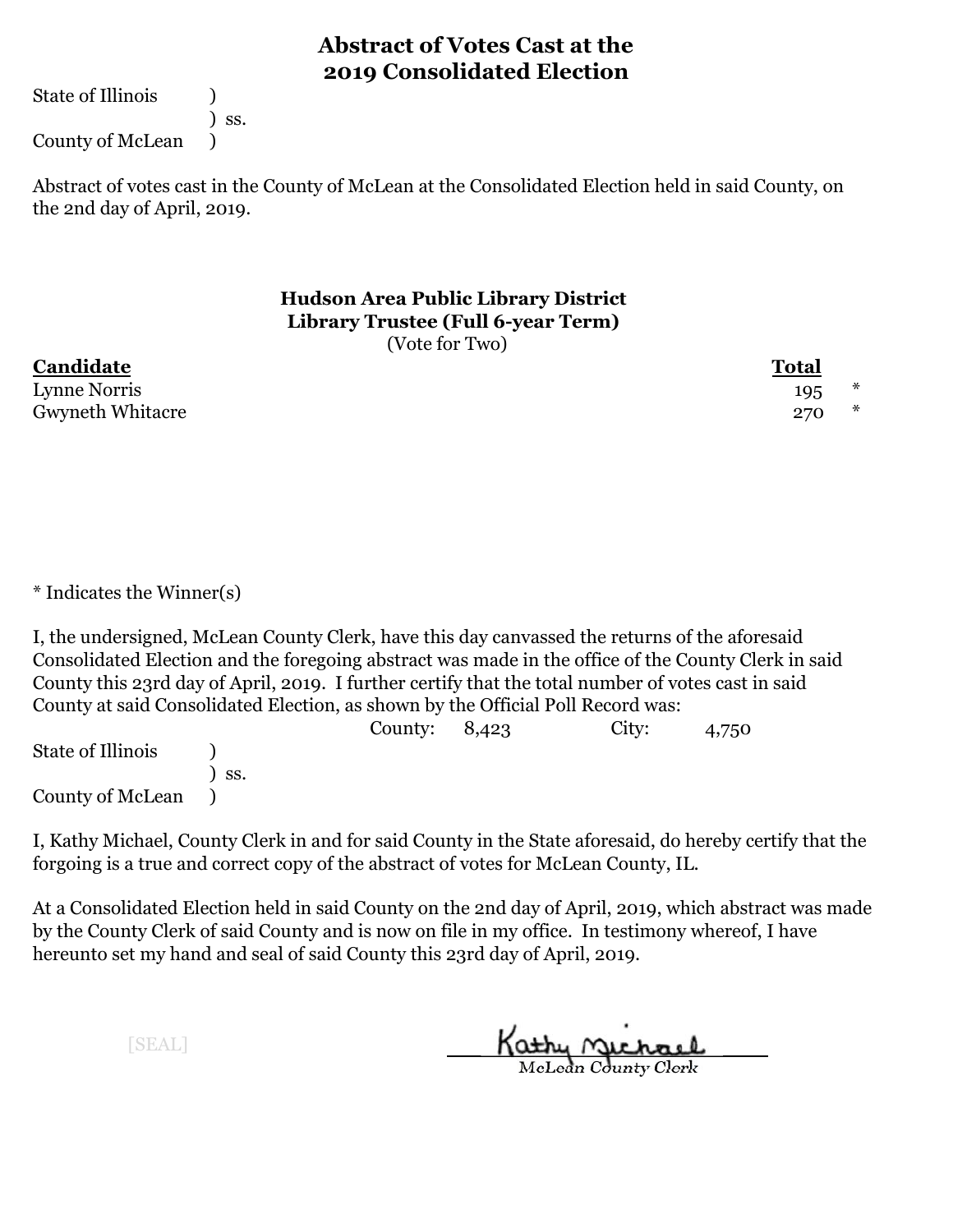# Abstract of Votes Cast at the 2019 Consolidated Election

State of Illinois )
) ss.
County of McLean )

Abstract of votes cast in the County of McLean at the Consolidated Election held in said County, on the 2nd day of April, 2019.

### Hudson Area Public Library District
### Library Trustee (Full 6-year Term)
(Vote for Two)

| Candidate | Total | |
|---|---|---|
| Lynne Norris | 195 | * |
| Gwyneth Whitacre | 270 | * |

* Indicates the Winner(s)

I, the undersigned, McLean County Clerk, have this day canvassed the returns of the aforesaid Consolidated Election and the foregoing abstract was made in the office of the County Clerk in said County this 23rd day of April, 2019. I further certify that the total number of votes cast in said County at said Consolidated Election, as shown by the Official Poll Record was:

County: 8,423 City: 4,750

State of Illinois )
) ss.
County of McLean )

I, Kathy Michael, County Clerk in and for said County in the State aforesaid, do hereby certify that the forgoing is a true and correct copy of the abstract of votes for McLean County, IL.

At a Consolidated Election held in said County on the 2nd day of April, 2019, which abstract was made by the County Clerk of said County and is now on file in my office. In testimony whereof, I have hereunto set my hand and seal of said County this 23rd day of April, 2019.

[SEAL]

Kathy Michael
McLean County Clerk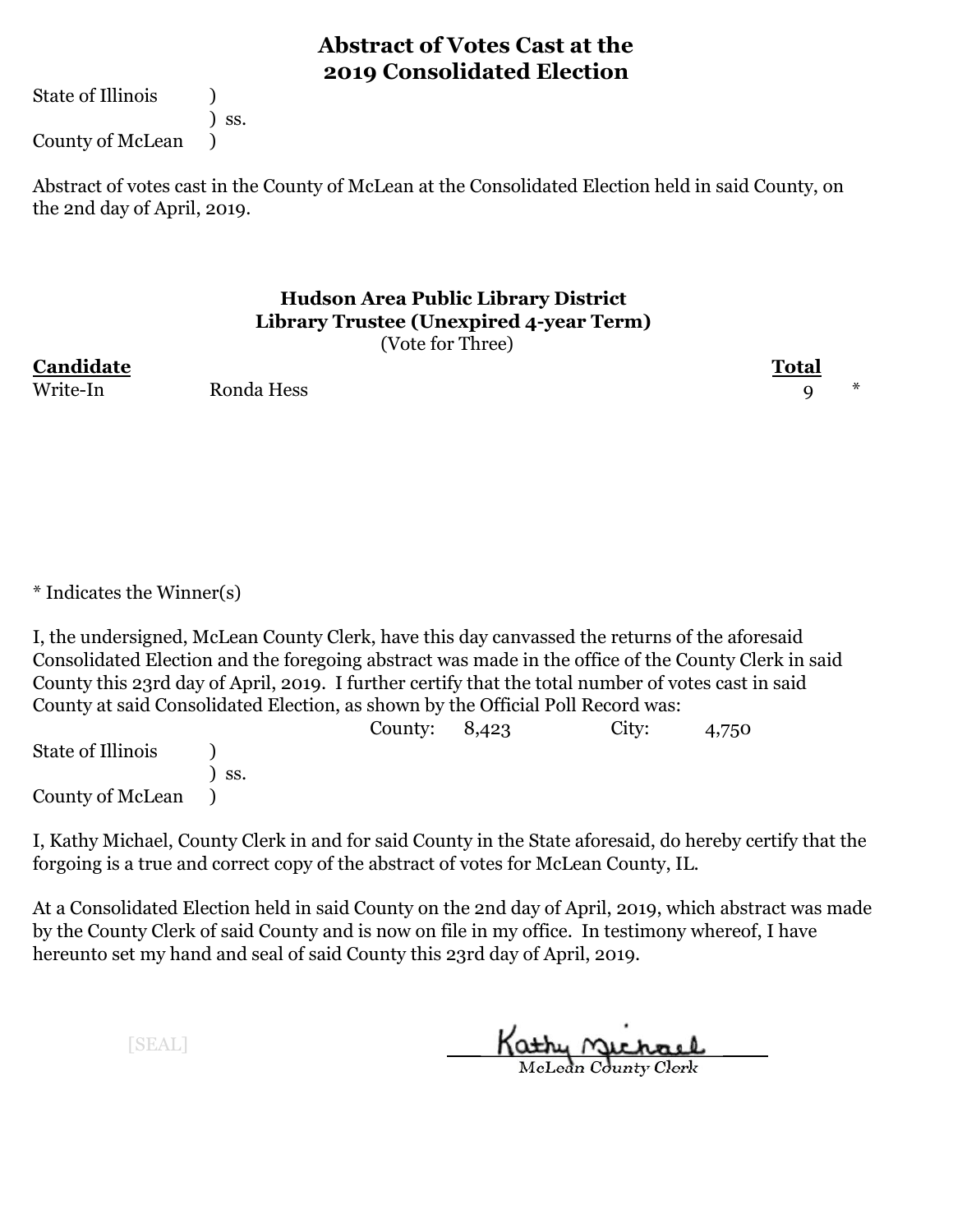# Abstract of Votes Cast at the 2019 Consolidated Election

State of Illinois )
) ss.
County of McLean )

Abstract of votes cast in the County of McLean at the Consolidated Election held in said County, on the 2nd day of April, 2019.

### Hudson Area Public Library District
### Library Trustee (Unexpired 4-year Term)
(Vote for Three)

| Candidate | | Total | |
|---|---|---|---|
| Write-In | Ronda Hess | 9 | * |

\* Indicates the Winner(s)

I, the undersigned, McLean County Clerk, have this day canvassed the returns of the aforesaid Consolidated Election and the foregoing abstract was made in the office of the County Clerk in said County this 23rd day of April, 2019. I further certify that the total number of votes cast in said County at said Consolidated Election, as shown by the Official Poll Record was:

County: 8,423 City: 4,750

State of Illinois )
) ss.
County of McLean )

I, Kathy Michael, County Clerk in and for said County in the State aforesaid, do hereby certify that the forgoing is a true and correct copy of the abstract of votes for McLean County, IL.

At a Consolidated Election held in said County on the 2nd day of April, 2019, which abstract was made by the County Clerk of said County and is now on file in my office. In testimony whereof, I have hereunto set my hand and seal of said County this 23rd day of April, 2019.

[SEAL]

Kathy Michael
McLean County Clerk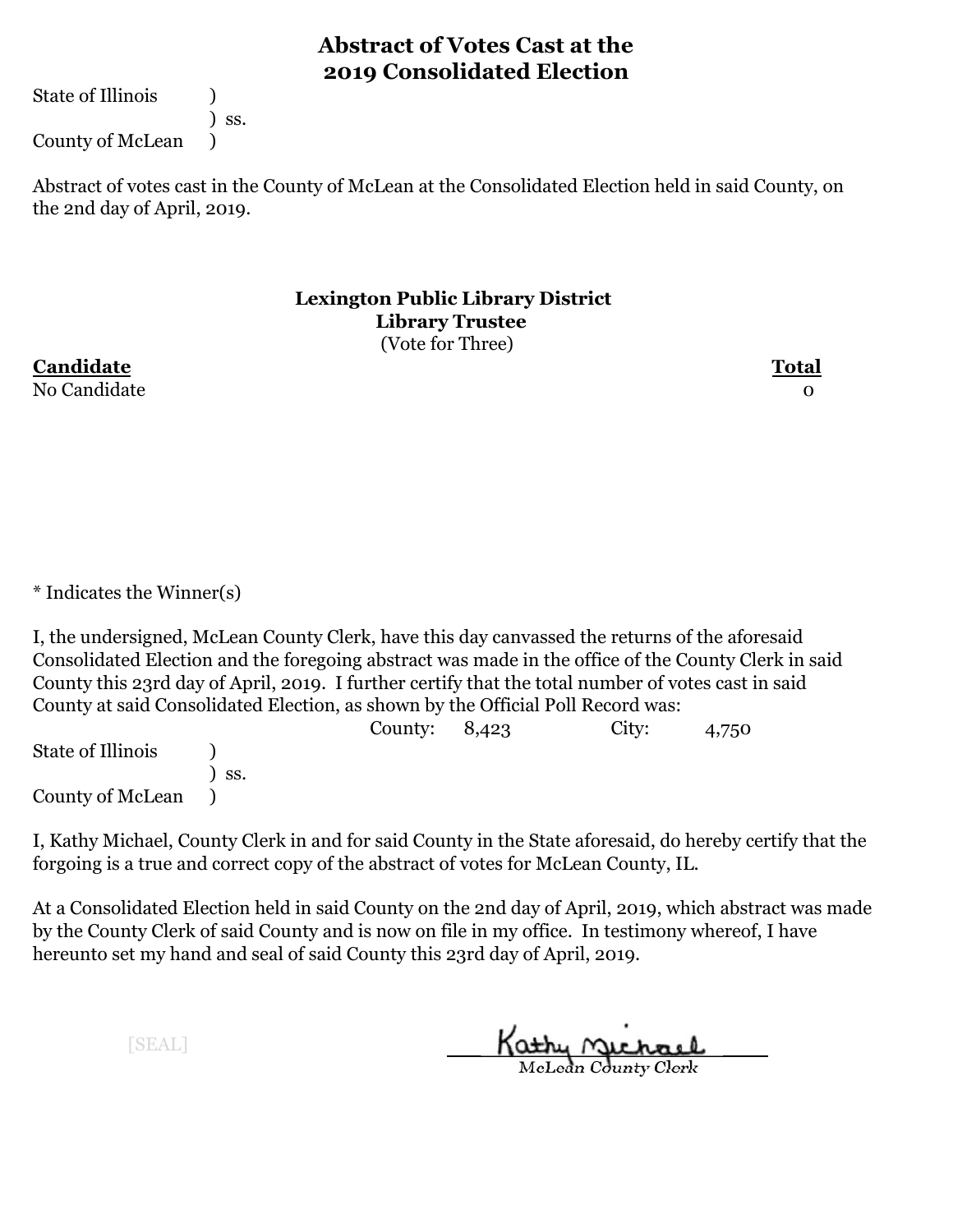# Abstract of Votes Cast at the 2019 Consolidated Election

State of Illinois )
) ss.
County of McLean )

Abstract of votes cast in the County of McLean at the Consolidated Election held in said County, on the 2nd day of April, 2019.

**Lexington Public Library District**
**Library Trustee**
(Vote for Three)

| **Candidate** | **Total** |
|---|---|
| No Candidate | 0 |

* Indicates the Winner(s)

I, the undersigned, McLean County Clerk, have this day canvassed the returns of the aforesaid Consolidated Election and the foregoing abstract was made in the office of the County Clerk in said County this 23rd day of April, 2019. I further certify that the total number of votes cast in said County at said Consolidated Election, as shown by the Official Poll Record was:

County: 8,423 City: 4,750

State of Illinois )
) ss.
County of McLean )

I, Kathy Michael, County Clerk in and for said County in the State aforesaid, do hereby certify that the forgoing is a true and correct copy of the abstract of votes for McLean County, IL.

At a Consolidated Election held in said County on the 2nd day of April, 2019, which abstract was made by the County Clerk of said County and is now on file in my office. In testimony whereof, I have hereunto set my hand and seal of said County this 23rd day of April, 2019.

[SEAL]

Kathy Michael
McLean County Clerk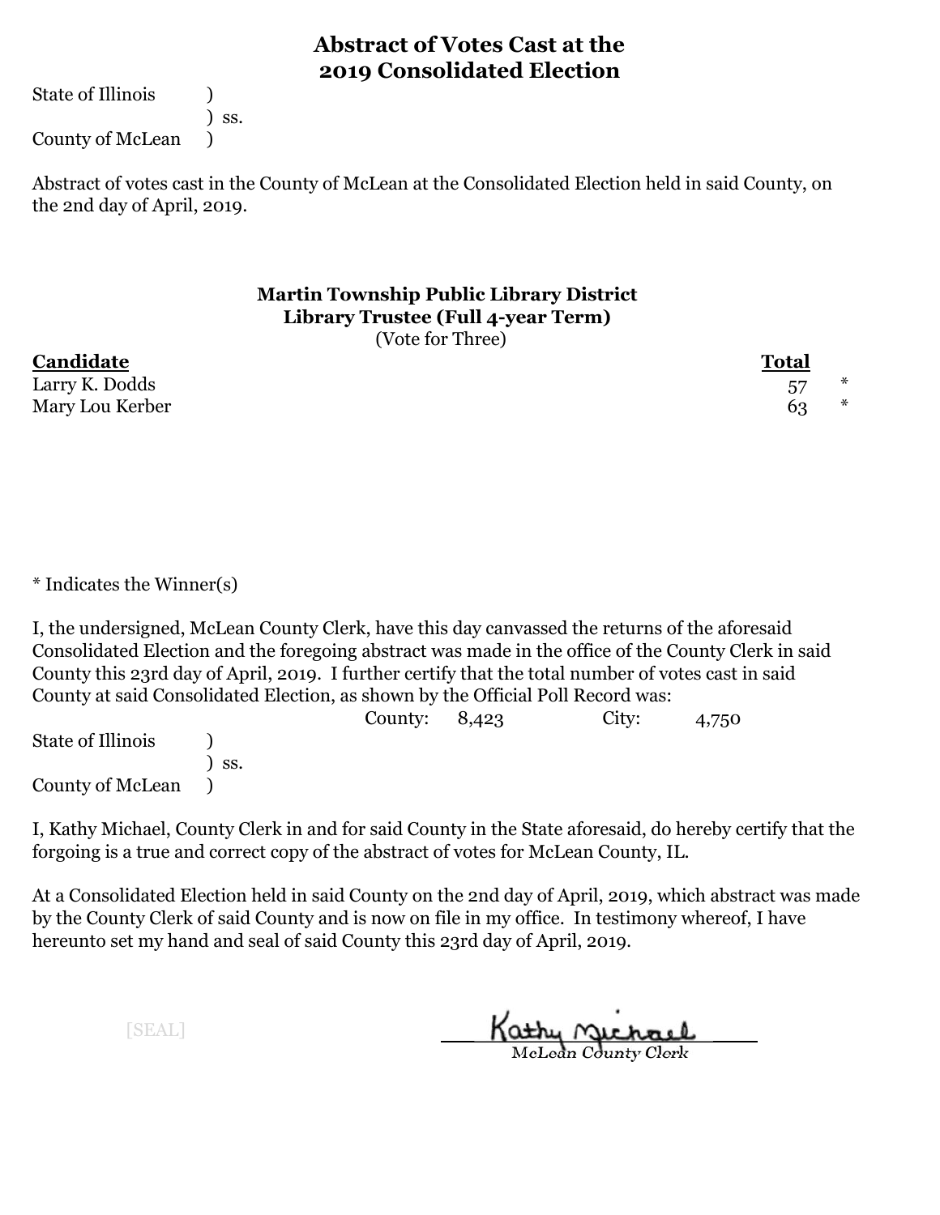# Abstract of Votes Cast at the 2019 Consolidated Election

State of Illinois )
) ss.
County of McLean )

Abstract of votes cast in the County of McLean at the Consolidated Election held in said County, on the 2nd day of April, 2019.

### Martin Township Public Library District
### Library Trustee (Full 4-year Term)
(Vote for Three)

| Candidate | Total | |
|---|---|---|
| Larry K. Dodds | 57 | * |
| Mary Lou Kerber | 63 | * |

* Indicates the Winner(s)

I, the undersigned, McLean County Clerk, have this day canvassed the returns of the aforesaid Consolidated Election and the foregoing abstract was made in the office of the County Clerk in said County this 23rd day of April, 2019. I further certify that the total number of votes cast in said County at said Consolidated Election, as shown by the Official Poll Record was:

County: 8,423 City: 4,750

State of Illinois )
) ss.
County of McLean )

I, Kathy Michael, County Clerk in and for said County in the State aforesaid, do hereby certify that the forgoing is a true and correct copy of the abstract of votes for McLean County, IL.

At a Consolidated Election held in said County on the 2nd day of April, 2019, which abstract was made by the County Clerk of said County and is now on file in my office. In testimony whereof, I have hereunto set my hand and seal of said County this 23rd day of April, 2019.

[SEAL]

Kathy Michael
McLean County Clerk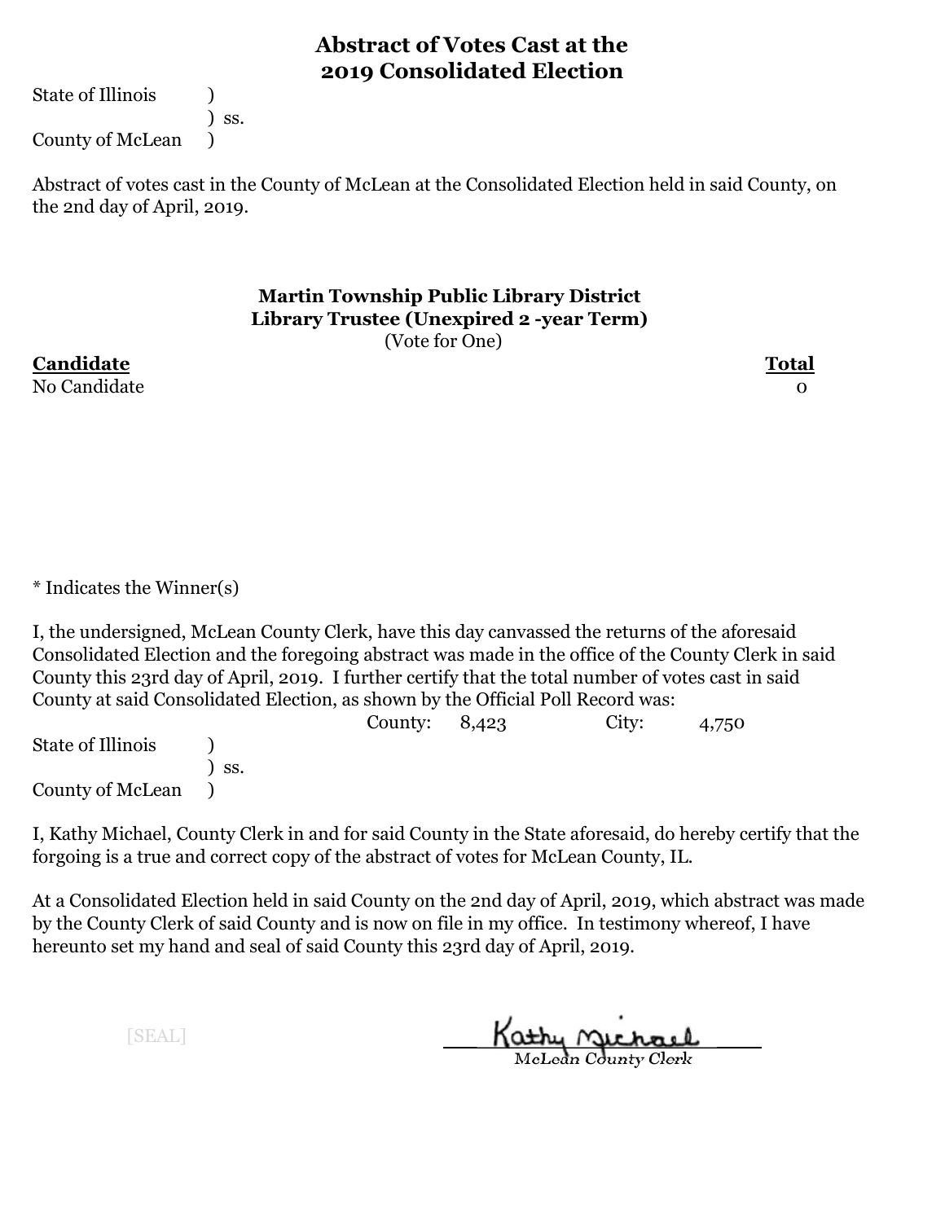# Abstract of Votes Cast at the 2019 Consolidated Election

State of Illinois )
) ss.
County of McLean )

Abstract of votes cast in the County of McLean at the Consolidated Election held in said County, on the 2nd day of April, 2019.

### Martin Township Public Library District
### Library Trustee (Unexpired 2 -year Term)

(Vote for One)

| **Candidate** | **Total** |
|---|---|
| No Candidate | 0 |

* Indicates the Winner(s)

I, the undersigned, McLean County Clerk, have this day canvassed the returns of the aforesaid Consolidated Election and the foregoing abstract was made in the office of the County Clerk in said County this 23rd day of April, 2019. I further certify that the total number of votes cast in said County at said Consolidated Election, as shown by the Official Poll Record was:

County: 8,423 City: 4,750

State of Illinois )
) ss.
County of McLean )

I, Kathy Michael, County Clerk in and for said County in the State aforesaid, do hereby certify that the forgoing is a true and correct copy of the abstract of votes for McLean County, IL.

At a Consolidated Election held in said County on the 2nd day of April, 2019, which abstract was made by the County Clerk of said County and is now on file in my office. In testimony whereof, I have hereunto set my hand and seal of said County this 23rd day of April, 2019.

[SEAL]

Kathy Michael
McLean County Clerk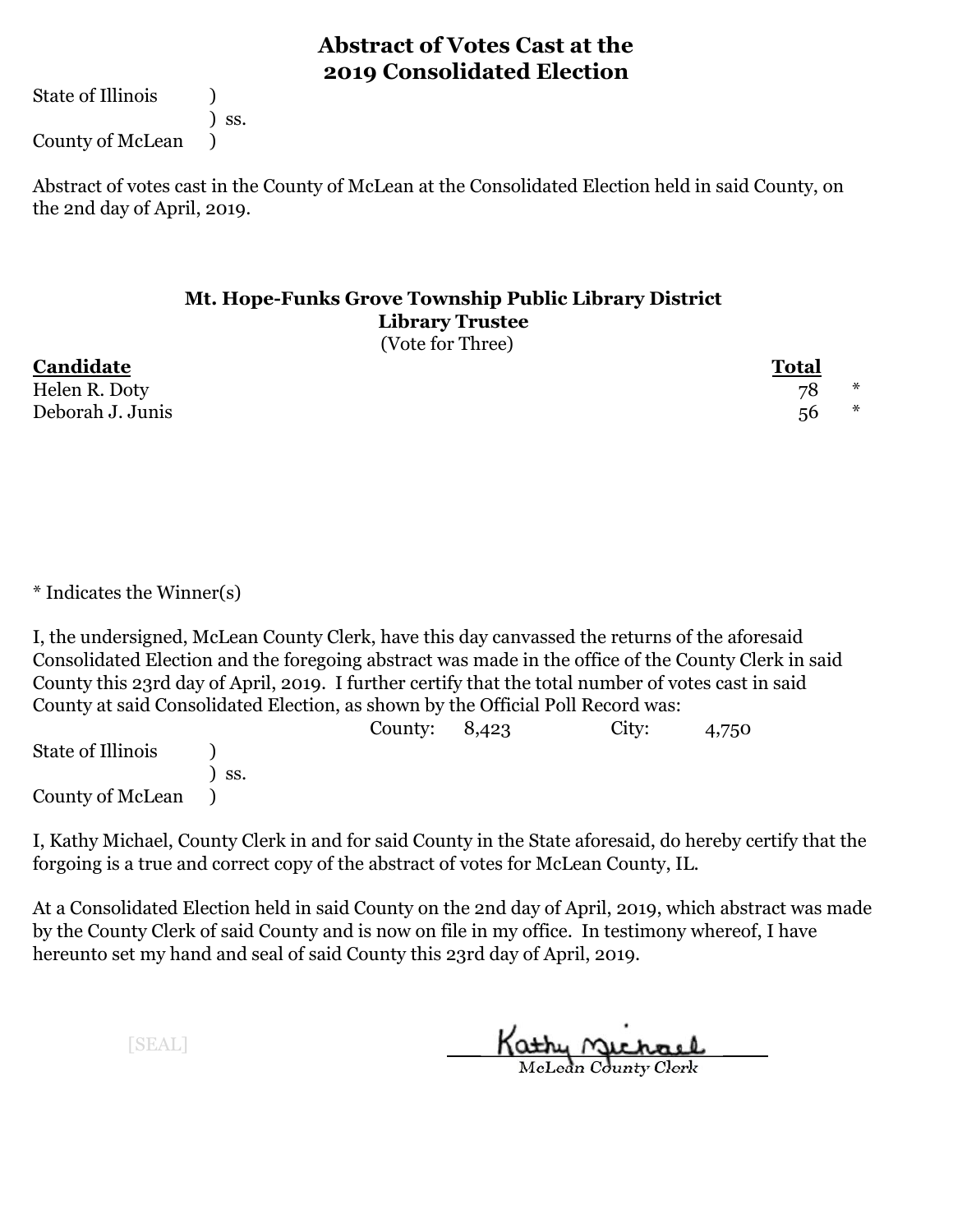# Abstract of Votes Cast at the 2019 Consolidated Election

State of Illinois )
) ss.
County of McLean )

Abstract of votes cast in the County of McLean at the Consolidated Election held in said County, on the 2nd day of April, 2019.

### Mt. Hope-Funks Grove Township Public Library District
### Library Trustee
(Vote for Three)

| Candidate | Total | |
|---|---|---|
| Helen R. Doty | 78 | * |
| Deborah J. Junis | 56 | * |

* Indicates the Winner(s)

I, the undersigned, McLean County Clerk, have this day canvassed the returns of the aforesaid Consolidated Election and the foregoing abstract was made in the office of the County Clerk in said County this 23rd day of April, 2019. I further certify that the total number of votes cast in said County at said Consolidated Election, as shown by the Official Poll Record was:

County: 8,423 City: 4,750

State of Illinois )
) ss.
County of McLean )

I, Kathy Michael, County Clerk in and for said County in the State aforesaid, do hereby certify that the forgoing is a true and correct copy of the abstract of votes for McLean County, IL.

At a Consolidated Election held in said County on the 2nd day of April, 2019, which abstract was made by the County Clerk of said County and is now on file in my office. In testimony whereof, I have hereunto set my hand and seal of said County this 23rd day of April, 2019.

[SEAL]

Kathy Michael
McLean County Clerk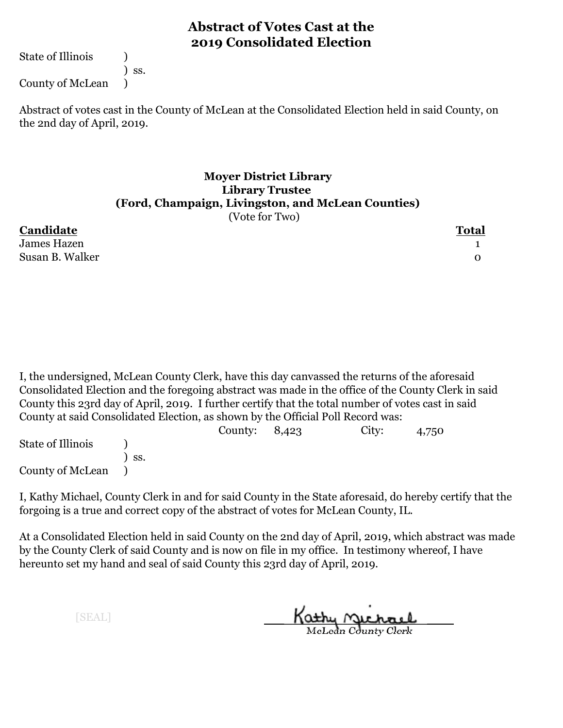# Abstract of Votes Cast at the 2019 Consolidated Election

State of Illinois )
) ss.
County of McLean )

Abstract of votes cast in the County of McLean at the Consolidated Election held in said County, on the 2nd day of April, 2019.

## Moyer District Library
## Library Trustee
## (Ford, Champaign, Livingston, and McLean Counties)

(Vote for Two)

| **Candidate** | **Total** |
|---|---|
| James Hazen | 1 |
| Susan B. Walker | 0 |

I, the undersigned, McLean County Clerk, have this day canvassed the returns of the aforesaid Consolidated Election and the foregoing abstract was made in the office of the County Clerk in said County this 23rd day of April, 2019. I further certify that the total number of votes cast in said County at said Consolidated Election, as shown by the Official Poll Record was:

County: 8,423 City: 4,750

State of Illinois )
) ss.
County of McLean )

I, Kathy Michael, County Clerk in and for said County in the State aforesaid, do hereby certify that the forgoing is a true and correct copy of the abstract of votes for McLean County, IL.

At a Consolidated Election held in said County on the 2nd day of April, 2019, which abstract was made by the County Clerk of said County and is now on file in my office. In testimony whereof, I have hereunto set my hand and seal of said County this 23rd day of April, 2019.

[SEAL]

Kathy Michael
McLean County Clerk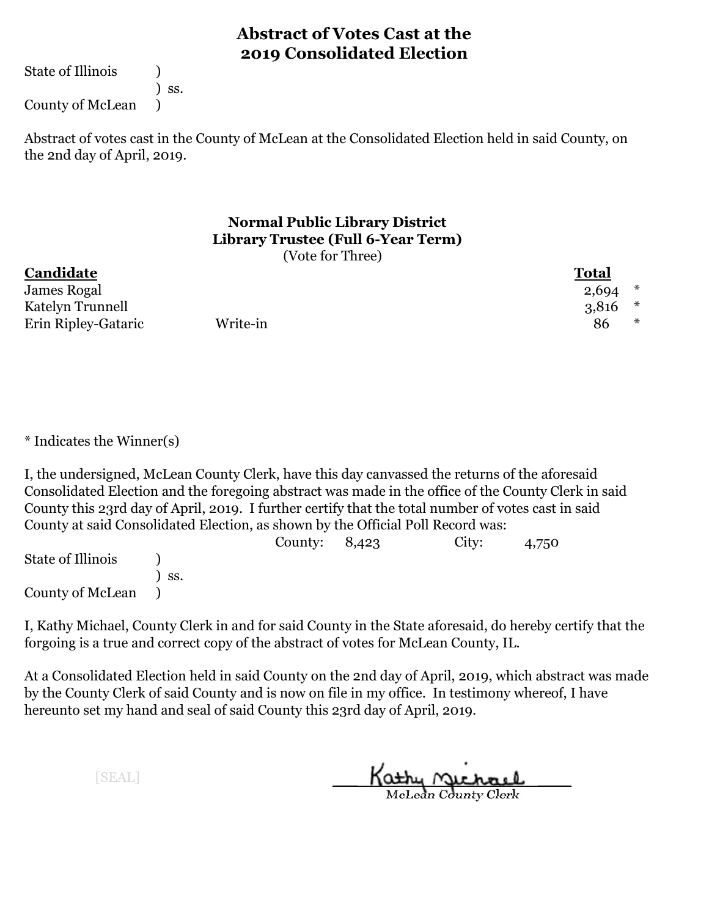# Abstract of Votes Cast at the 2019 Consolidated Election

State of Illinois )
) ss.
County of McLean )

Abstract of votes cast in the County of McLean at the Consolidated Election held in said County, on the 2nd day of April, 2019.

### Normal Public Library District
### Library Trustee (Full 6-Year Term)
(Vote for Three)

| **Candidate** | | **Total** | |
|---|---|---|---|
| James Rogal | | 2,694 | * |
| Katelyn Trunnell | | 3,816 | * |
| Erin Ripley-Gataric | Write-in | 86 | * |

* Indicates the Winner(s)

I, the undersigned, McLean County Clerk, have this day canvassed the returns of the aforesaid Consolidated Election and the foregoing abstract was made in the office of the County Clerk in said County this 23rd day of April, 2019. I further certify that the total number of votes cast in said County at said Consolidated Election, as shown by the Official Poll Record was:

County: 8,423 City: 4,750

State of Illinois )
) ss.
County of McLean )

I, Kathy Michael, County Clerk in and for said County in the State aforesaid, do hereby certify that the forgoing is a true and correct copy of the abstract of votes for McLean County, IL.

At a Consolidated Election held in said County on the 2nd day of April, 2019, which abstract was made by the County Clerk of said County and is now on file in my office. In testimony whereof, I have hereunto set my hand and seal of said County this 23rd day of April, 2019.

[SEAL]

Kathy Michael
McLean County Clerk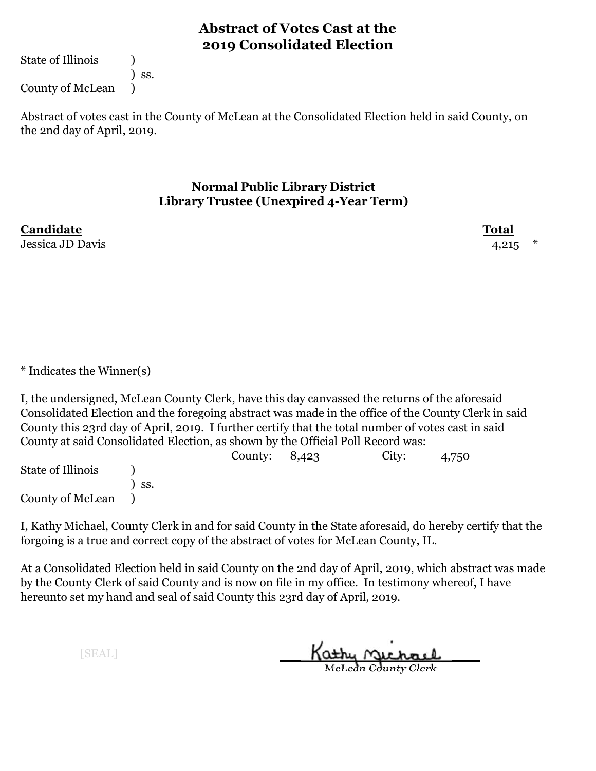# Abstract of Votes Cast at the 2019 Consolidated Election

State of Illinois )
) ss.
County of McLean )

Abstract of votes cast in the County of McLean at the Consolidated Election held in said County, on the 2nd day of April, 2019.

## Normal Public Library District
### Library Trustee (Unexpired 4-Year Term)

| **Candidate** | **Total** | |
|---|---|---|
| Jessica JD Davis | 4,215 | * |

* Indicates the Winner(s)

I, the undersigned, McLean County Clerk, have this day canvassed the returns of the aforesaid Consolidated Election and the foregoing abstract was made in the office of the County Clerk in said County this 23rd day of April, 2019. I further certify that the total number of votes cast in said County at said Consolidated Election, as shown by the Official Poll Record was:

County: 8,423 City: 4,750

State of Illinois )
) ss.
County of McLean )

I, Kathy Michael, County Clerk in and for said County in the State aforesaid, do hereby certify that the forgoing is a true and correct copy of the abstract of votes for McLean County, IL.

At a Consolidated Election held in said County on the 2nd day of April, 2019, which abstract was made by the County Clerk of said County and is now on file in my office. In testimony whereof, I have hereunto set my hand and seal of said County this 23rd day of April, 2019.

[SEAL]

Kathy Michael
McLean County Clerk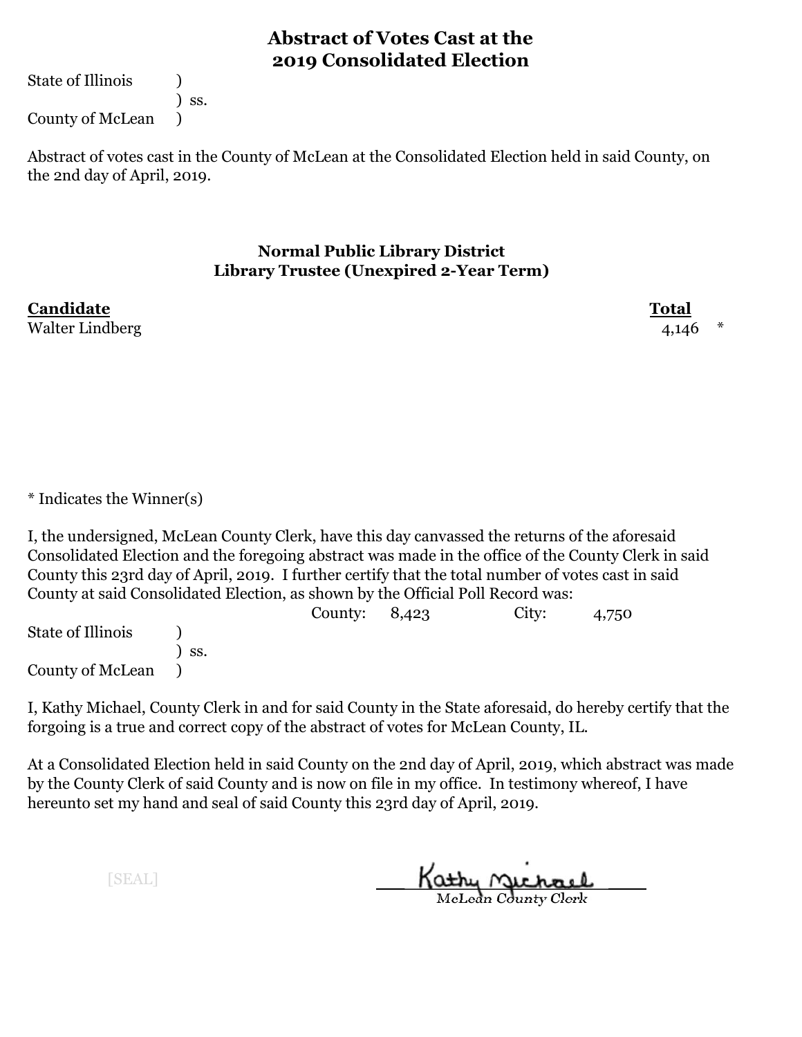# Abstract of Votes Cast at the 2019 Consolidated Election

State of Illinois )
) ss.
County of McLean )

Abstract of votes cast in the County of McLean at the Consolidated Election held in said County, on the 2nd day of April, 2019.

### Normal Public Library District
### Library Trustee (Unexpired 2-Year Term)

| Candidate | Total | |
|---|---|---|
| Walter Lindberg | 4,146 | * |

* Indicates the Winner(s)

I, the undersigned, McLean County Clerk, have this day canvassed the returns of the aforesaid Consolidated Election and the foregoing abstract was made in the office of the County Clerk in said County this 23rd day of April, 2019. I further certify that the total number of votes cast in said County at said Consolidated Election, as shown by the Official Poll Record was:

County: 8,423 City: 4,750

State of Illinois )
) ss.
County of McLean )

I, Kathy Michael, County Clerk in and for said County in the State aforesaid, do hereby certify that the forgoing is a true and correct copy of the abstract of votes for McLean County, IL.

At a Consolidated Election held in said County on the 2nd day of April, 2019, which abstract was made by the County Clerk of said County and is now on file in my office. In testimony whereof, I have hereunto set my hand and seal of said County this 23rd day of April, 2019.

[SEAL]

Kathy Michael
McLean County Clerk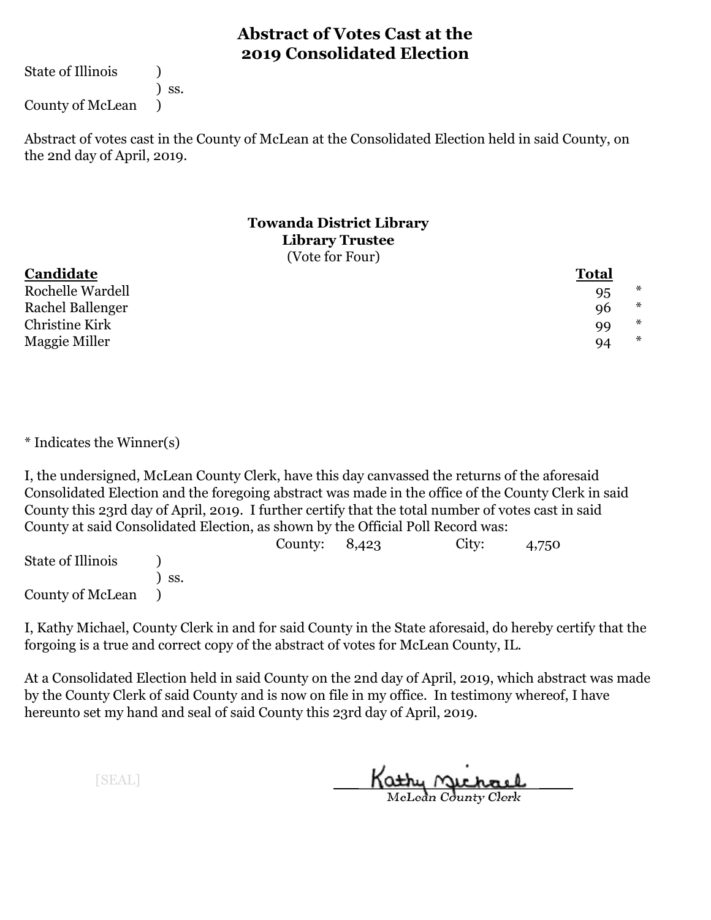# Abstract of Votes Cast at the 2019 Consolidated Election

State of Illinois )
) ss.
County of McLean )

Abstract of votes cast in the County of McLean at the Consolidated Election held in said County, on the 2nd day of April, 2019.

### Towanda District Library
### Library Trustee
(Vote for Four)

| Candidate | Total | |
|---|---|---|
| Rochelle Wardell | 95 | * |
| Rachel Ballenger | 96 | * |
| Christine Kirk | 99 | * |
| Maggie Miller | 94 | * |

* Indicates the Winner(s)

I, the undersigned, McLean County Clerk, have this day canvassed the returns of the aforesaid Consolidated Election and the foregoing abstract was made in the office of the County Clerk in said County this 23rd day of April, 2019. I further certify that the total number of votes cast in said County at said Consolidated Election, as shown by the Official Poll Record was:

County: 8,423 City: 4,750

State of Illinois )
) ss.
County of McLean )

I, Kathy Michael, County Clerk in and for said County in the State aforesaid, do hereby certify that the forgoing is a true and correct copy of the abstract of votes for McLean County, IL.

At a Consolidated Election held in said County on the 2nd day of April, 2019, which abstract was made by the County Clerk of said County and is now on file in my office. In testimony whereof, I have hereunto set my hand and seal of said County this 23rd day of April, 2019.

[SEAL]

Kathy Michael
McLean County Clerk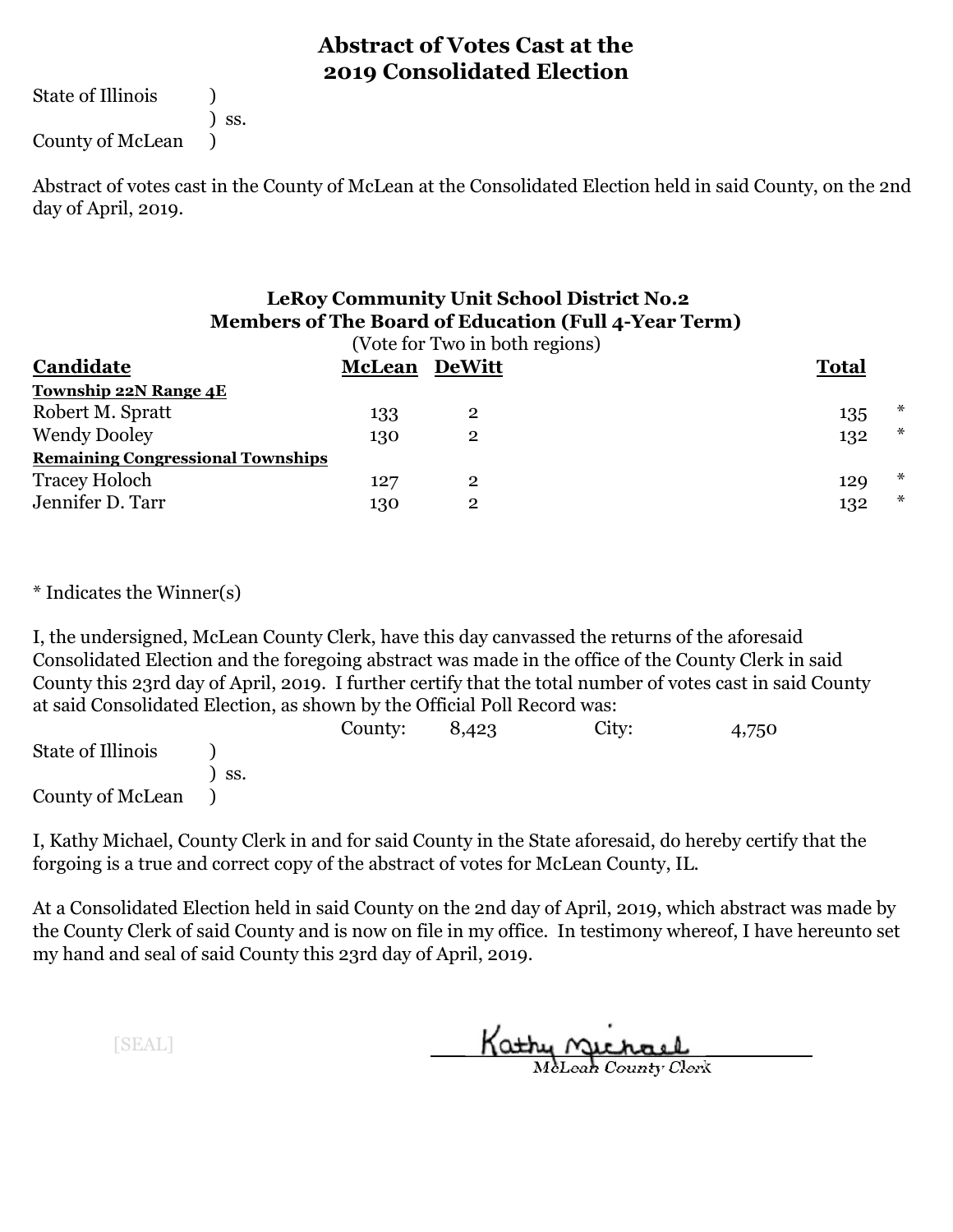# Abstract of Votes Cast at the 2019 Consolidated Election

State of Illinois )
) ss.
County of McLean )

Abstract of votes cast in the County of McLean at the Consolidated Election held in said County, on the 2nd day of April, 2019.

### LeRoy Community Unit School District No.2
### Members of The Board of Education (Full 4-Year Term)

(Vote for Two in both regions)

| Candidate | McLean | DeWitt | Total | |
|---|---|---|---|---|
| **Township 22N Range 4E** | | | | |
| Robert M. Spratt | 133 | 2 | 135 | * |
| Wendy Dooley | 130 | 2 | 132 | * |
| **Remaining Congressional Townships** | | | | |
| Tracey Holoch | 127 | 2 | 129 | * |
| Jennifer D. Tarr | 130 | 2 | 132 | * |

* Indicates the Winner(s)

I, the undersigned, McLean County Clerk, have this day canvassed the returns of the aforesaid Consolidated Election and the foregoing abstract was made in the office of the County Clerk in said County this 23rd day of April, 2019. I further certify that the total number of votes cast in said County at said Consolidated Election, as shown by the Official Poll Record was:

County: 8,423 City: 4,750

State of Illinois )
) ss.
County of McLean )

I, Kathy Michael, County Clerk in and for said County in the State aforesaid, do hereby certify that the forgoing is a true and correct copy of the abstract of votes for McLean County, IL.

At a Consolidated Election held in said County on the 2nd day of April, 2019, which abstract was made by the County Clerk of said County and is now on file in my office. In testimony whereof, I have hereunto set my hand and seal of said County this 23rd day of April, 2019.

[SEAL]

Kathy Michael
McLean County Clerk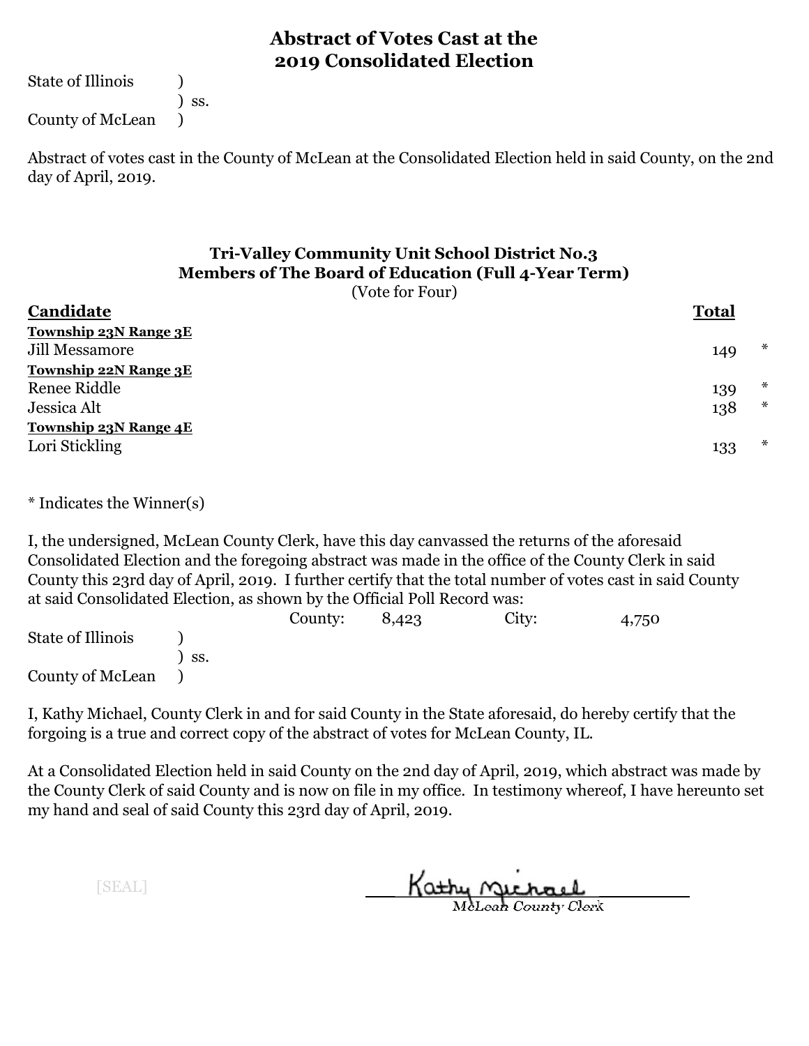# Abstract of Votes Cast at the 2019 Consolidated Election

State of Illinois )
) ss.
County of McLean )

Abstract of votes cast in the County of McLean at the Consolidated Election held in said County, on the 2nd day of April, 2019.

## Tri-Valley Community Unit School District No.3
## Members of The Board of Education (Full 4-Year Term)

(Vote for Four)

| Candidate | Total | |
|---|---|---|
| **Township 23N Range 3E** | | |
| Jill Messamore | 149 | * |
| **Township 22N Range 3E** | | |
| Renee Riddle | 139 | * |
| Jessica Alt | 138 | * |
| **Township 23N Range 4E** | | |
| Lori Stickling | 133 | * |

* Indicates the Winner(s)

I, the undersigned, McLean County Clerk, have this day canvassed the returns of the aforesaid Consolidated Election and the foregoing abstract was made in the office of the County Clerk in said County this 23rd day of April, 2019. I further certify that the total number of votes cast in said County at said Consolidated Election, as shown by the Official Poll Record was:

County: 8,423 City: 4,750

State of Illinois )
) ss.
County of McLean )

I, Kathy Michael, County Clerk in and for said County in the State aforesaid, do hereby certify that the forgoing is a true and correct copy of the abstract of votes for McLean County, IL.

At a Consolidated Election held in said County on the 2nd day of April, 2019, which abstract was made by the County Clerk of said County and is now on file in my office. In testimony whereof, I have hereunto set my hand and seal of said County this 23rd day of April, 2019.

[SEAL]

Kathy Michael
McLean County Clerk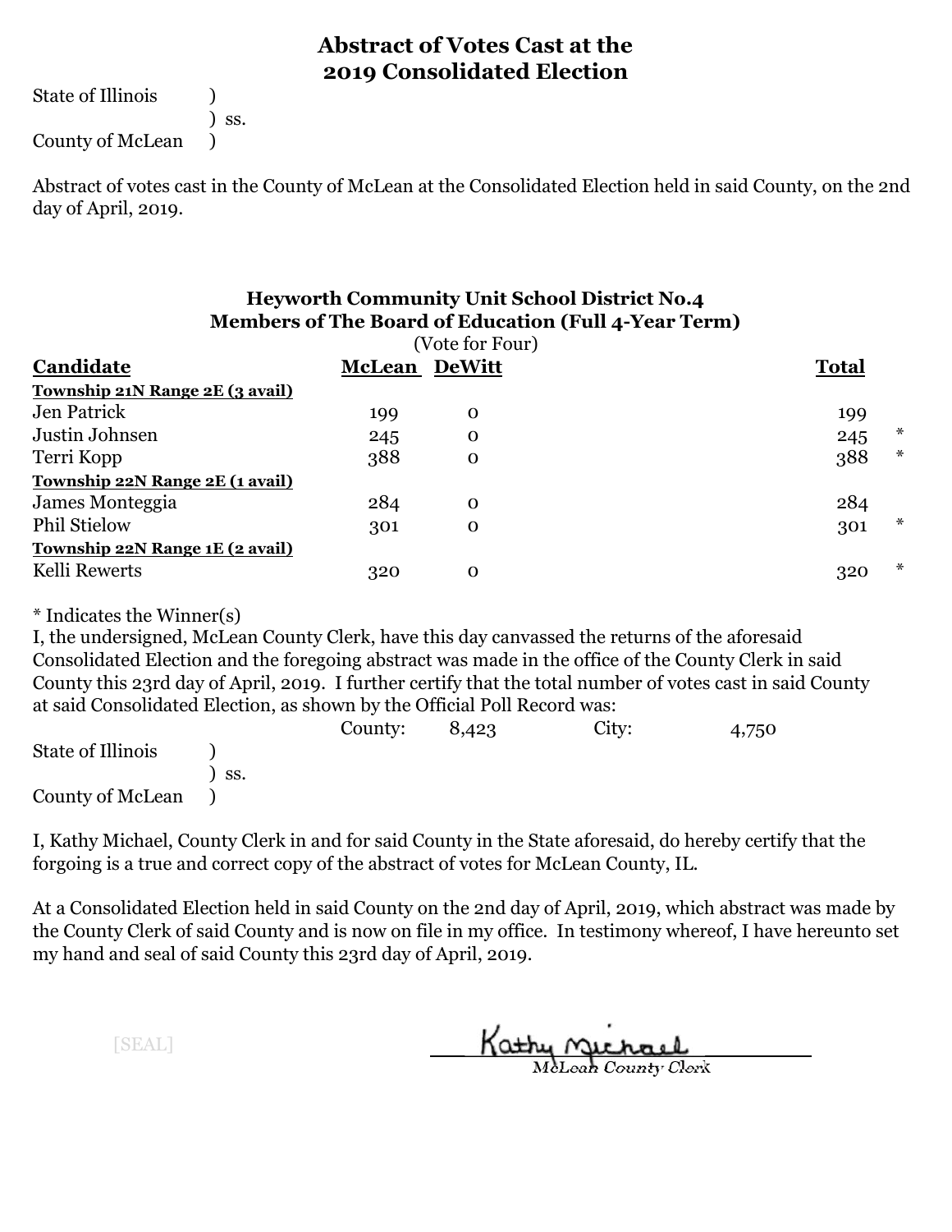# Abstract of Votes Cast at the 2019 Consolidated Election

State of Illinois )
) ss.
County of McLean )

Abstract of votes cast in the County of McLean at the Consolidated Election held in said County, on the 2nd day of April, 2019.

## Heyworth Community Unit School District No.4
## Members of The Board of Education (Full 4-Year Term)

(Vote for Four)

| Candidate | McLean | DeWitt | Total | |
|---|---|---|---|---|
| **Township 21N Range 2E (3 avail)** | | | | |
| Jen Patrick | 199 | 0 | 199 | |
| Justin Johnsen | 245 | 0 | 245 | * |
| Terri Kopp | 388 | 0 | 388 | * |
| **Township 22N Range 2E (1 avail)** | | | | |
| James Monteggia | 284 | 0 | 284 | |
| Phil Stielow | 301 | 0 | 301 | * |
| **Township 22N Range 1E (2 avail)** | | | | |
| Kelli Rewerts | 320 | 0 | 320 | * |

* Indicates the Winner(s)

I, the undersigned, McLean County Clerk, have this day canvassed the returns of the aforesaid Consolidated Election and the foregoing abstract was made in the office of the County Clerk in said County this 23rd day of April, 2019. I further certify that the total number of votes cast in said County at said Consolidated Election, as shown by the Official Poll Record was:

County: 8,423 City: 4,750

State of Illinois )
) ss.
County of McLean )

I, Kathy Michael, County Clerk in and for said County in the State aforesaid, do hereby certify that the forgoing is a true and correct copy of the abstract of votes for McLean County, IL.

At a Consolidated Election held in said County on the 2nd day of April, 2019, which abstract was made by the County Clerk of said County and is now on file in my office. In testimony whereof, I have hereunto set my hand and seal of said County this 23rd day of April, 2019.

[SEAL]

Kathy Michael
McLean County Clerk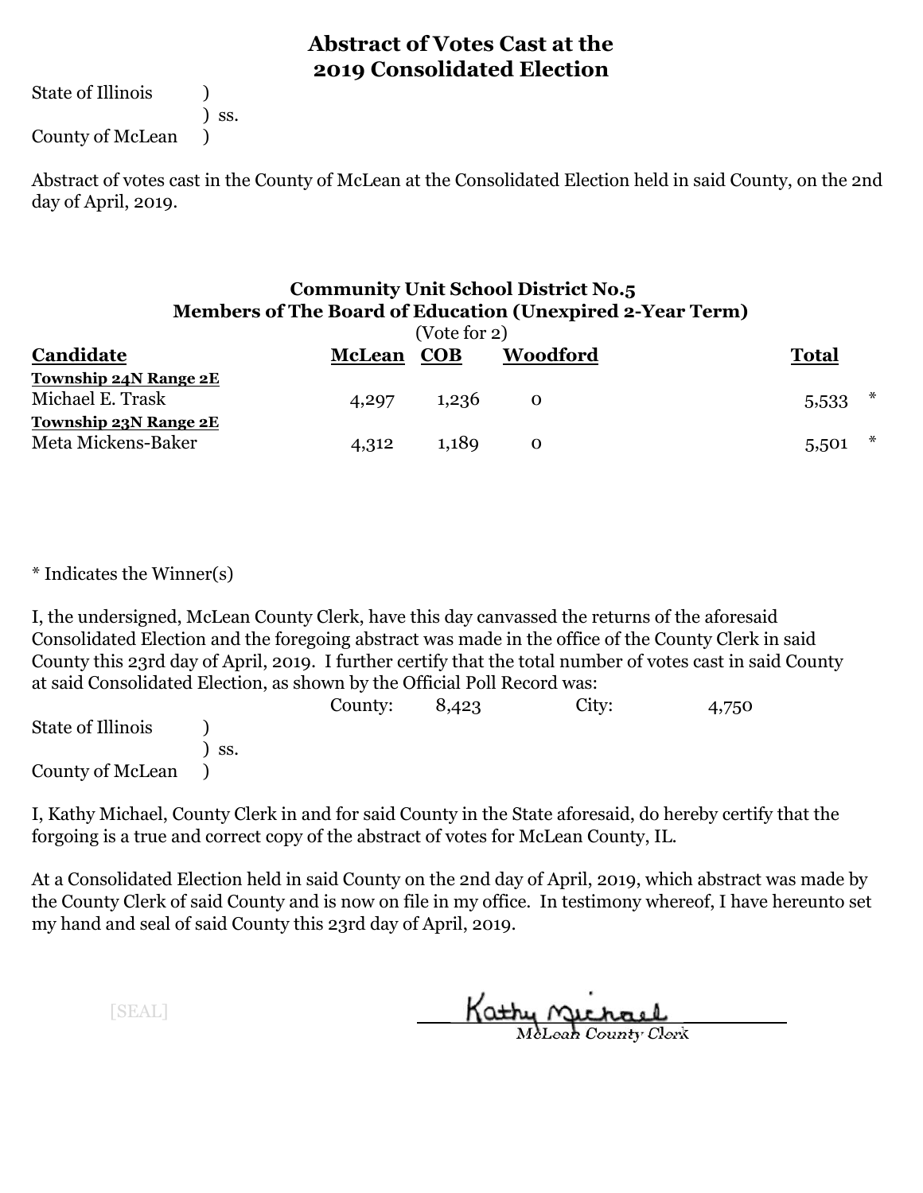# Abstract of Votes Cast at the 2019 Consolidated Election

State of Illinois )
) ss.
County of McLean )

Abstract of votes cast in the County of McLean at the Consolidated Election held in said County, on the 2nd day of April, 2019.

## Community Unit School District No.5
## Members of The Board of Education (Unexpired 2-Year Term)

(Vote for 2)

| Candidate | McLean | COB | Woodford | Total | |
|---|---|---|---|---|---|
| **Township 24N Range 2E** | | | | | |
| Michael E. Trask | 4,297 | 1,236 | 0 | 5,533 | * |
| **Township 23N Range 2E** | | | | | |
| Meta Mickens-Baker | 4,312 | 1,189 | 0 | 5,501 | * |

* Indicates the Winner(s)

I, the undersigned, McLean County Clerk, have this day canvassed the returns of the aforesaid Consolidated Election and the foregoing abstract was made in the office of the County Clerk in said County this 23rd day of April, 2019. I further certify that the total number of votes cast in said County at said Consolidated Election, as shown by the Official Poll Record was:

County: 8,423 City: 4,750

State of Illinois )
) ss.
County of McLean )

I, Kathy Michael, County Clerk in and for said County in the State aforesaid, do hereby certify that the forgoing is a true and correct copy of the abstract of votes for McLean County, IL.

At a Consolidated Election held in said County on the 2nd day of April, 2019, which abstract was made by the County Clerk of said County and is now on file in my office. In testimony whereof, I have hereunto set my hand and seal of said County this 23rd day of April, 2019.

[SEAL]

Kathy Michael
McLean County Clerk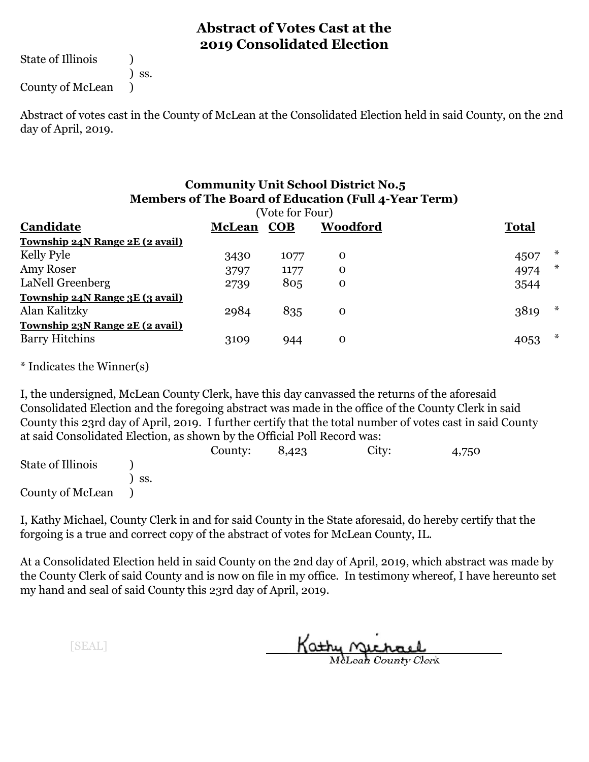# Abstract of Votes Cast at the 2019 Consolidated Election

State of Illinois )
) ss.
County of McLean )

Abstract of votes cast in the County of McLean at the Consolidated Election held in said County, on the 2nd day of April, 2019.

## Community Unit School District No.5
## Members of The Board of Education (Full 4-Year Term)

(Vote for Four)

| Candidate | McLean | COB | Woodford | Total | |
|---|---|---|---|---|---|
| **Township 24N Range 2E (2 avail)** | | | | | |
| Kelly Pyle | 3430 | 1077 | 0 | 4507 | * |
| Amy Roser | 3797 | 1177 | 0 | 4974 | * |
| LaNell Greenberg | 2739 | 805 | 0 | 3544 | |
| **Township 24N Range 3E (3 avail)** | | | | | |
| Alan Kalitzky | 2984 | 835 | 0 | 3819 | * |
| **Township 23N Range 2E (2 avail)** | | | | | |
| Barry Hitchins | 3109 | 944 | 0 | 4053 | * |

* Indicates the Winner(s)

I, the undersigned, McLean County Clerk, have this day canvassed the returns of the aforesaid Consolidated Election and the foregoing abstract was made in the office of the County Clerk in said County this 23rd day of April, 2019. I further certify that the total number of votes cast in said County at said Consolidated Election, as shown by the Official Poll Record was:

County: 8,423 City: 4,750

State of Illinois )
) ss.
County of McLean )

I, Kathy Michael, County Clerk in and for said County in the State aforesaid, do hereby certify that the forgoing is a true and correct copy of the abstract of votes for McLean County, IL.

At a Consolidated Election held in said County on the 2nd day of April, 2019, which abstract was made by the County Clerk of said County and is now on file in my office. In testimony whereof, I have hereunto set my hand and seal of said County this 23rd day of April, 2019.

[SEAL]

Kathy Michael
McLean County Clerk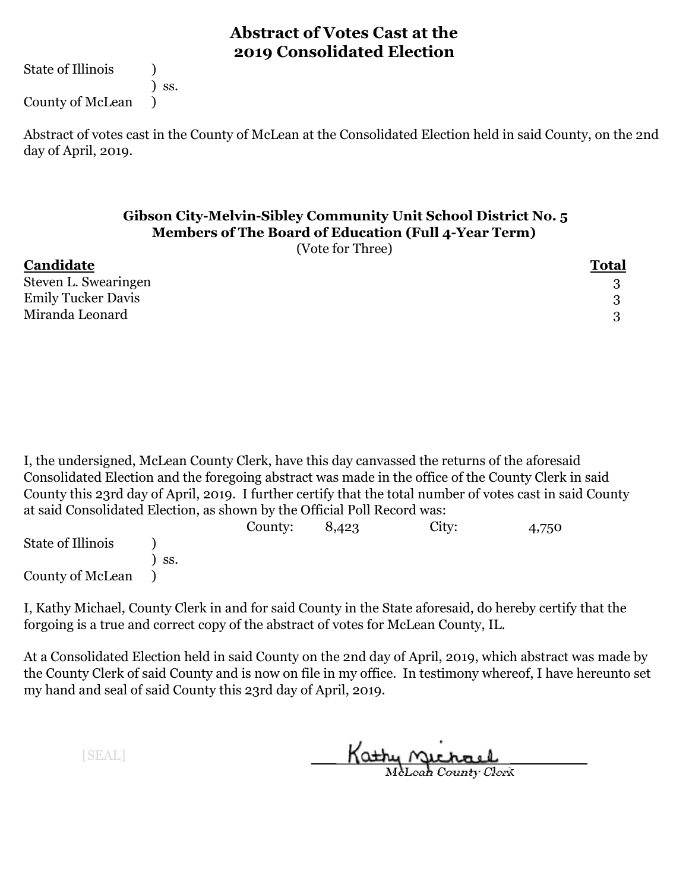# Abstract of Votes Cast at the 2019 Consolidated Election

State of Illinois )
) ss.
County of McLean )

Abstract of votes cast in the County of McLean at the Consolidated Election held in said County, on the 2nd day of April, 2019.

### Gibson City-Melvin-Sibley Community Unit School District No. 5
### Members of The Board of Education (Full 4-Year Term)

(Vote for Three)

| Candidate | Total |
|---|---|
| Steven L. Swearingen | 3 |
| Emily Tucker Davis | 3 |
| Miranda Leonard | 3 |

I, the undersigned, McLean County Clerk, have this day canvassed the returns of the aforesaid Consolidated Election and the foregoing abstract was made in the office of the County Clerk in said County this 23rd day of April, 2019. I further certify that the total number of votes cast in said County at said Consolidated Election, as shown by the Official Poll Record was:

County: 8,423 City: 4,750

State of Illinois )
) ss.
County of McLean )

I, Kathy Michael, County Clerk in and for said County in the State aforesaid, do hereby certify that the forgoing is a true and correct copy of the abstract of votes for McLean County, IL.

At a Consolidated Election held in said County on the 2nd day of April, 2019, which abstract was made by the County Clerk of said County and is now on file in my office. In testimony whereof, I have hereunto set my hand and seal of said County this 23rd day of April, 2019.

[SEAL]

Kathy Michael
McLean County Clerk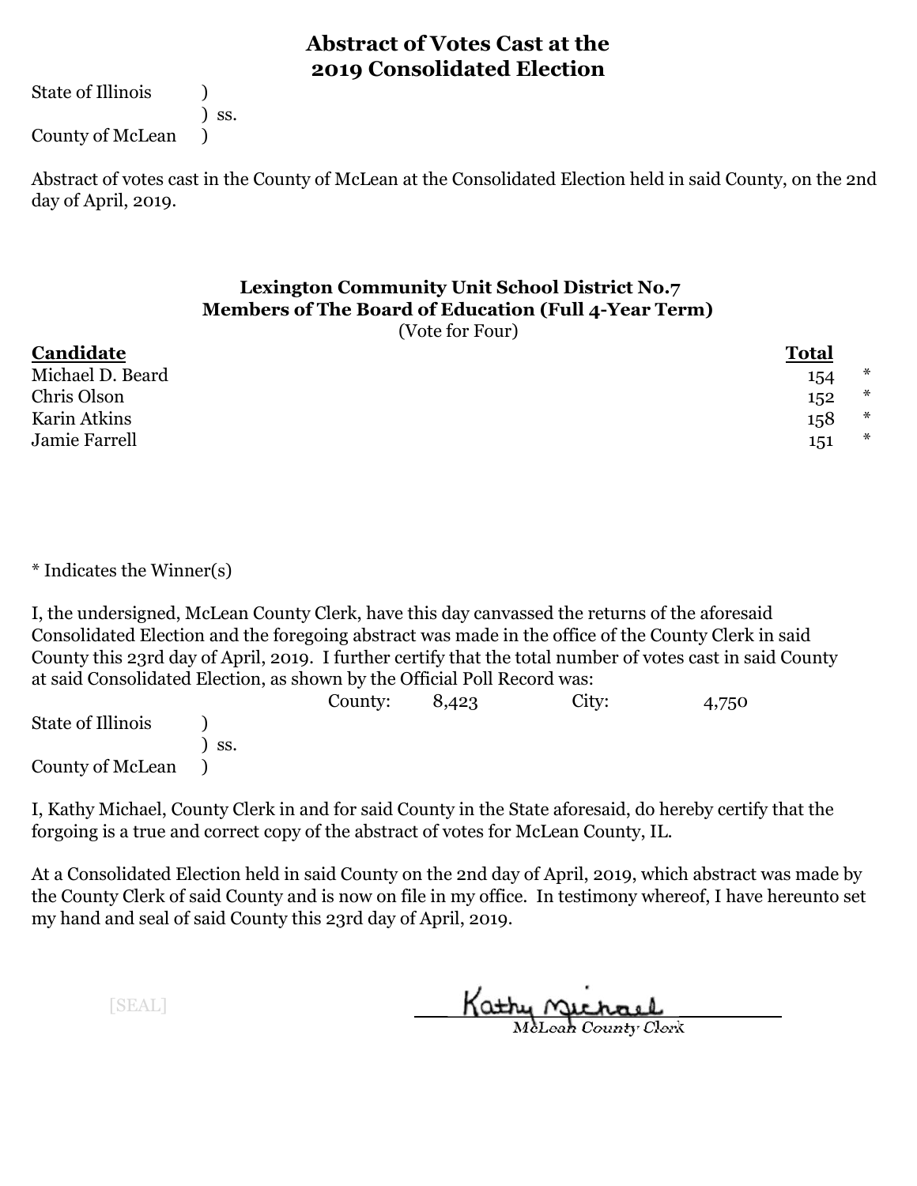# Abstract of Votes Cast at the 2019 Consolidated Election

State of Illinois )
) ss.
County of McLean )

Abstract of votes cast in the County of McLean at the Consolidated Election held in said County, on the 2nd day of April, 2019.

### Lexington Community Unit School District No.7
### Members of The Board of Education (Full 4-Year Term)

(Vote for Four)

| Candidate | Total | |
|---|---|---|
| Michael D. Beard | 154 | * |
| Chris Olson | 152 | * |
| Karin Atkins | 158 | * |
| Jamie Farrell | 151 | * |

* Indicates the Winner(s)

I, the undersigned, McLean County Clerk, have this day canvassed the returns of the aforesaid Consolidated Election and the foregoing abstract was made in the office of the County Clerk in said County this 23rd day of April, 2019. I further certify that the total number of votes cast in said County at said Consolidated Election, as shown by the Official Poll Record was:

County: 8,423 City: 4,750

State of Illinois )
) ss.
County of McLean )

I, Kathy Michael, County Clerk in and for said County in the State aforesaid, do hereby certify that the forgoing is a true and correct copy of the abstract of votes for McLean County, IL.

At a Consolidated Election held in said County on the 2nd day of April, 2019, which abstract was made by the County Clerk of said County and is now on file in my office. In testimony whereof, I have hereunto set my hand and seal of said County this 23rd day of April, 2019.

[SEAL]

Kathy Michael
McLean County Clerk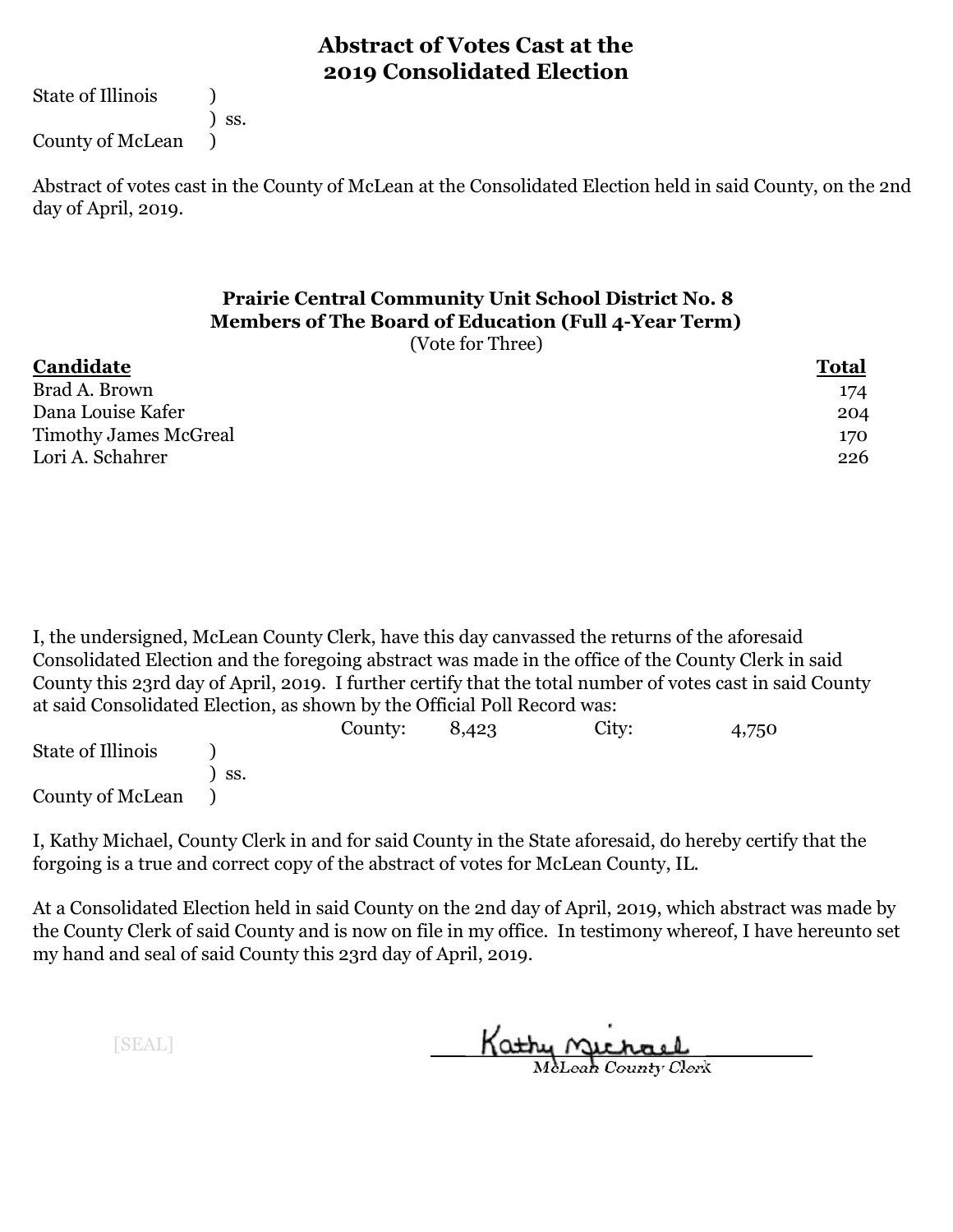# Abstract of Votes Cast at the 2019 Consolidated Election

State of Illinois )
) ss.
County of McLean )

Abstract of votes cast in the County of McLean at the Consolidated Election held in said County, on the 2nd day of April, 2019.

## Prairie Central Community Unit School District No. 8
## Members of The Board of Education (Full 4-Year Term)

(Vote for Three)

| Candidate | Total |
|---|---|
| Brad A. Brown | 174 |
| Dana Louise Kafer | 204 |
| Timothy James McGreal | 170 |
| Lori A. Schahrer | 226 |

I, the undersigned, McLean County Clerk, have this day canvassed the returns of the aforesaid Consolidated Election and the foregoing abstract was made in the office of the County Clerk in said County this 23rd day of April, 2019. I further certify that the total number of votes cast in said County at said Consolidated Election, as shown by the Official Poll Record was:

County: 8,423 City: 4,750

State of Illinois )
) ss.
County of McLean )

I, Kathy Michael, County Clerk in and for said County in the State aforesaid, do hereby certify that the forgoing is a true and correct copy of the abstract of votes for McLean County, IL.

At a Consolidated Election held in said County on the 2nd day of April, 2019, which abstract was made by the County Clerk of said County and is now on file in my office. In testimony whereof, I have hereunto set my hand and seal of said County this 23rd day of April, 2019.

[SEAL]

Kathy Michael
McLean County Clerk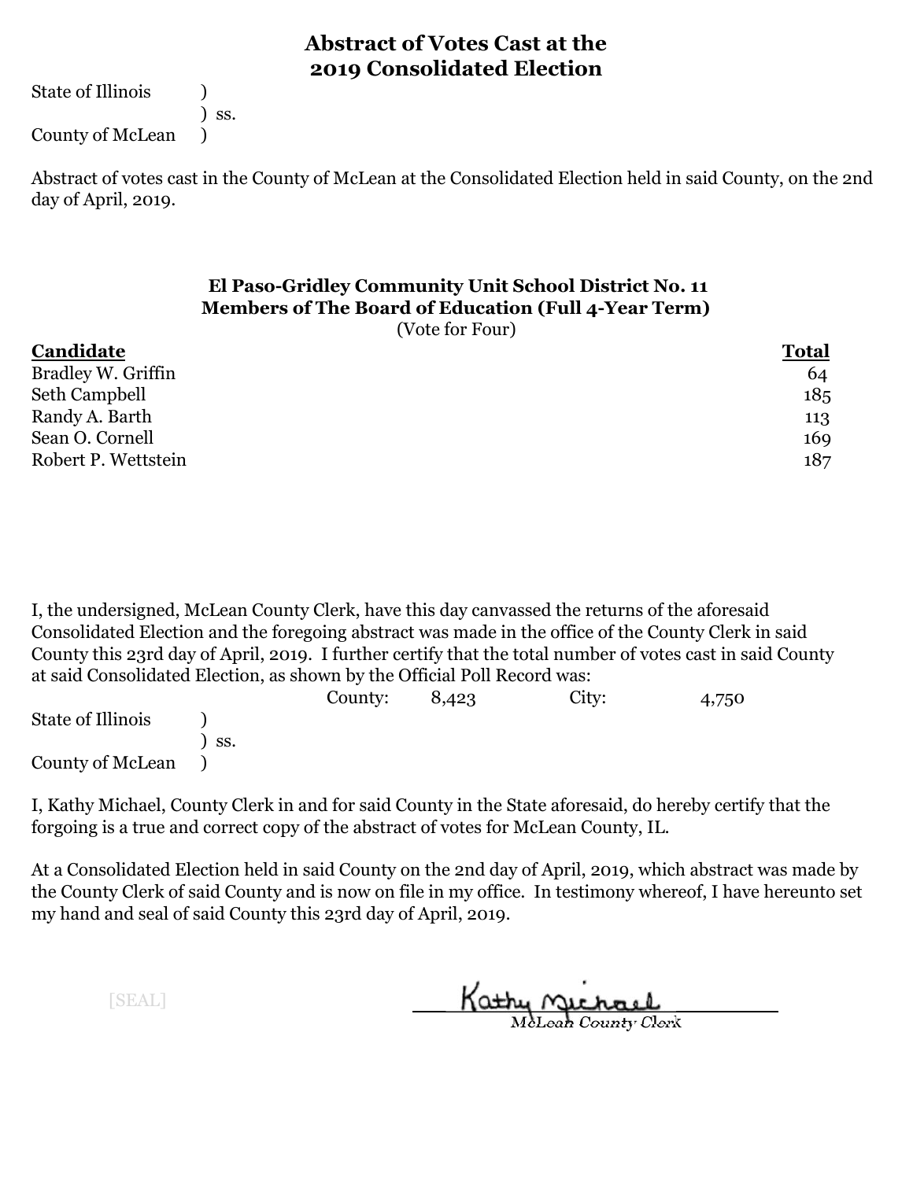# Abstract of Votes Cast at the 2019 Consolidated Election

State of Illinois )
) ss.
County of McLean )

Abstract of votes cast in the County of McLean at the Consolidated Election held in said County, on the 2nd day of April, 2019.

### El Paso-Gridley Community Unit School District No. 11
### Members of The Board of Education (Full 4-Year Term)
(Vote for Four)

| Candidate | Total |
|---|---|
| Bradley W. Griffin | 64 |
| Seth Campbell | 185 |
| Randy A. Barth | 113 |
| Sean O. Cornell | 169 |
| Robert P. Wettstein | 187 |

I, the undersigned, McLean County Clerk, have this day canvassed the returns of the aforesaid Consolidated Election and the foregoing abstract was made in the office of the County Clerk in said County this 23rd day of April, 2019. I further certify that the total number of votes cast in said County at said Consolidated Election, as shown by the Official Poll Record was:

County: 8,423 City: 4,750

State of Illinois )
) ss.
County of McLean )

I, Kathy Michael, County Clerk in and for said County in the State aforesaid, do hereby certify that the forgoing is a true and correct copy of the abstract of votes for McLean County, IL.

At a Consolidated Election held in said County on the 2nd day of April, 2019, which abstract was made by the County Clerk of said County and is now on file in my office. In testimony whereof, I have hereunto set my hand and seal of said County this 23rd day of April, 2019.

[SEAL]

Kathy Michael
McLean County Clerk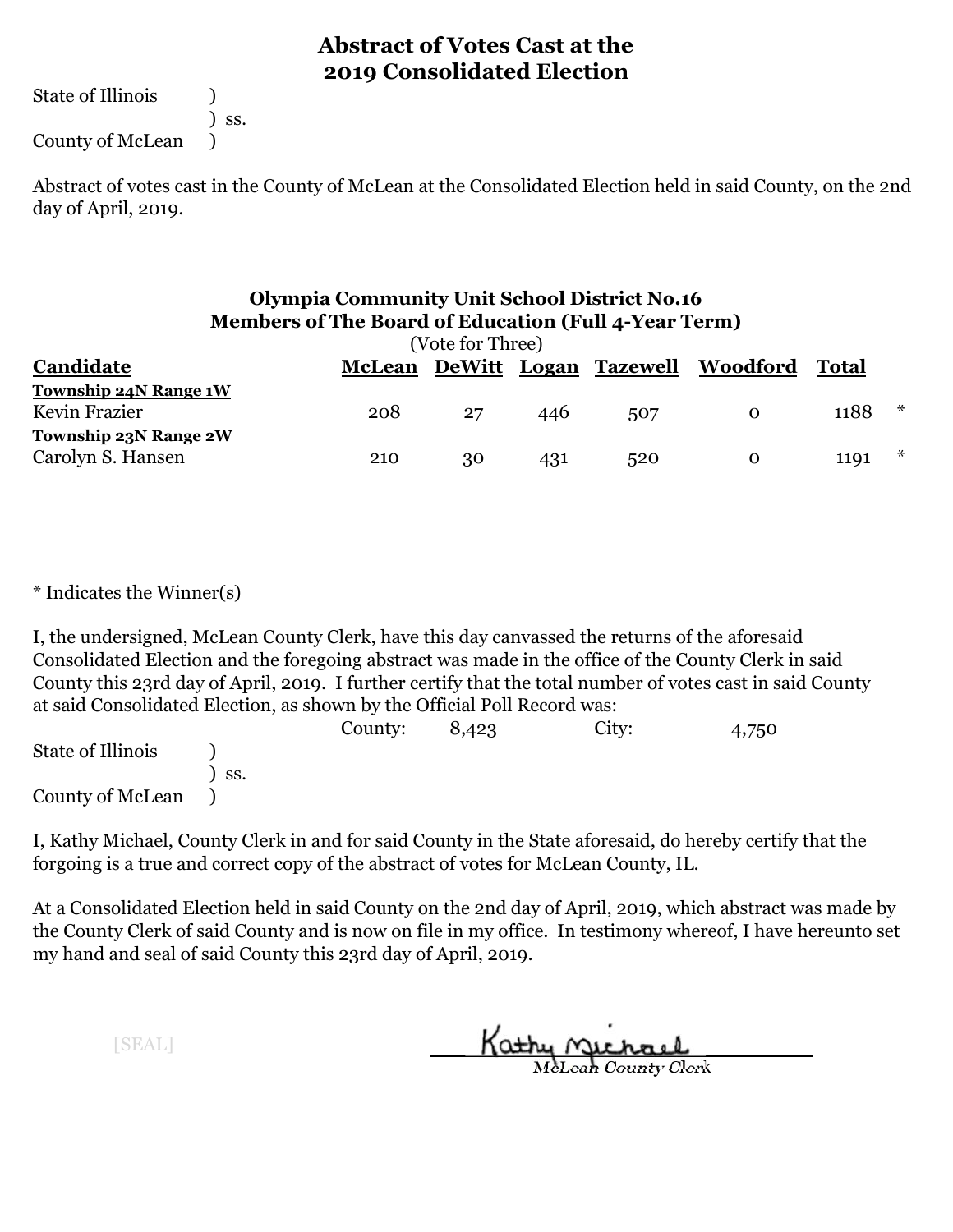# Abstract of Votes Cast at the 2019 Consolidated Election

State of Illinois )
) ss.
County of McLean )

Abstract of votes cast in the County of McLean at the Consolidated Election held in said County, on the 2nd day of April, 2019.

## Olympia Community Unit School District No.16
## Members of The Board of Education (Full 4-Year Term)

(Vote for Three)

| Candidate | McLean | DeWitt | Logan | Tazewell | Woodford | Total | |
|---|---|---|---|---|---|---|---|
| **Township 24N Range 1W** | | | | | | | |
| Kevin Frazier | 208 | 27 | 446 | 507 | 0 | 1188 | * |
| **Township 23N Range 2W** | | | | | | | |
| Carolyn S. Hansen | 210 | 30 | 431 | 520 | 0 | 1191 | * |

* Indicates the Winner(s)

I, the undersigned, McLean County Clerk, have this day canvassed the returns of the aforesaid Consolidated Election and the foregoing abstract was made in the office of the County Clerk in said County this 23rd day of April, 2019. I further certify that the total number of votes cast in said County at said Consolidated Election, as shown by the Official Poll Record was:

County: 8,423 City: 4,750

State of Illinois )
) ss.
County of McLean )

I, Kathy Michael, County Clerk in and for said County in the State aforesaid, do hereby certify that the forgoing is a true and correct copy of the abstract of votes for McLean County, IL.

At a Consolidated Election held in said County on the 2nd day of April, 2019, which abstract was made by the County Clerk of said County and is now on file in my office. In testimony whereof, I have hereunto set my hand and seal of said County this 23rd day of April, 2019.

[SEAL]

Kathy Michael
McLean County Clerk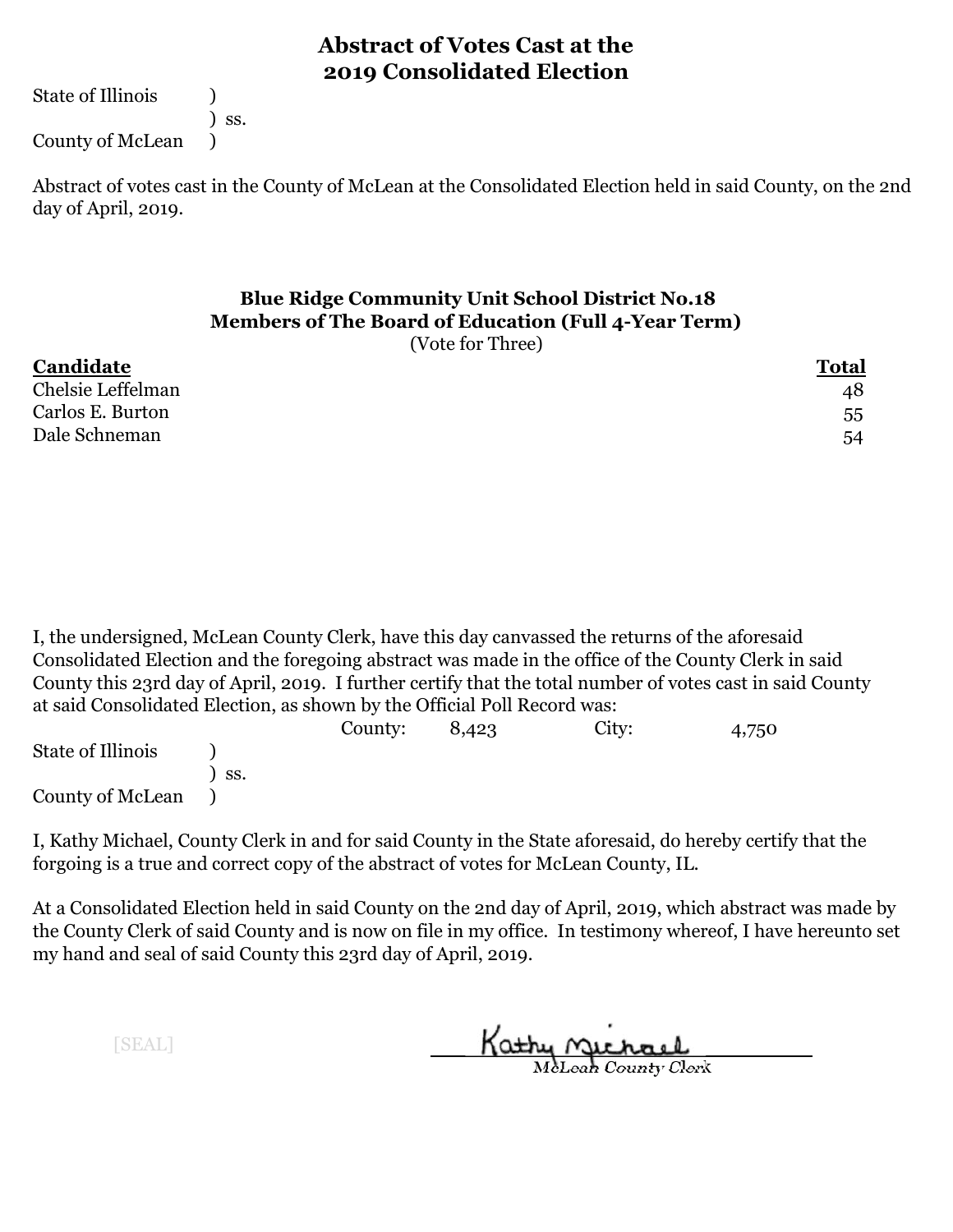# Abstract of Votes Cast at the 2019 Consolidated Election

State of Illinois )
) ss.
County of McLean )

Abstract of votes cast in the County of McLean at the Consolidated Election held in said County, on the 2nd day of April, 2019.

### Blue Ridge Community Unit School District No.18
### Members of The Board of Education (Full 4-Year Term)
(Vote for Three)

| **Candidate** | **Total** |
|---|---|
| Chelsie Leffelman | 48 |
| Carlos E. Burton | 55 |
| Dale Schneman | 54 |

I, the undersigned, McLean County Clerk, have this day canvassed the returns of the aforesaid Consolidated Election and the foregoing abstract was made in the office of the County Clerk in said County this 23rd day of April, 2019. I further certify that the total number of votes cast in said County at said Consolidated Election, as shown by the Official Poll Record was:

County: 8,423 City: 4,750

State of Illinois )
) ss.
County of McLean )

I, Kathy Michael, County Clerk in and for said County in the State aforesaid, do hereby certify that the forgoing is a true and correct copy of the abstract of votes for McLean County, IL.

At a Consolidated Election held in said County on the 2nd day of April, 2019, which abstract was made by the County Clerk of said County and is now on file in my office. In testimony whereof, I have hereunto set my hand and seal of said County this 23rd day of April, 2019.

[SEAL]

Kathy Michael
McLean County Clerk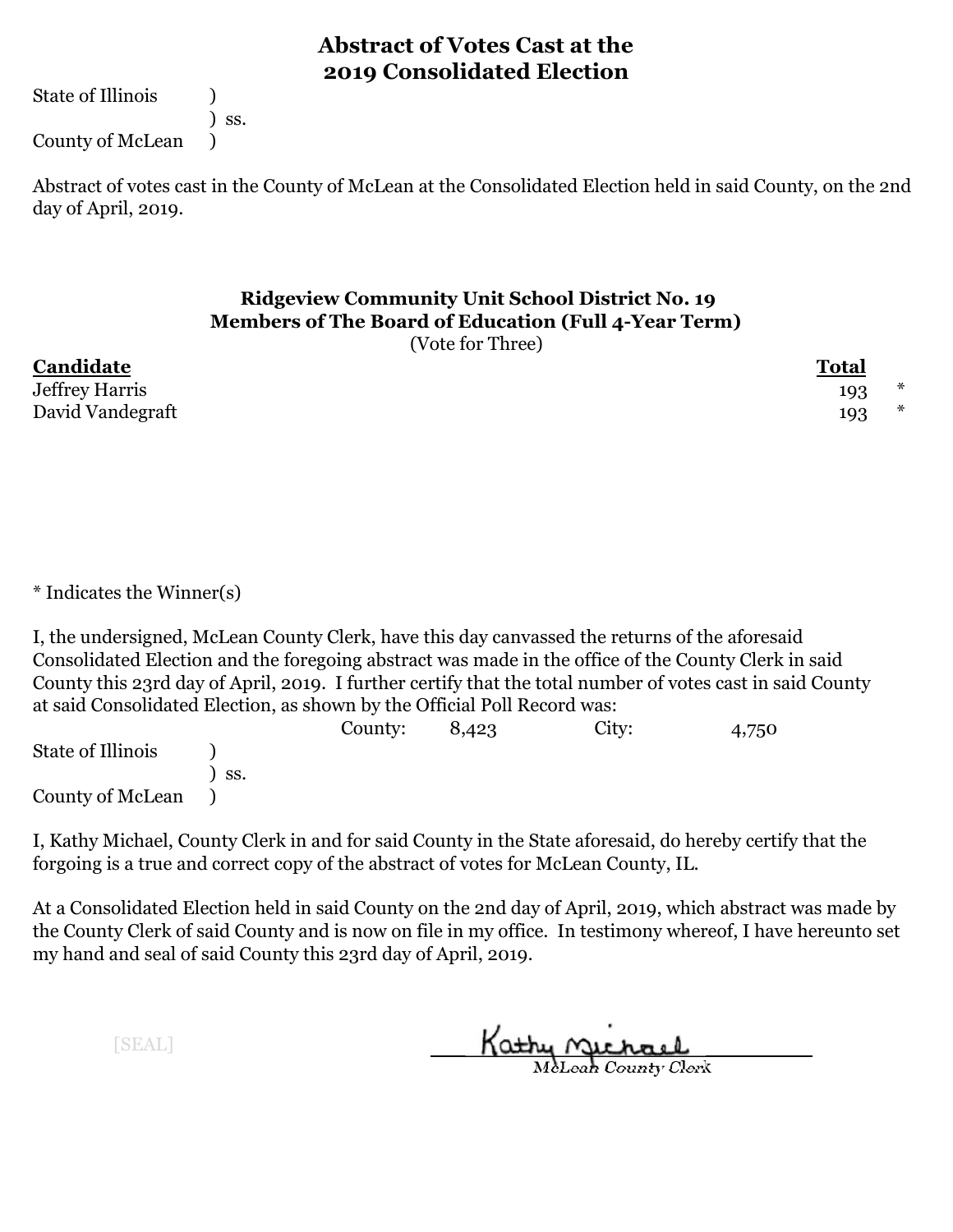# Abstract of Votes Cast at the 2019 Consolidated Election

State of Illinois )
) ss.
County of McLean )

Abstract of votes cast in the County of McLean at the Consolidated Election held in said County, on the 2nd day of April, 2019.

### Ridgeview Community Unit School District No. 19
### Members of The Board of Education (Full 4-Year Term)
(Vote for Three)

| **Candidate** | **Total** | |
|---|---|---|
| Jeffrey Harris | 193 | * |
| David Vandegraft | 193 | * |

* Indicates the Winner(s)

I, the undersigned, McLean County Clerk, have this day canvassed the returns of the aforesaid Consolidated Election and the foregoing abstract was made in the office of the County Clerk in said County this 23rd day of April, 2019. I further certify that the total number of votes cast in said County at said Consolidated Election, as shown by the Official Poll Record was:

County: 8,423 City: 4,750

State of Illinois )
) ss.
County of McLean )

I, Kathy Michael, County Clerk in and for said County in the State aforesaid, do hereby certify that the forgoing is a true and correct copy of the abstract of votes for McLean County, IL.

At a Consolidated Election held in said County on the 2nd day of April, 2019, which abstract was made by the County Clerk of said County and is now on file in my office. In testimony whereof, I have hereunto set my hand and seal of said County this 23rd day of April, 2019.

[SEAL]

Kathy Michael
McLean County Clerk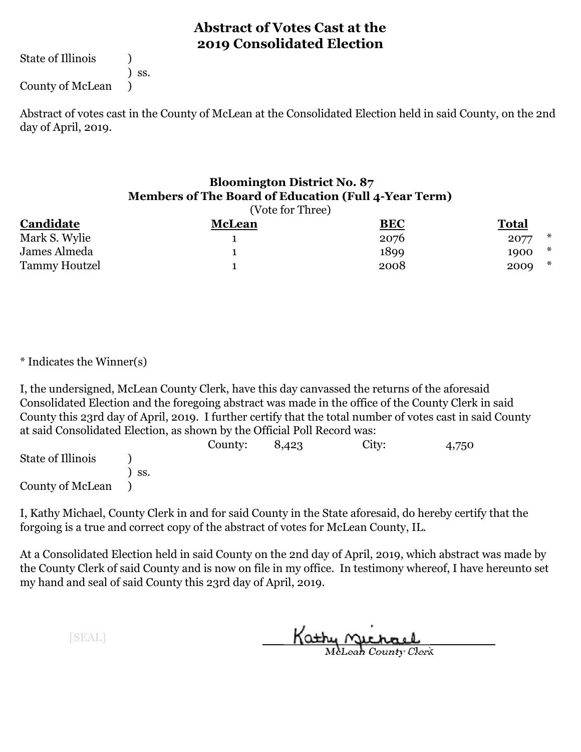# Abstract of Votes Cast at the 2019 Consolidated Election

State of Illinois )
) ss.
County of McLean )

Abstract of votes cast in the County of McLean at the Consolidated Election held in said County, on the 2nd day of April, 2019.

## Bloomington District No. 87
### Members of The Board of Education (Full 4-Year Term)
(Vote for Three)

| Candidate | McLean | BEC | Total | |
|---|---|---|---|---|
| Mark S. Wylie | 1 | 2076 | 2077 | * |
| James Almeda | 1 | 1899 | 1900 | * |
| Tammy Houtzel | 1 | 2008 | 2009 | * |

* Indicates the Winner(s)

I, the undersigned, McLean County Clerk, have this day canvassed the returns of the aforesaid Consolidated Election and the foregoing abstract was made in the office of the County Clerk in said County this 23rd day of April, 2019. I further certify that the total number of votes cast in said County at said Consolidated Election, as shown by the Official Poll Record was:

County: 8,423 City: 4,750

State of Illinois )
) ss.
County of McLean )

I, Kathy Michael, County Clerk in and for said County in the State aforesaid, do hereby certify that the forgoing is a true and correct copy of the abstract of votes for McLean County, IL.

At a Consolidated Election held in said County on the 2nd day of April, 2019, which abstract was made by the County Clerk of said County and is now on file in my office. In testimony whereof, I have hereunto set my hand and seal of said County this 23rd day of April, 2019.

[SEAL]

Kathy Michael
McLean County Clerk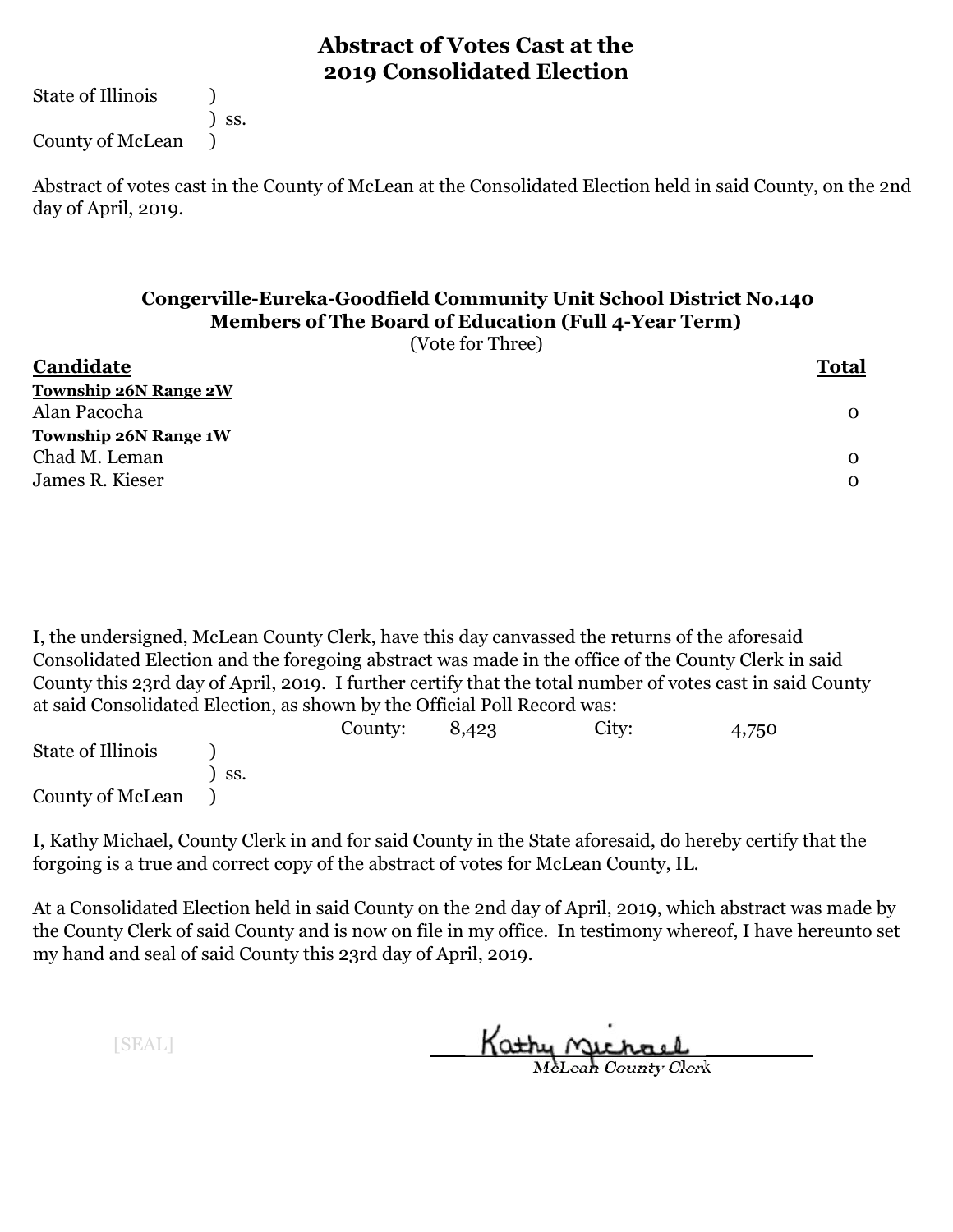# Abstract of Votes Cast at the 2019 Consolidated Election

State of Illinois )
) ss.
County of McLean )

Abstract of votes cast in the County of McLean at the Consolidated Election held in said County, on the 2nd day of April, 2019.

### Congerville-Eureka-Goodfield Community Unit School District No.140
### Members of The Board of Education (Full 4-Year Term)

(Vote for Three)

| Candidate | Total |
|---|---|
| **Township 26N Range 2W** | |
| Alan Pacocha | 0 |
| **Township 26N Range 1W** | |
| Chad M. Leman | 0 |
| James R. Kieser | 0 |

I, the undersigned, McLean County Clerk, have this day canvassed the returns of the aforesaid Consolidated Election and the foregoing abstract was made in the office of the County Clerk in said County this 23rd day of April, 2019. I further certify that the total number of votes cast in said County at said Consolidated Election, as shown by the Official Poll Record was:

County: 8,423 City: 4,750

State of Illinois )
) ss.
County of McLean )

I, Kathy Michael, County Clerk in and for said County in the State aforesaid, do hereby certify that the forgoing is a true and correct copy of the abstract of votes for McLean County, IL.

At a Consolidated Election held in said County on the 2nd day of April, 2019, which abstract was made by the County Clerk of said County and is now on file in my office. In testimony whereof, I have hereunto set my hand and seal of said County this 23rd day of April, 2019.

[SEAL]

Kathy Michael
McLean County Clerk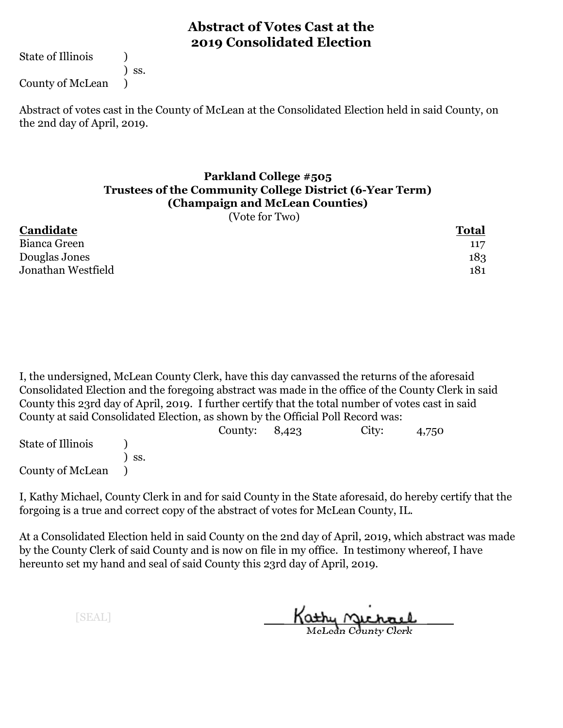# Abstract of Votes Cast at the 2019 Consolidated Election

State of Illinois )
) ss.
County of McLean )

Abstract of votes cast in the County of McLean at the Consolidated Election held in said County, on the 2nd day of April, 2019.

### Parkland College #505
### Trustees of the Community College District (6-Year Term)
### (Champaign and McLean Counties)

(Vote for Two)

| **Candidate** | **Total** |
|---|---|
| Bianca Green | 117 |
| Douglas Jones | 183 |
| Jonathan Westfield | 181 |

I, the undersigned, McLean County Clerk, have this day canvassed the returns of the aforesaid Consolidated Election and the foregoing abstract was made in the office of the County Clerk in said County this 23rd day of April, 2019. I further certify that the total number of votes cast in said County at said Consolidated Election, as shown by the Official Poll Record was:

County: 8,423 City: 4,750

State of Illinois )
) ss.
County of McLean )

I, Kathy Michael, County Clerk in and for said County in the State aforesaid, do hereby certify that the forgoing is a true and correct copy of the abstract of votes for McLean County, IL.

At a Consolidated Election held in said County on the 2nd day of April, 2019, which abstract was made by the County Clerk of said County and is now on file in my office. In testimony whereof, I have hereunto set my hand and seal of said County this 23rd day of April, 2019.

[SEAL]

Kathy Michael
McLean County Clerk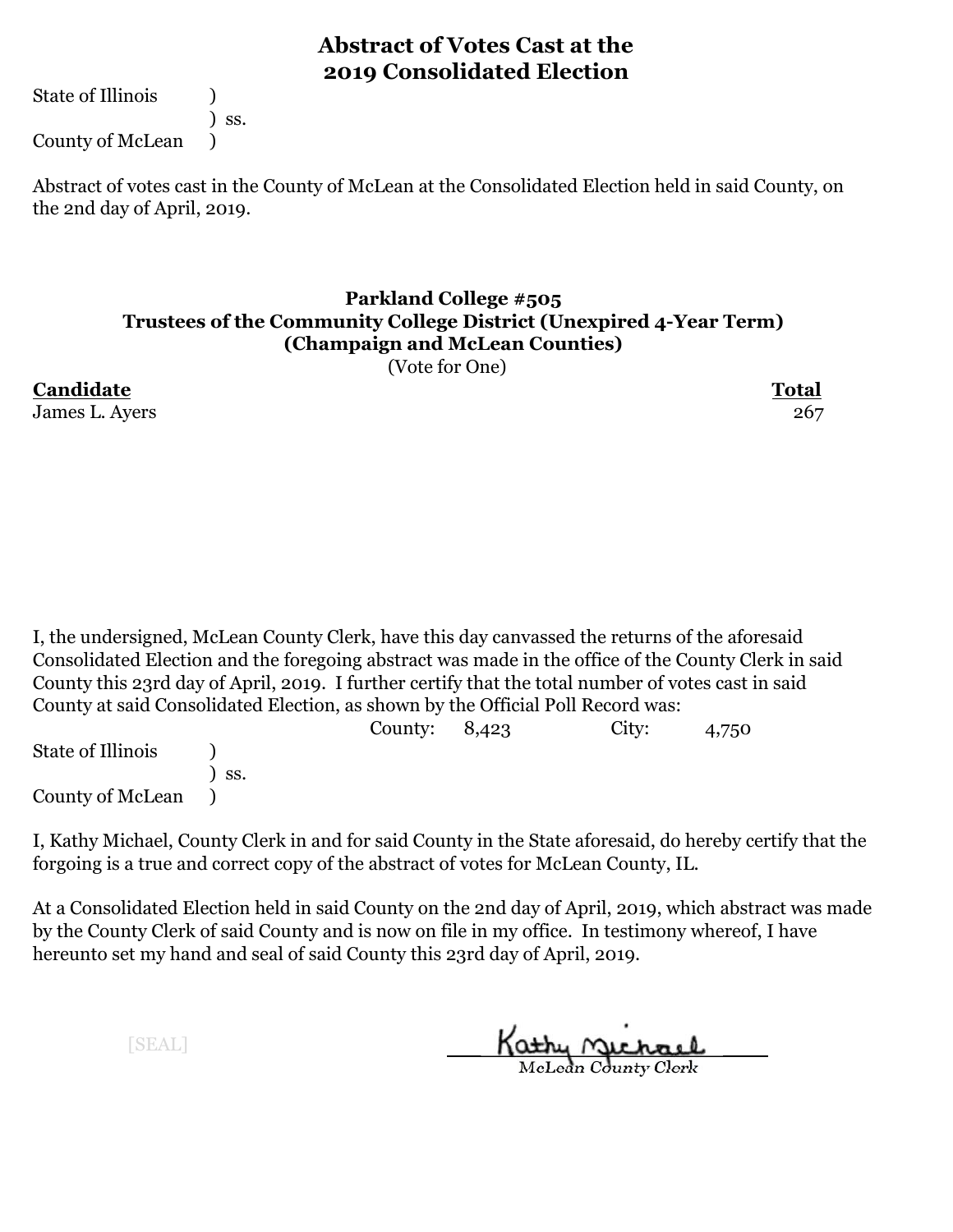# Abstract of Votes Cast at the 2019 Consolidated Election

State of Illinois )
) ss.
County of McLean )

Abstract of votes cast in the County of McLean at the Consolidated Election held in said County, on the 2nd day of April, 2019.

## Parkland College #505
## Trustees of the Community College District (Unexpired 4-Year Term)
## (Champaign and McLean Counties)

(Vote for One)

| Candidate | Total |
|---|---|
| James L. Ayers | 267 |

I, the undersigned, McLean County Clerk, have this day canvassed the returns of the aforesaid Consolidated Election and the foregoing abstract was made in the office of the County Clerk in said County this 23rd day of April, 2019. I further certify that the total number of votes cast in said County at said Consolidated Election, as shown by the Official Poll Record was:

County: 8,423 City: 4,750

State of Illinois )
) ss.
County of McLean )

I, Kathy Michael, County Clerk in and for said County in the State aforesaid, do hereby certify that the forgoing is a true and correct copy of the abstract of votes for McLean County, IL.

At a Consolidated Election held in said County on the 2nd day of April, 2019, which abstract was made by the County Clerk of said County and is now on file in my office. In testimony whereof, I have hereunto set my hand and seal of said County this 23rd day of April, 2019.

[SEAL]

Kathy Michael
McLean County Clerk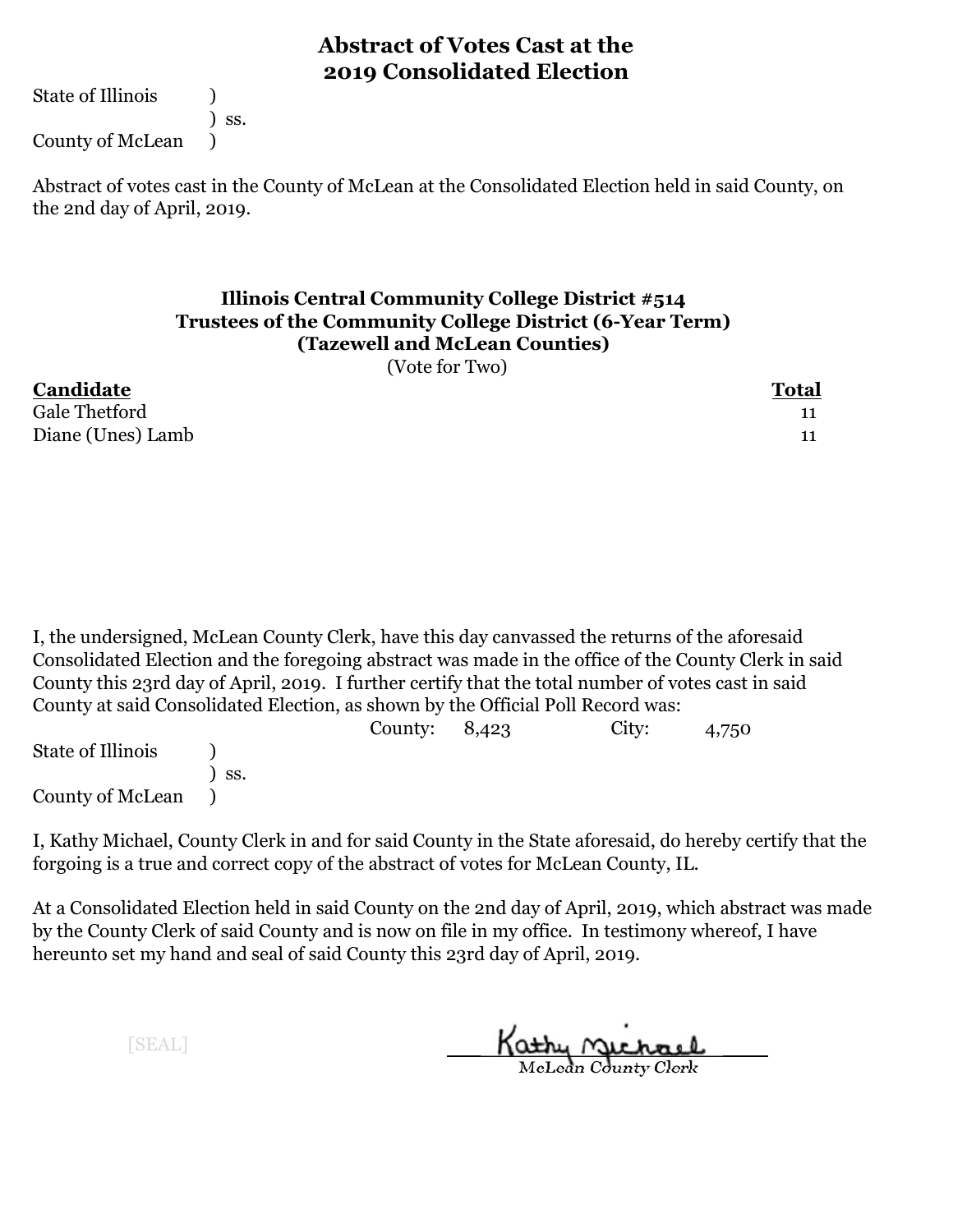# Abstract of Votes Cast at the 2019 Consolidated Election

State of Illinois )
) ss.
County of McLean )

Abstract of votes cast in the County of McLean at the Consolidated Election held in said County, on the 2nd day of April, 2019.

### Illinois Central Community College District #514
### Trustees of the Community College District (6-Year Term)
### (Tazewell and McLean Counties)

(Vote for Two)

| **Candidate** | **Total** |
|---|---|
| Gale Thetford | 11 |
| Diane (Unes) Lamb | 11 |

I, the undersigned, McLean County Clerk, have this day canvassed the returns of the aforesaid Consolidated Election and the foregoing abstract was made in the office of the County Clerk in said County this 23rd day of April, 2019. I further certify that the total number of votes cast in said County at said Consolidated Election, as shown by the Official Poll Record was:

County: 8,423 City: 4,750

State of Illinois )
) ss.
County of McLean )

I, Kathy Michael, County Clerk in and for said County in the State aforesaid, do hereby certify that the forgoing is a true and correct copy of the abstract of votes for McLean County, IL.

At a Consolidated Election held in said County on the 2nd day of April, 2019, which abstract was made by the County Clerk of said County and is now on file in my office. In testimony whereof, I have hereunto set my hand and seal of said County this 23rd day of April, 2019.

[SEAL]

Kathy Michael
McLean County Clerk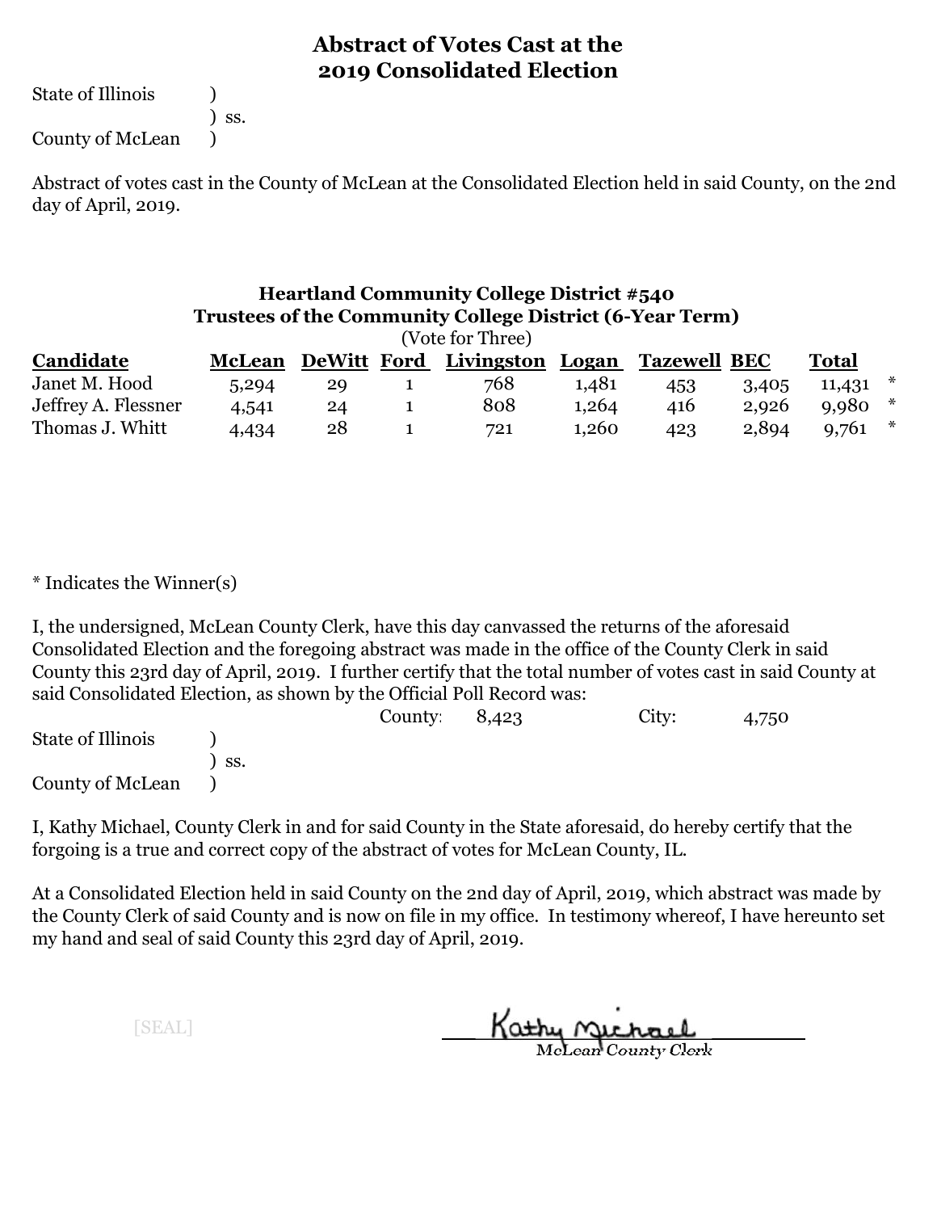# Abstract of Votes Cast at the 2019 Consolidated Election

State of Illinois )
) ss.
County of McLean )

Abstract of votes cast in the County of McLean at the Consolidated Election held in said County, on the 2nd day of April, 2019.

### Heartland Community College District #540
### Trustees of the Community College District (6-Year Term)

(Vote for Three)

| Candidate | McLean | DeWitt | Ford | Livingston | Logan | Tazewell | BEC | Total | |
|---|---|---|---|---|---|---|---|---|---|
| Janet M. Hood | 5,294 | 29 | 1 | 768 | 1,481 | 453 | 3,405 | 11,431 | * |
| Jeffrey A. Flessner | 4,541 | 24 | 1 | 808 | 1,264 | 416 | 2,926 | 9,980 | * |
| Thomas J. Whitt | 4,434 | 28 | 1 | 721 | 1,260 | 423 | 2,894 | 9,761 | * |

* Indicates the Winner(s)

I, the undersigned, McLean County Clerk, have this day canvassed the returns of the aforesaid Consolidated Election and the foregoing abstract was made in the office of the County Clerk in said County this 23rd day of April, 2019. I further certify that the total number of votes cast in said County at said Consolidated Election, as shown by the Official Poll Record was:

County: 8,423 City: 4,750

State of Illinois )
) ss.
County of McLean )

I, Kathy Michael, County Clerk in and for said County in the State aforesaid, do hereby certify that the forgoing is a true and correct copy of the abstract of votes for McLean County, IL.

At a Consolidated Election held in said County on the 2nd day of April, 2019, which abstract was made by the County Clerk of said County and is now on file in my office. In testimony whereof, I have hereunto set my hand and seal of said County this 23rd day of April, 2019.

[SEAL]

Kathy Michael
McLean County Clerk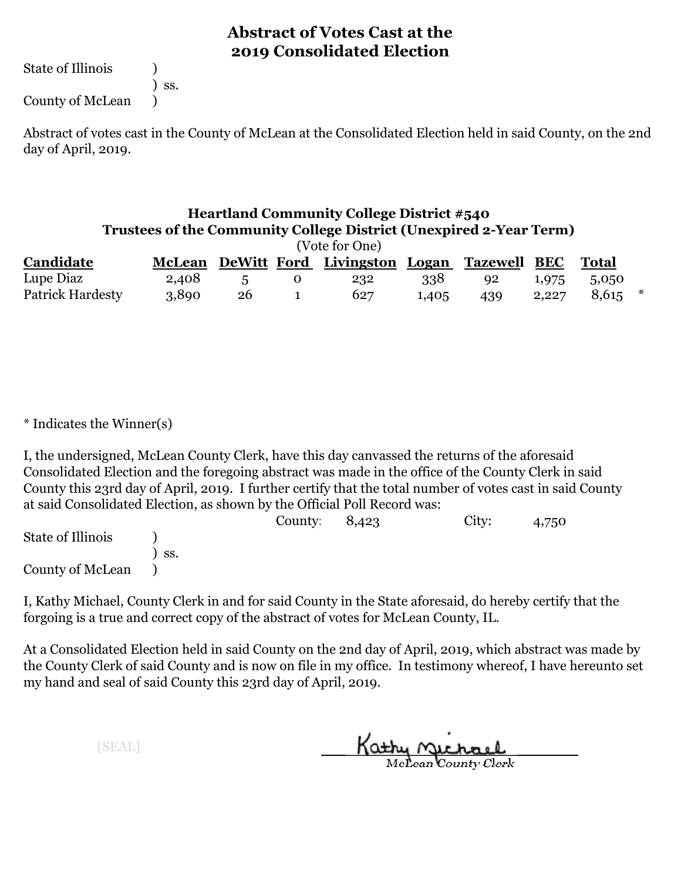# Abstract of Votes Cast at the 2019 Consolidated Election

State of Illinois )
) ss.
County of McLean )

Abstract of votes cast in the County of McLean at the Consolidated Election held in said County, on the 2nd day of April, 2019.

### Heartland Community College District #540
### Trustees of the Community College District (Unexpired 2-Year Term)

(Vote for One)

| Candidate | McLean | DeWitt | Ford | Livingston | Logan | Tazewell | BEC | Total | |
|---|---|---|---|---|---|---|---|---|---|
| Lupe Diaz | 2,408 | 5 | 0 | 232 | 338 | 92 | 1,975 | 5,050 | |
| Patrick Hardesty | 3,890 | 26 | 1 | 627 | 1,405 | 439 | 2,227 | 8,615 | * |

* Indicates the Winner(s)

I, the undersigned, McLean County Clerk, have this day canvassed the returns of the aforesaid Consolidated Election and the foregoing abstract was made in the office of the County Clerk in said County this 23rd day of April, 2019. I further certify that the total number of votes cast in said County at said Consolidated Election, as shown by the Official Poll Record was:

County: 8,423 City: 4,750

State of Illinois )
) ss.
County of McLean )

I, Kathy Michael, County Clerk in and for said County in the State aforesaid, do hereby certify that the forgoing is a true and correct copy of the abstract of votes for McLean County, IL.

At a Consolidated Election held in said County on the 2nd day of April, 2019, which abstract was made by the County Clerk of said County and is now on file in my office. In testimony whereof, I have hereunto set my hand and seal of said County this 23rd day of April, 2019.

[SEAL]

Kathy Michael
McLean County Clerk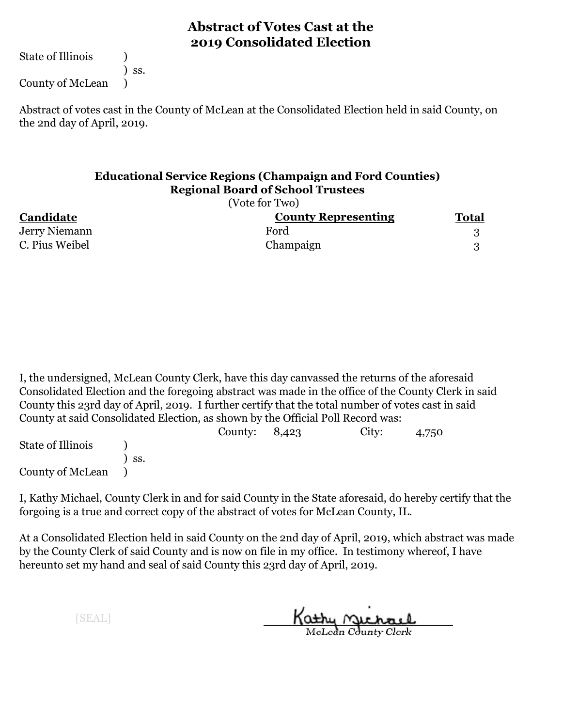# Abstract of Votes Cast at the 2019 Consolidated Election

State of Illinois )
) ss.
County of McLean )

Abstract of votes cast in the County of McLean at the Consolidated Election held in said County, on the 2nd day of April, 2019.

## Educational Service Regions (Champaign and Ford Counties)
## Regional Board of School Trustees

(Vote for Two)

| Candidate | County Representing | Total |
|---|---|---|
| Jerry Niemann | Ford | 3 |
| C. Pius Weibel | Champaign | 3 |

I, the undersigned, McLean County Clerk, have this day canvassed the returns of the aforesaid Consolidated Election and the foregoing abstract was made in the office of the County Clerk in said County this 23rd day of April, 2019. I further certify that the total number of votes cast in said County at said Consolidated Election, as shown by the Official Poll Record was:

County: 8,423 City: 4,750

State of Illinois )
) ss.
County of McLean )

I, Kathy Michael, County Clerk in and for said County in the State aforesaid, do hereby certify that the forgoing is a true and correct copy of the abstract of votes for McLean County, IL.

At a Consolidated Election held in said County on the 2nd day of April, 2019, which abstract was made by the County Clerk of said County and is now on file in my office. In testimony whereof, I have hereunto set my hand and seal of said County this 23rd day of April, 2019.

[SEAL]

Kathy Michael
McLean County Clerk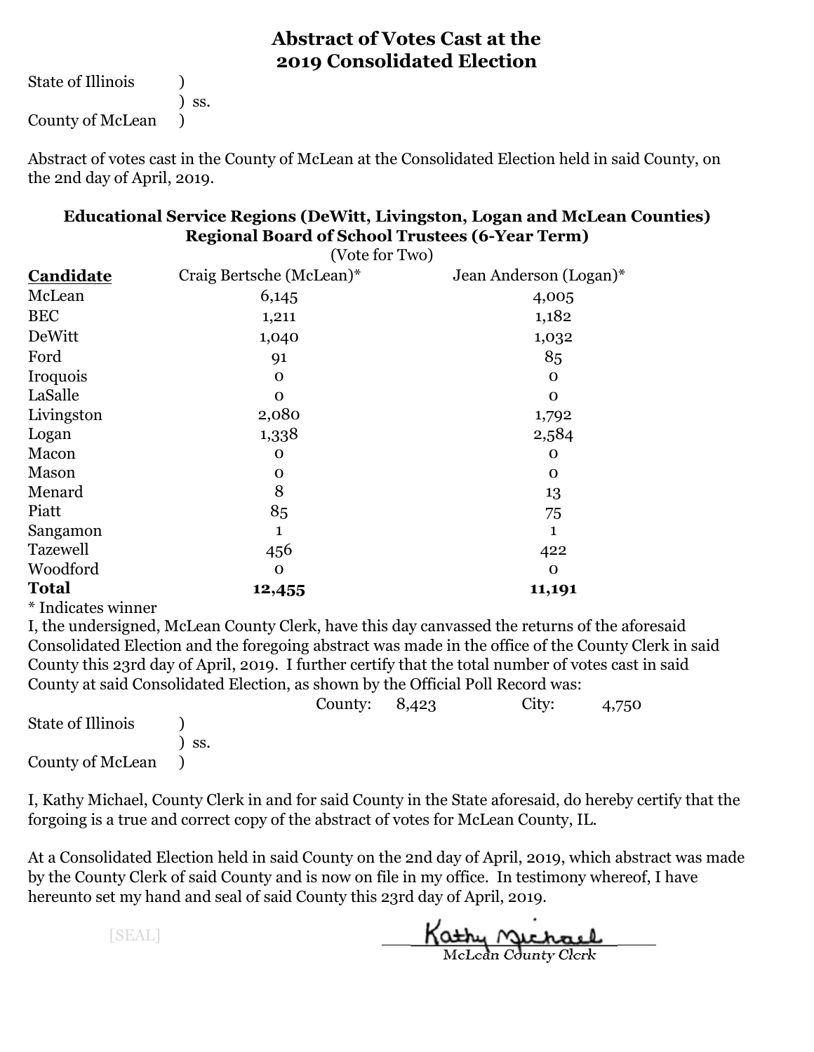# Abstract of Votes Cast at the 2019 Consolidated Election

State of Illinois )
) ss.
County of McLean )

Abstract of votes cast in the County of McLean at the Consolidated Election held in said County, on the 2nd day of April, 2019.

## Educational Service Regions (DeWitt, Livingston, Logan and McLean Counties) Regional Board of School Trustees (6-Year Term)

(Vote for Two)

| **Candidate** | Craig Bertsche (McLean)* | Jean Anderson (Logan)* |
|---|---|---|
| McLean | 6,145 | 4,005 |
| BEC | 1,211 | 1,182 |
| DeWitt | 1,040 | 1,032 |
| Ford | 91 | 85 |
| Iroquois | 0 | 0 |
| LaSalle | 0 | 0 |
| Livingston | 2,080 | 1,792 |
| Logan | 1,338 | 2,584 |
| Macon | 0 | 0 |
| Mason | 0 | 0 |
| Menard | 8 | 13 |
| Piatt | 85 | 75 |
| Sangamon | 1 | 1 |
| Tazewell | 456 | 422 |
| Woodford | 0 | 0 |
| **Total** | **12,455** | **11,191** |

* Indicates winner

I, the undersigned, McLean County Clerk, have this day canvassed the returns of the aforesaid Consolidated Election and the foregoing abstract was made in the office of the County Clerk in said County this 23rd day of April, 2019. I further certify that the total number of votes cast in said County at said Consolidated Election, as shown by the Official Poll Record was:

County: 8,423 City: 4,750

State of Illinois )
) ss.
County of McLean )

I, Kathy Michael, County Clerk in and for said County in the State aforesaid, do hereby certify that the forgoing is a true and correct copy of the abstract of votes for McLean County, IL.

At a Consolidated Election held in said County on the 2nd day of April, 2019, which abstract was made by the County Clerk of said County and is now on file in my office. In testimony whereof, I have hereunto set my hand and seal of said County this 23rd day of April, 2019.

[SEAL]

Kathy Michael
McLean County Clerk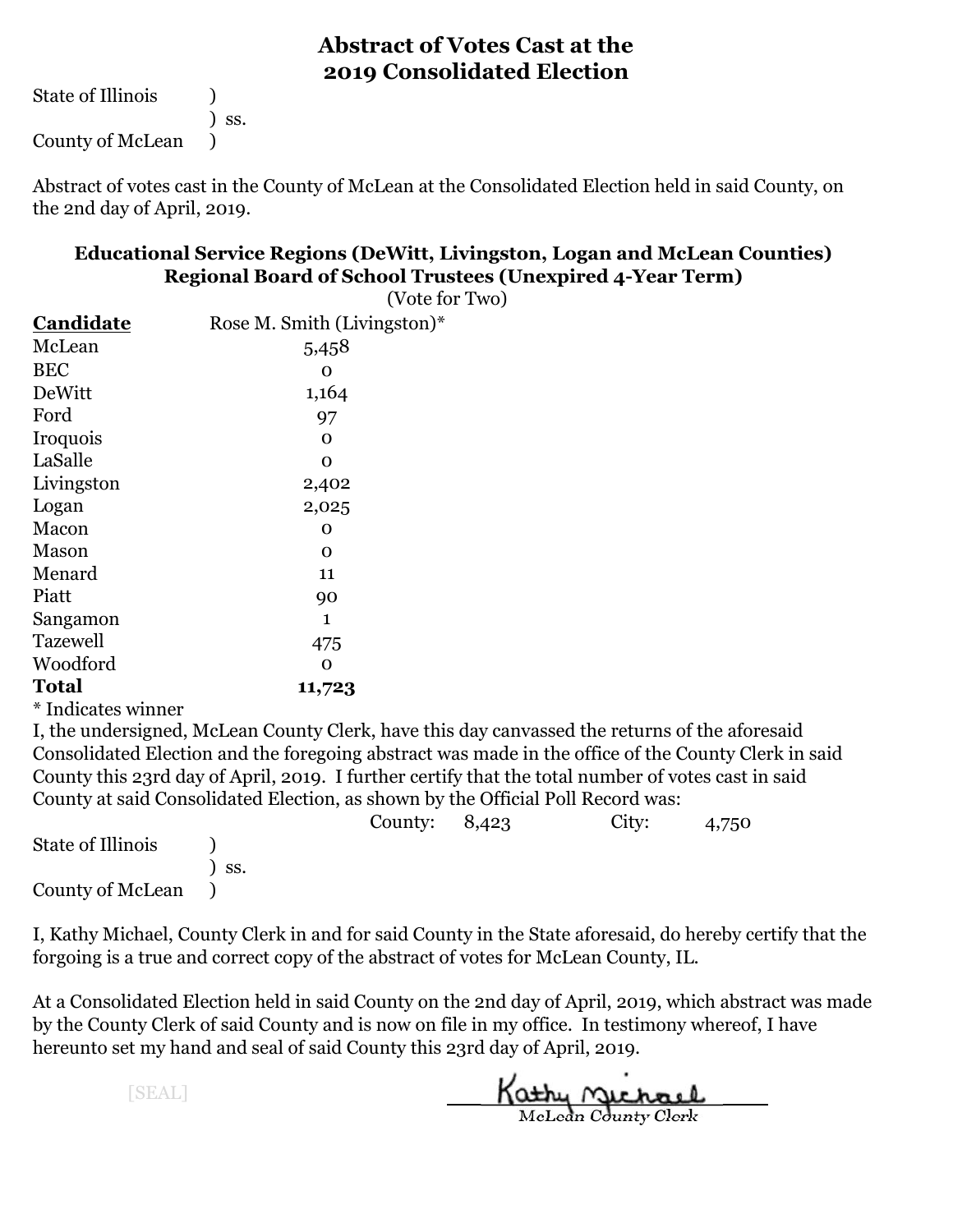# Abstract of Votes Cast at the 2019 Consolidated Election

State of Illinois )
) ss.
County of McLean )

Abstract of votes cast in the County of McLean at the Consolidated Election held in said County, on the 2nd day of April, 2019.

### Educational Service Regions (DeWitt, Livingston, Logan and McLean Counties) Regional Board of School Trustees (Unexpired 4-Year Term)

(Vote for Two)

| **Candidate** | Rose M. Smith (Livingston)* |
|---|---|
| McLean | 5,458 |
| BEC | 0 |
| DeWitt | 1,164 |
| Ford | 97 |
| Iroquois | 0 |
| LaSalle | 0 |
| Livingston | 2,402 |
| Logan | 2,025 |
| Macon | 0 |
| Mason | 0 |
| Menard | 11 |
| Piatt | 90 |
| Sangamon | 1 |
| Tazewell | 475 |
| Woodford | 0 |
| **Total** | **11,723** |

* Indicates winner

I, the undersigned, McLean County Clerk, have this day canvassed the returns of the aforesaid Consolidated Election and the foregoing abstract was made in the office of the County Clerk in said County this 23rd day of April, 2019. I further certify that the total number of votes cast in said County at said Consolidated Election, as shown by the Official Poll Record was:

County: 8,423 City: 4,750

State of Illinois )
) ss.
County of McLean )

I, Kathy Michael, County Clerk in and for said County in the State aforesaid, do hereby certify that the forgoing is a true and correct copy of the abstract of votes for McLean County, IL.

At a Consolidated Election held in said County on the 2nd day of April, 2019, which abstract was made by the County Clerk of said County and is now on file in my office. In testimony whereof, I have hereunto set my hand and seal of said County this 23rd day of April, 2019.

[SEAL]

Kathy Michael
McLean County Clerk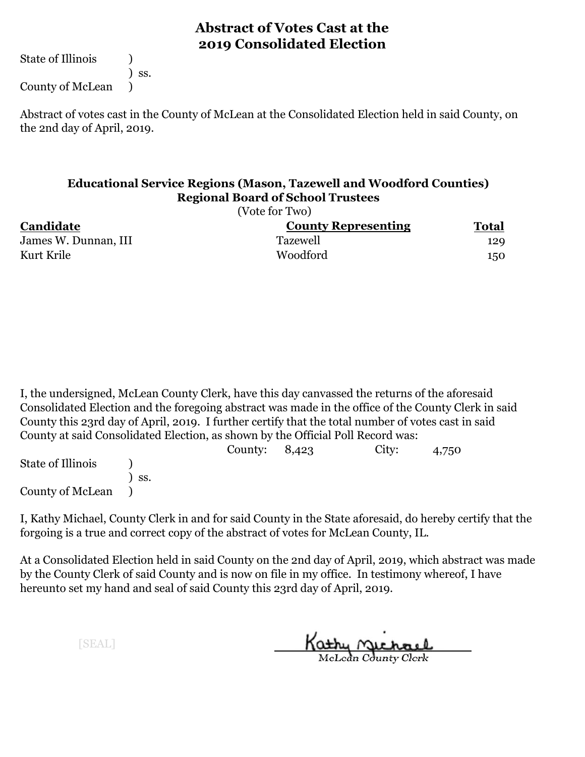# Abstract of Votes Cast at the 2019 Consolidated Election

State of Illinois )
) ss.
County of McLean )

Abstract of votes cast in the County of McLean at the Consolidated Election held in said County, on the 2nd day of April, 2019.

### Educational Service Regions (Mason, Tazewell and Woodford Counties)
### Regional Board of School Trustees

(Vote for Two)

| Candidate | County Representing | Total |
|---|---|---|
| James W. Dunnan, III | Tazewell | 129 |
| Kurt Krile | Woodford | 150 |

I, the undersigned, McLean County Clerk, have this day canvassed the returns of the aforesaid Consolidated Election and the foregoing abstract was made in the office of the County Clerk in said County this 23rd day of April, 2019. I further certify that the total number of votes cast in said County at said Consolidated Election, as shown by the Official Poll Record was:

County: 8,423 City: 4,750

State of Illinois )
) ss.
County of McLean )

I, Kathy Michael, County Clerk in and for said County in the State aforesaid, do hereby certify that the forgoing is a true and correct copy of the abstract of votes for McLean County, IL.

At a Consolidated Election held in said County on the 2nd day of April, 2019, which abstract was made by the County Clerk of said County and is now on file in my office. In testimony whereof, I have hereunto set my hand and seal of said County this 23rd day of April, 2019.

[SEAL]

Kathy Michael
McLean County Clerk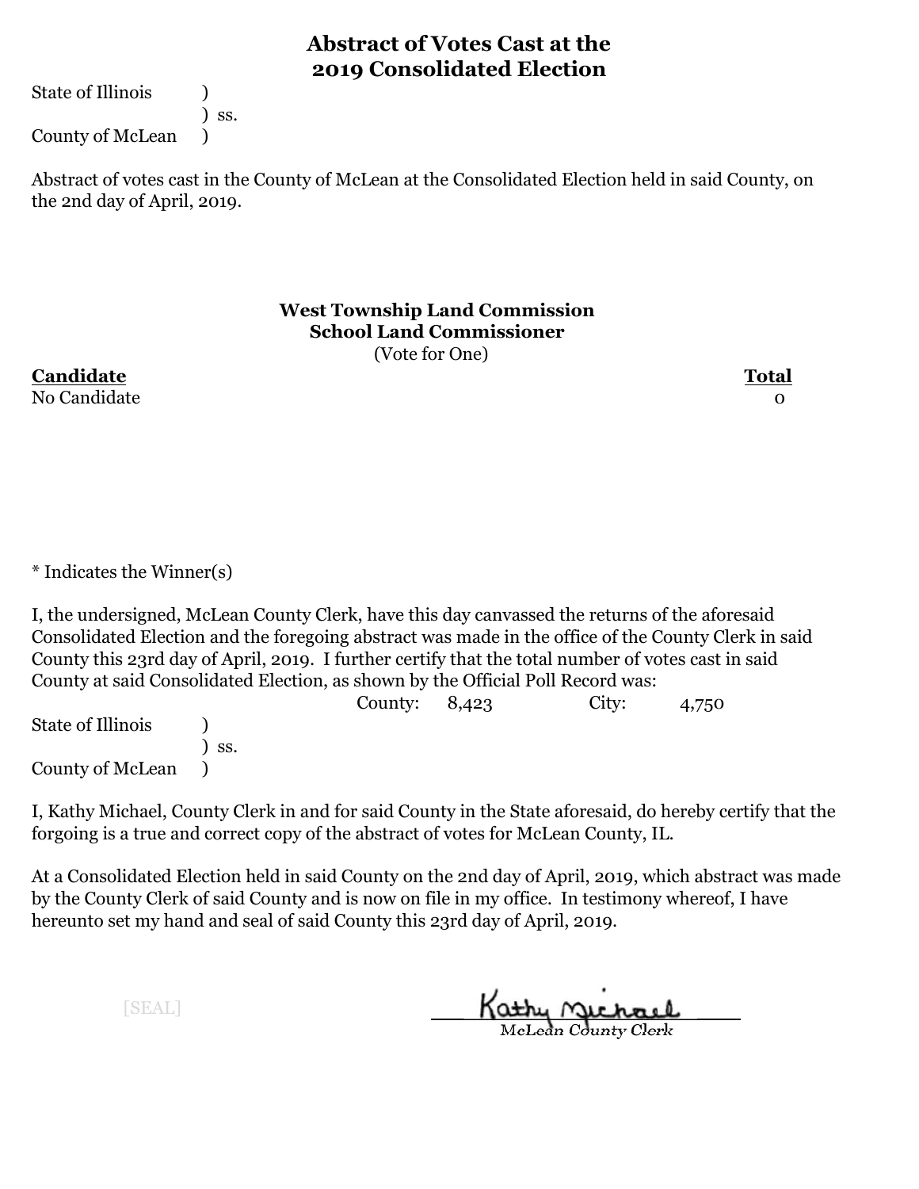# Abstract of Votes Cast at the 2019 Consolidated Election

State of Illinois )
) ss.
County of McLean )

Abstract of votes cast in the County of McLean at the Consolidated Election held in said County, on the 2nd day of April, 2019.

**West Township Land Commission**
**School Land Commissioner**
(Vote for One)

| Candidate | Total |
| --- | --- |
| No Candidate | 0 |

* Indicates the Winner(s)

I, the undersigned, McLean County Clerk, have this day canvassed the returns of the aforesaid Consolidated Election and the foregoing abstract was made in the office of the County Clerk in said County this 23rd day of April, 2019. I further certify that the total number of votes cast in said County at said Consolidated Election, as shown by the Official Poll Record was:

County: 8,423 City: 4,750

State of Illinois )
) ss.
County of McLean )

I, Kathy Michael, County Clerk in and for said County in the State aforesaid, do hereby certify that the forgoing is a true and correct copy of the abstract of votes for McLean County, IL.

At a Consolidated Election held in said County on the 2nd day of April, 2019, which abstract was made by the County Clerk of said County and is now on file in my office. In testimony whereof, I have hereunto set my hand and seal of said County this 23rd day of April, 2019.

[SEAL]

Kathy Michael
McLean County Clerk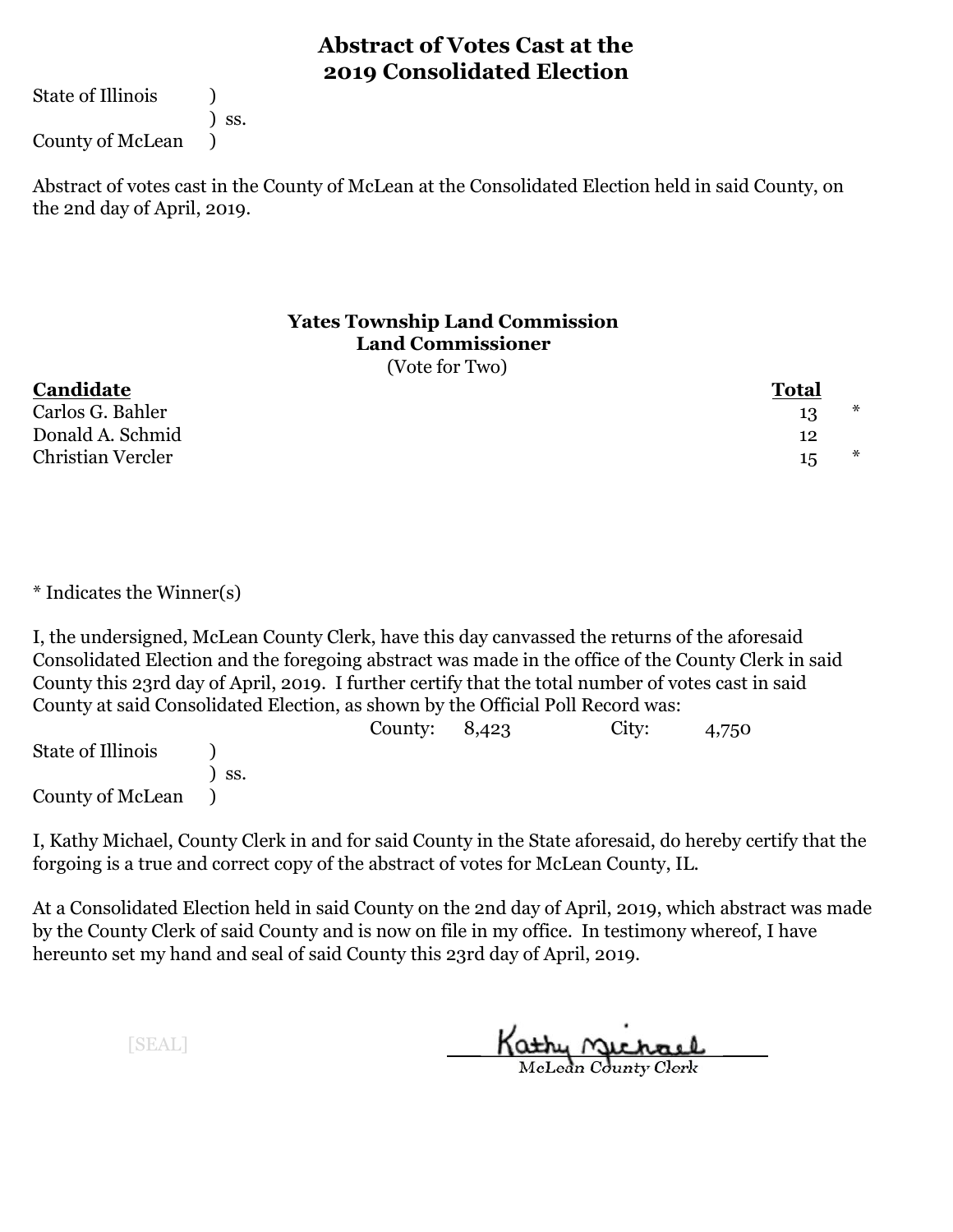# Abstract of Votes Cast at the 2019 Consolidated Election

State of Illinois )
) ss.
County of McLean )

Abstract of votes cast in the County of McLean at the Consolidated Election held in said County, on the 2nd day of April, 2019.

### Yates Township Land Commission
### Land Commissioner
(Vote for Two)

| Candidate | Total | |
|---|---|---|
| Carlos G. Bahler | 13 | * |
| Donald A. Schmid | 12 | |
| Christian Vercler | 15 | * |

* Indicates the Winner(s)

I, the undersigned, McLean County Clerk, have this day canvassed the returns of the aforesaid Consolidated Election and the foregoing abstract was made in the office of the County Clerk in said County this 23rd day of April, 2019. I further certify that the total number of votes cast in said County at said Consolidated Election, as shown by the Official Poll Record was:

County: 8,423 City: 4,750

State of Illinois )
) ss.
County of McLean )

I, Kathy Michael, County Clerk in and for said County in the State aforesaid, do hereby certify that the forgoing is a true and correct copy of the abstract of votes for McLean County, IL.

At a Consolidated Election held in said County on the 2nd day of April, 2019, which abstract was made by the County Clerk of said County and is now on file in my office. In testimony whereof, I have hereunto set my hand and seal of said County this 23rd day of April, 2019.

[SEAL]

Kathy Michael
McLean County Clerk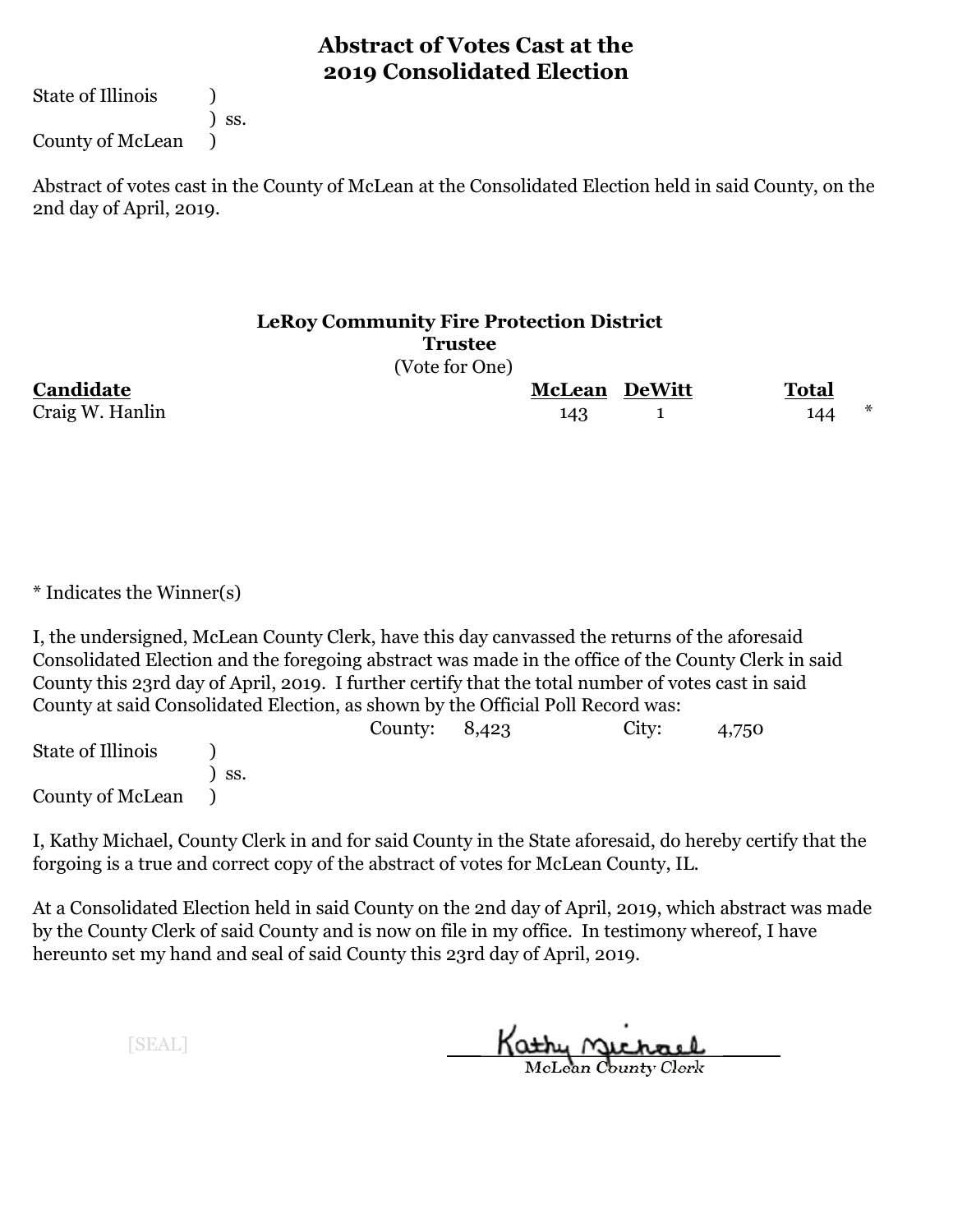# Abstract of Votes Cast at the 2019 Consolidated Election

State of Illinois )
) ss.
County of McLean )

Abstract of votes cast in the County of McLean at the Consolidated Election held in said County, on the 2nd day of April, 2019.

**LeRoy Community Fire Protection District**
**Trustee**
(Vote for One)

| Candidate | McLean | DeWitt | Total | |
|---|---|---|---|---|
| Craig W. Hanlin | 143 | 1 | 144 | * |

* Indicates the Winner(s)

I, the undersigned, McLean County Clerk, have this day canvassed the returns of the aforesaid Consolidated Election and the foregoing abstract was made in the office of the County Clerk in said County this 23rd day of April, 2019. I further certify that the total number of votes cast in said County at said Consolidated Election, as shown by the Official Poll Record was:

County: 8,423 City: 4,750

State of Illinois )
) ss.
County of McLean )

I, Kathy Michael, County Clerk in and for said County in the State aforesaid, do hereby certify that the forgoing is a true and correct copy of the abstract of votes for McLean County, IL.

At a Consolidated Election held in said County on the 2nd day of April, 2019, which abstract was made by the County Clerk of said County and is now on file in my office. In testimony whereof, I have hereunto set my hand and seal of said County this 23rd day of April, 2019.

[SEAL]

Kathy Michael
McLean County Clerk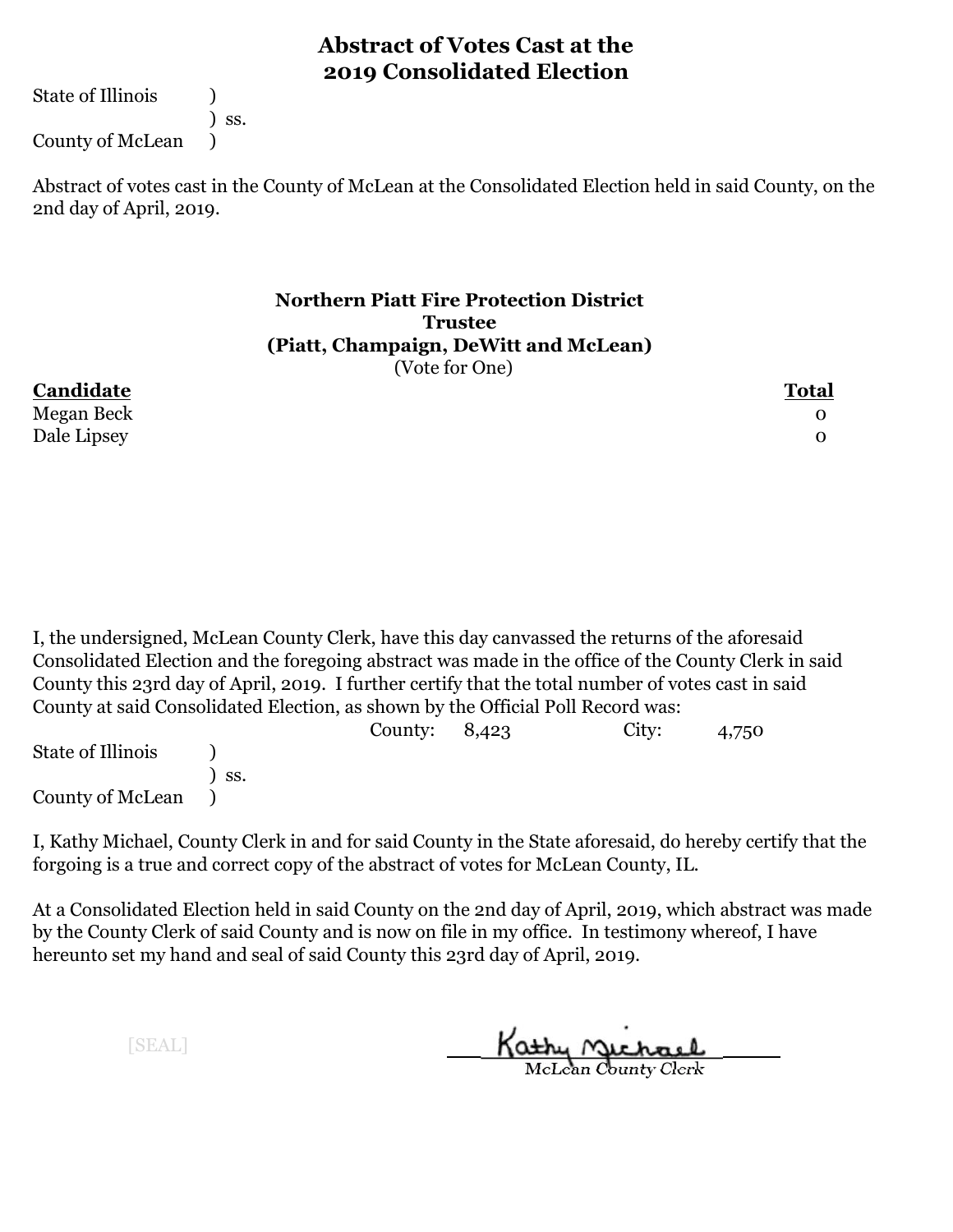# Abstract of Votes Cast at the 2019 Consolidated Election

State of Illinois )
) ss.
County of McLean )

Abstract of votes cast in the County of McLean at the Consolidated Election held in said County, on the 2nd day of April, 2019.

### Northern Piatt Fire Protection District
### Trustee
### (Piatt, Champaign, DeWitt and McLean)

(Vote for One)

| Candidate | Total |
|---|---|
| Megan Beck | 0 |
| Dale Lipsey | 0 |

I, the undersigned, McLean County Clerk, have this day canvassed the returns of the aforesaid Consolidated Election and the foregoing abstract was made in the office of the County Clerk in said County this 23rd day of April, 2019. I further certify that the total number of votes cast in said County at said Consolidated Election, as shown by the Official Poll Record was:

County: 8,423 City: 4,750

State of Illinois )
) ss.
County of McLean )

I, Kathy Michael, County Clerk in and for said County in the State aforesaid, do hereby certify that the forgoing is a true and correct copy of the abstract of votes for McLean County, IL.

At a Consolidated Election held in said County on the 2nd day of April, 2019, which abstract was made by the County Clerk of said County and is now on file in my office. In testimony whereof, I have hereunto set my hand and seal of said County this 23rd day of April, 2019.

[SEAL]

Kathy Michael
McLean County Clerk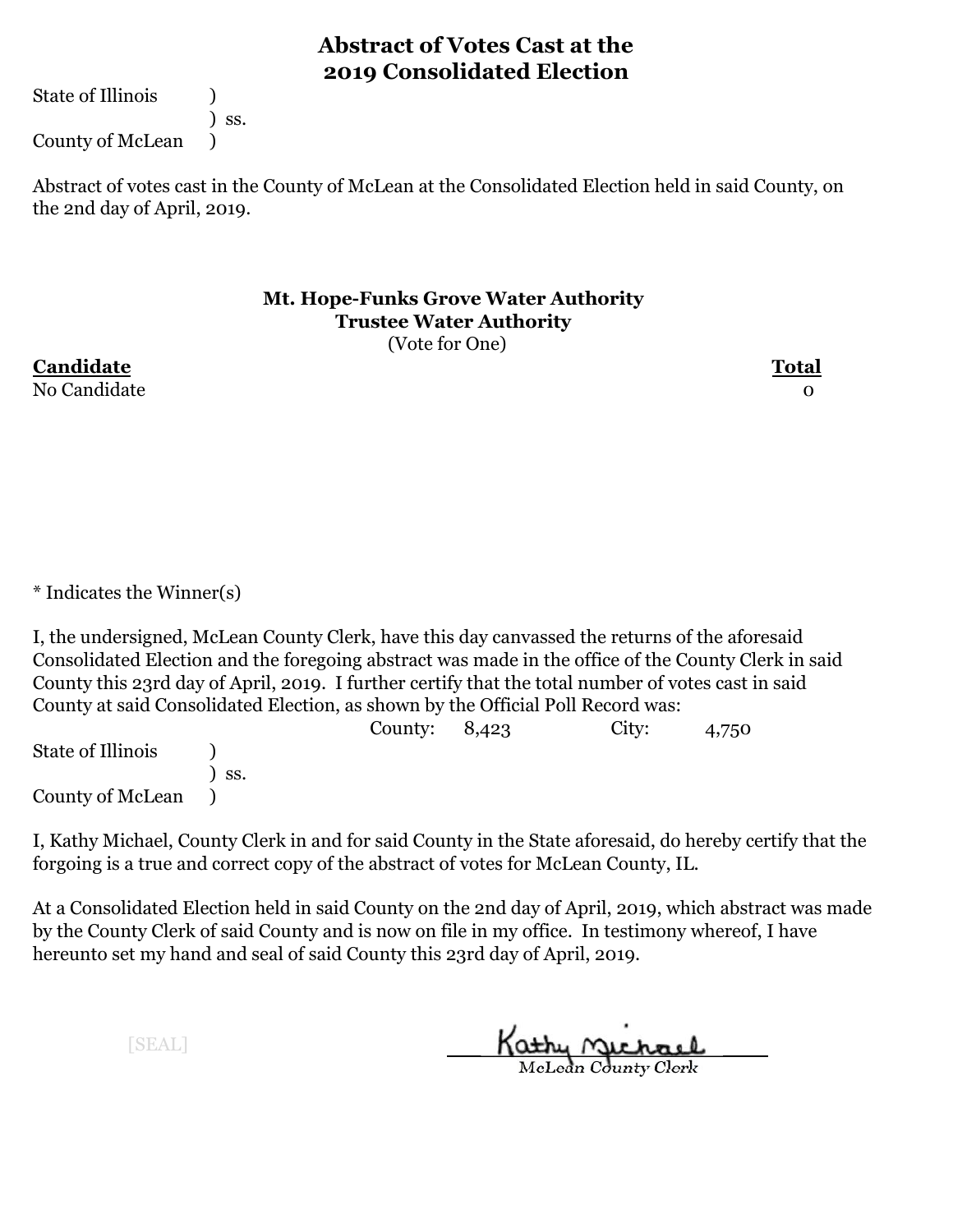# Abstract of Votes Cast at the 2019 Consolidated Election

State of Illinois )
) ss.
County of McLean )

Abstract of votes cast in the County of McLean at the Consolidated Election held in said County, on the 2nd day of April, 2019.

**Mt. Hope-Funks Grove Water Authority**
**Trustee Water Authority**
(Vote for One)

| Candidate | Total |
| --- | --- |
| No Candidate | 0 |

* Indicates the Winner(s)

I, the undersigned, McLean County Clerk, have this day canvassed the returns of the aforesaid Consolidated Election and the foregoing abstract was made in the office of the County Clerk in said County this 23rd day of April, 2019. I further certify that the total number of votes cast in said County at said Consolidated Election, as shown by the Official Poll Record was:

County: 8,423 City: 4,750

State of Illinois )
) ss.
County of McLean )

I, Kathy Michael, County Clerk in and for said County in the State aforesaid, do hereby certify that the forgoing is a true and correct copy of the abstract of votes for McLean County, IL.

At a Consolidated Election held in said County on the 2nd day of April, 2019, which abstract was made by the County Clerk of said County and is now on file in my office. In testimony whereof, I have hereunto set my hand and seal of said County this 23rd day of April, 2019.

[SEAL]

Kathy Michael
McLean County Clerk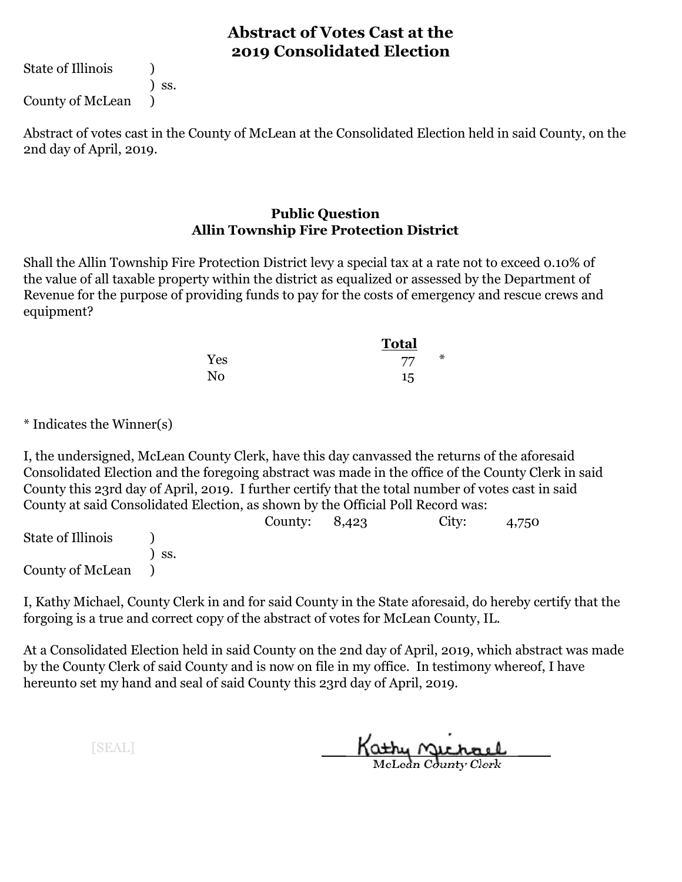# Abstract of Votes Cast at the 2019 Consolidated Election

State of Illinois )
) ss.
County of McLean )

Abstract of votes cast in the County of McLean at the Consolidated Election held in said County, on the 2nd day of April, 2019.

## Public Question
## Allin Township Fire Protection District

Shall the Allin Township Fire Protection District levy a special tax at a rate not to exceed 0.10% of the value of all taxable property within the district as equalized or assessed by the Department of Revenue for the purpose of providing funds to pay for the costs of emergency and rescue crews and equipment?

| | Total | |
|---|---|---|
| Yes | 77 | * |
| No | 15 | |

* Indicates the Winner(s)

I, the undersigned, McLean County Clerk, have this day canvassed the returns of the aforesaid Consolidated Election and the foregoing abstract was made in the office of the County Clerk in said County this 23rd day of April, 2019. I further certify that the total number of votes cast in said County at said Consolidated Election, as shown by the Official Poll Record was:

County: 8,423 City: 4,750

State of Illinois )
) ss.
County of McLean )

I, Kathy Michael, County Clerk in and for said County in the State aforesaid, do hereby certify that the forgoing is a true and correct copy of the abstract of votes for McLean County, IL.

At a Consolidated Election held in said County on the 2nd day of April, 2019, which abstract was made by the County Clerk of said County and is now on file in my office. In testimony whereof, I have hereunto set my hand and seal of said County this 23rd day of April, 2019.

[SEAL]

Kathy Michael
McLean County Clerk